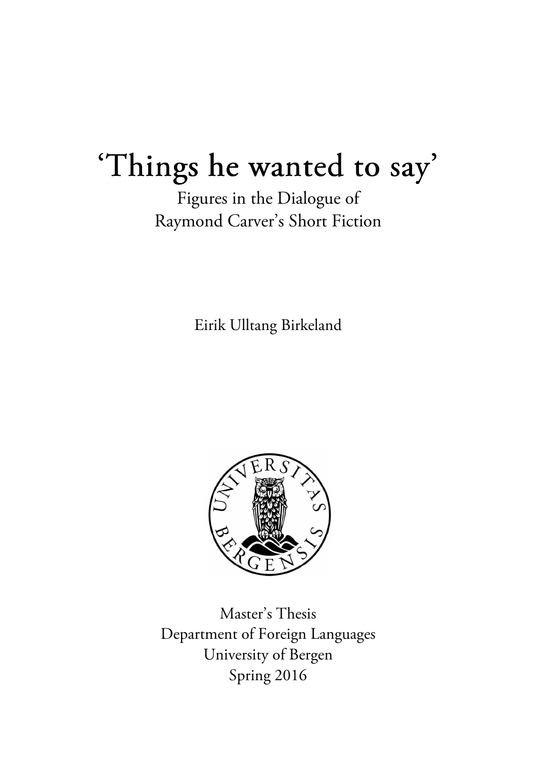# ‘Things he wanted to say’

Figures in the Dialogue of
Raymond Carver’s Short Fiction

Eirik Ulltang Birkeland

Master’s Thesis
Department of Foreign Languages
University of Bergen
Spring 2016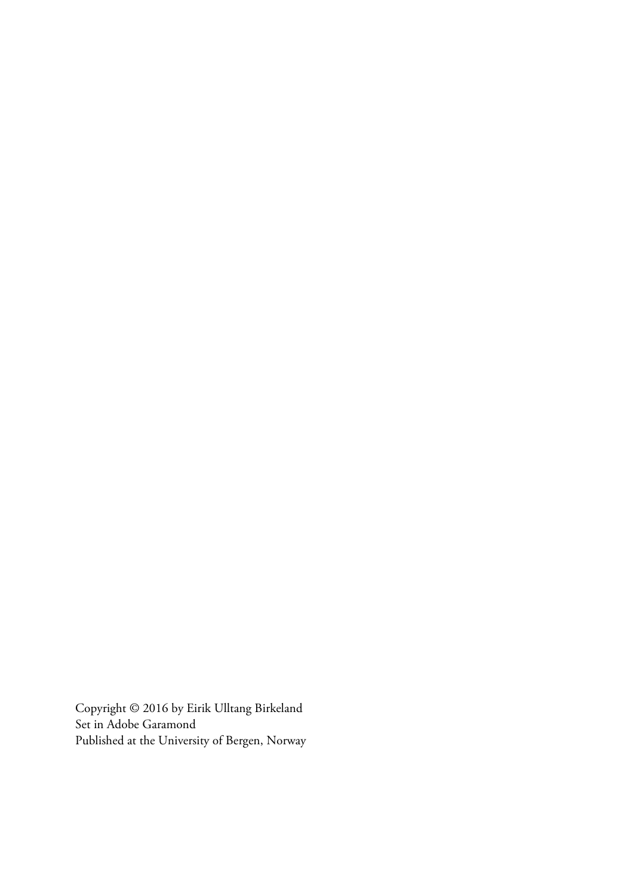Copyright © 2016 by Eirik Ulltang Birkeland  
Set in Adobe Garamond  
Published at the University of Bergen, Norway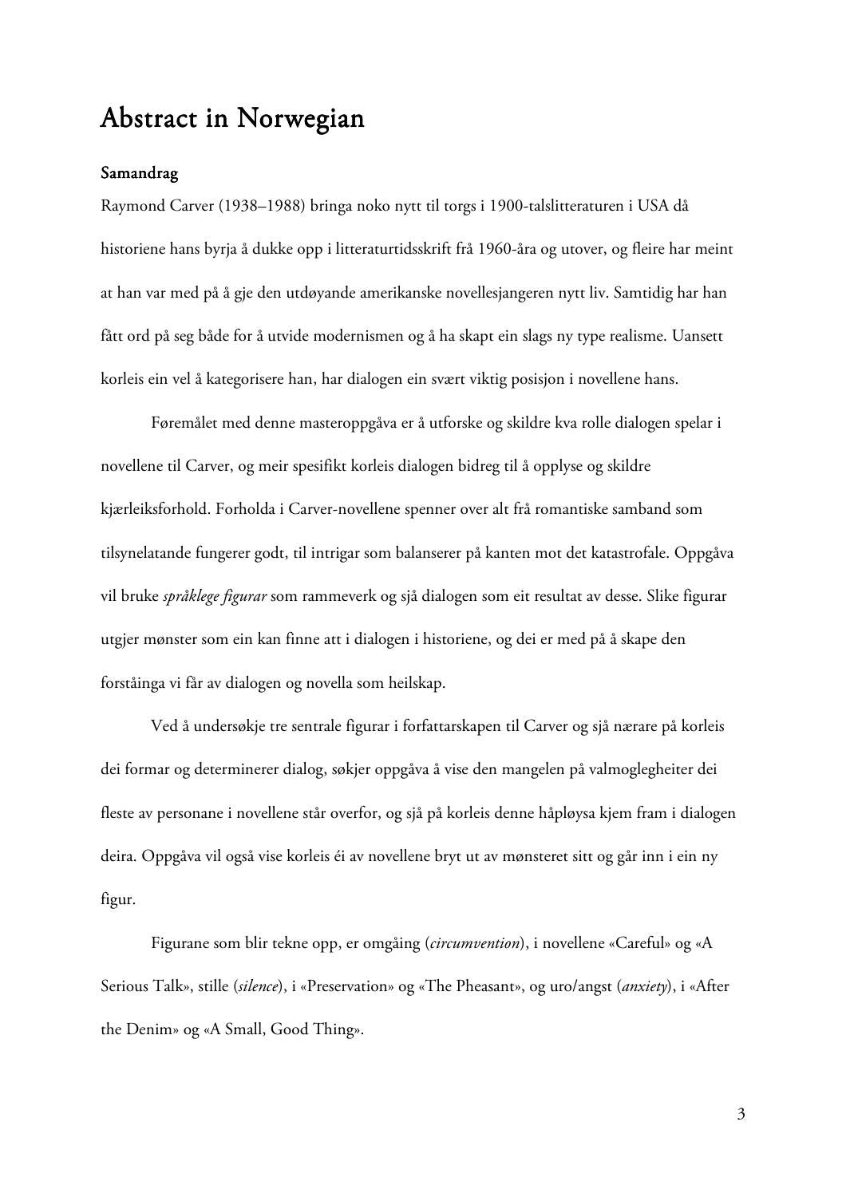# Abstract in Norwegian

## Samandrag

Raymond Carver (1938–1988) bringa noko nytt til torgs i 1900-talslitteraturen i USA då historiene hans byrja å dukke opp i litteraturtidsskrift frå 1960-åra og utover, og fleire har meint at han var med på å gje den utdøyande amerikanske novellesjangeren nytt liv. Samtidig har han fått ord på seg både for å utvide modernismen og å ha skapt ein slags ny type realisme. Uansett korleis ein vel å kategorisere han, har dialogen ein svært viktig posisjon i novellene hans.

Føremålet med denne masteroppgåva er å utforske og skildre kva rolle dialogen spelar i novellene til Carver, og meir spesifikt korleis dialogen bidreg til å opplyse og skildre kjærleiksforhold. Forholda i Carver-novellene spenner over alt frå romantiske samband som tilsynelatande fungerer godt, til intrigar som balanserer på kanten mot det katastrofale. Oppgåva vil bruke *språklege figurar* som rammeverk og sjå dialogen som eit resultat av desse. Slike figurar utgjer mønster som ein kan finne att i dialogen i historiene, og dei er med på å skape den forståinga vi får av dialogen og novella som heilskap.

Ved å undersøkje tre sentrale figurar i forfattarskapen til Carver og sjå nærare på korleis dei formar og determinerer dialog, søkjer oppgåva å vise den mangelen på valmoglegheiter dei fleste av personane i novellene står overfor, og sjå på korleis denne håpløysa kjem fram i dialogen deira. Oppgåva vil også vise korleis éi av novellene bryt ut av mønsteret sitt og går inn i ein ny figur.

Figurane som blir tekne opp, er omgåing (*circumvention*), i novellene «Careful» og «A Serious Talk», stille (*silence*), i «Preservation» og «The Pheasant», og uro/angst (*anxiety*), i «After the Denim» og «A Small, Good Thing».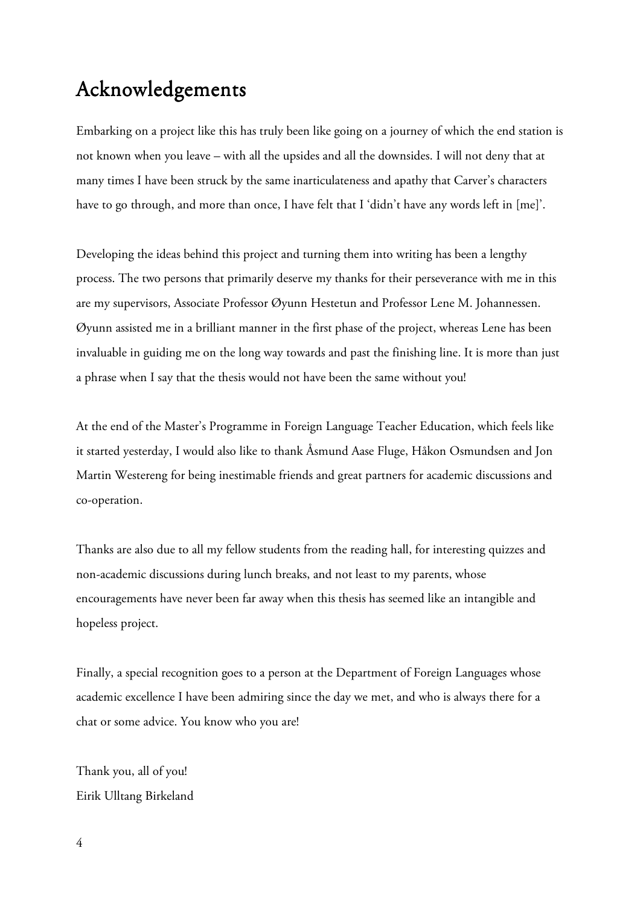# Acknowledgements

Embarking on a project like this has truly been like going on a journey of which the end station is not known when you leave – with all the upsides and all the downsides. I will not deny that at many times I have been struck by the same inarticulateness and apathy that Carver's characters have to go through, and more than once, I have felt that I 'didn't have any words left in [me]'.

Developing the ideas behind this project and turning them into writing has been a lengthy process. The two persons that primarily deserve my thanks for their perseverance with me in this are my supervisors, Associate Professor Øyunn Hestetun and Professor Lene M. Johannessen. Øyunn assisted me in a brilliant manner in the first phase of the project, whereas Lene has been invaluable in guiding me on the long way towards and past the finishing line. It is more than just a phrase when I say that the thesis would not have been the same without you!

At the end of the Master's Programme in Foreign Language Teacher Education, which feels like it started yesterday, I would also like to thank Åsmund Aase Fluge, Håkon Osmundsen and Jon Martin Westereng for being inestimable friends and great partners for academic discussions and co-operation.

Thanks are also due to all my fellow students from the reading hall, for interesting quizzes and non-academic discussions during lunch breaks, and not least to my parents, whose encouragements have never been far away when this thesis has seemed like an intangible and hopeless project.

Finally, a special recognition goes to a person at the Department of Foreign Languages whose academic excellence I have been admiring since the day we met, and who is always there for a chat or some advice. You know who you are!

Thank you, all of you!
Eirik Ulltang Birkeland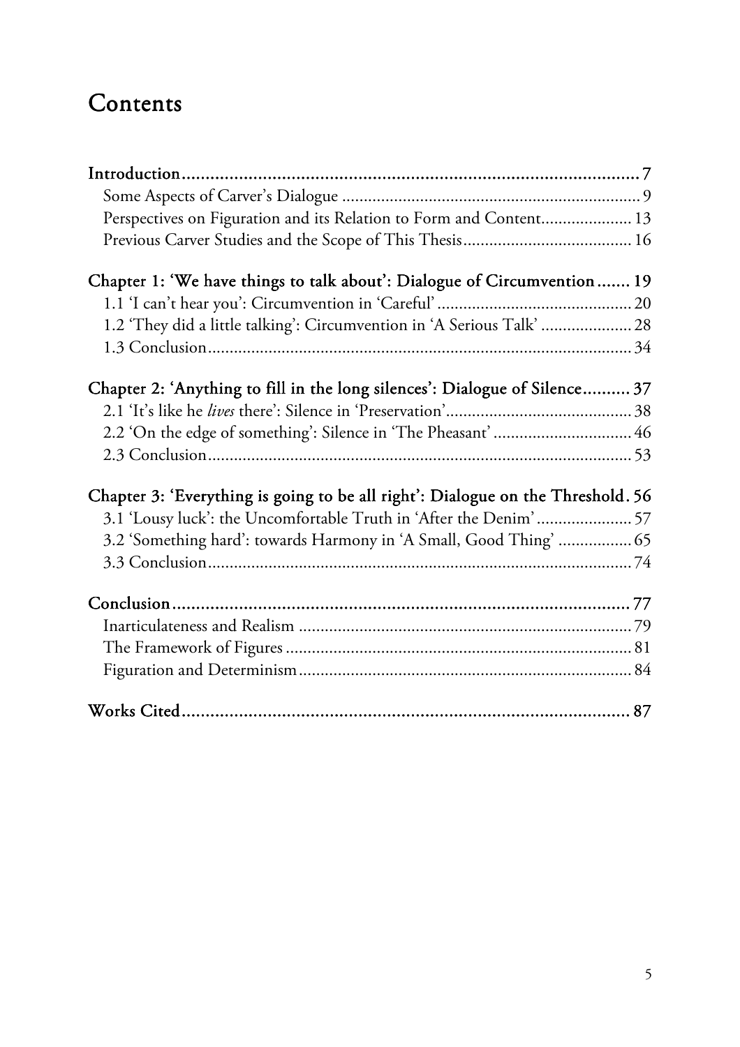# Contents

Introduction ... 7
- Some Aspects of Carver's Dialogue ... 9
- Perspectives on Figuration and its Relation to Form and Content ... 13
- Previous Carver Studies and the Scope of This Thesis ... 16

Chapter 1: 'We have things to talk about': Dialogue of Circumvention ... 19
- 1.1 'I can't hear you': Circumvention in 'Careful' ... 20
- 1.2 'They did a little talking': Circumvention in 'A Serious Talk' ... 28
- 1.3 Conclusion ... 34

Chapter 2: 'Anything to fill in the long silences': Dialogue of Silence ... 37
- 2.1 'It's like he *lives* there': Silence in 'Preservation' ... 38
- 2.2 'On the edge of something': Silence in 'The Pheasant' ... 46
- 2.3 Conclusion ... 53

Chapter 3: 'Everything is going to be all right': Dialogue on the Threshold ... 56
- 3.1 'Lousy luck': the Uncomfortable Truth in 'After the Denim' ... 57
- 3.2 'Something hard': towards Harmony in 'A Small, Good Thing' ... 65
- 3.3 Conclusion ... 74

Conclusion ... 77
- Inarticulateness and Realism ... 79
- The Framework of Figures ... 81
- Figuration and Determinism ... 84

Works Cited ... 87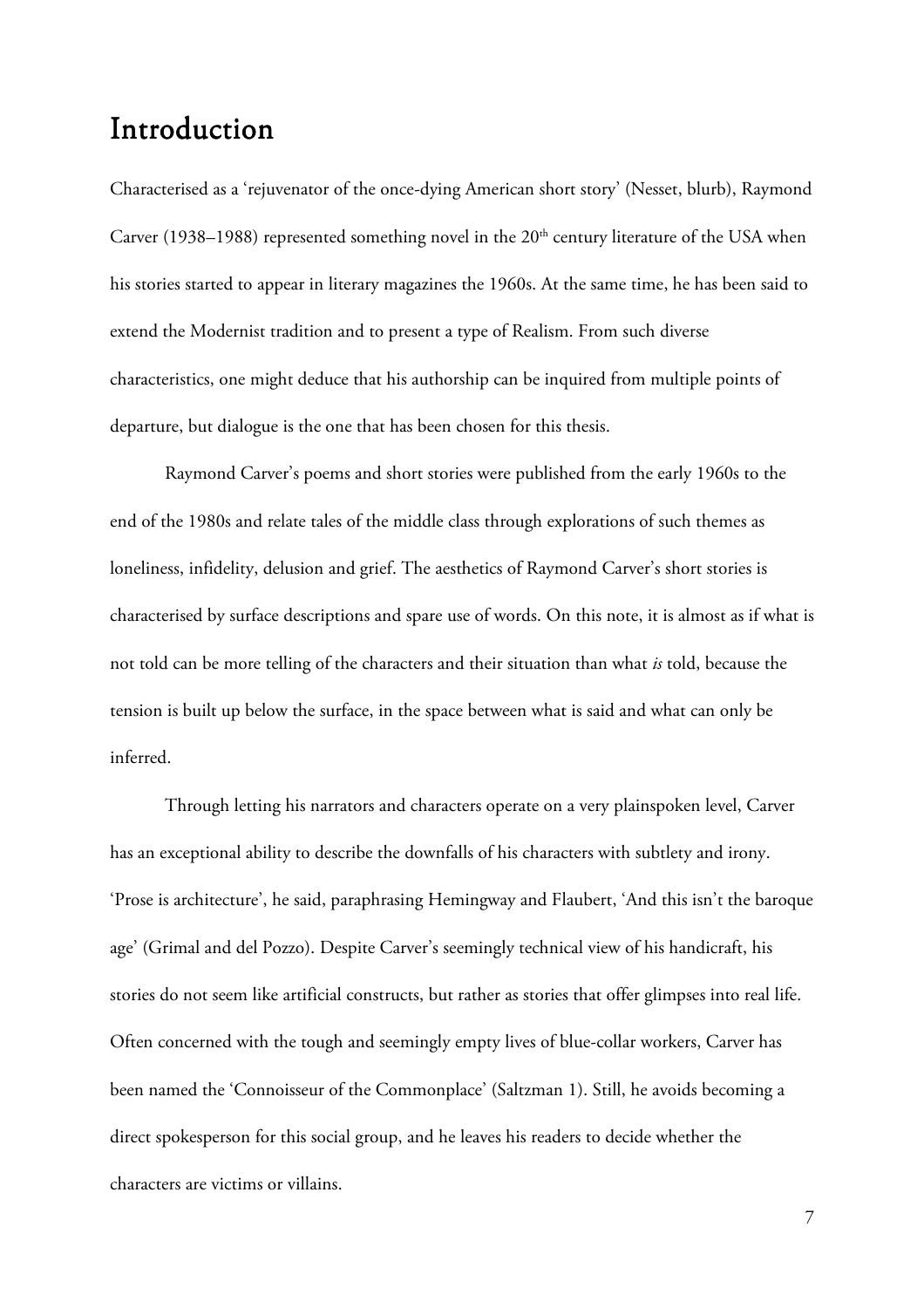# Introduction

Characterised as a 'rejuvenator of the once-dying American short story' (Nesset, blurb), Raymond Carver (1938–1988) represented something novel in the 20th century literature of the USA when his stories started to appear in literary magazines the 1960s. At the same time, he has been said to extend the Modernist tradition and to present a type of Realism. From such diverse characteristics, one might deduce that his authorship can be inquired from multiple points of departure, but dialogue is the one that has been chosen for this thesis.

Raymond Carver's poems and short stories were published from the early 1960s to the end of the 1980s and relate tales of the middle class through explorations of such themes as loneliness, infidelity, delusion and grief. The aesthetics of Raymond Carver's short stories is characterised by surface descriptions and spare use of words. On this note, it is almost as if what is not told can be more telling of the characters and their situation than what *is* told, because the tension is built up below the surface, in the space between what is said and what can only be inferred.

Through letting his narrators and characters operate on a very plainspoken level, Carver has an exceptional ability to describe the downfalls of his characters with subtlety and irony. 'Prose is architecture', he said, paraphrasing Hemingway and Flaubert, 'And this isn't the baroque age' (Grimal and del Pozzo). Despite Carver's seemingly technical view of his handicraft, his stories do not seem like artificial constructs, but rather as stories that offer glimpses into real life. Often concerned with the tough and seemingly empty lives of blue-collar workers, Carver has been named the 'Connoisseur of the Commonplace' (Saltzman 1). Still, he avoids becoming a direct spokesperson for this social group, and he leaves his readers to decide whether the characters are victims or villains.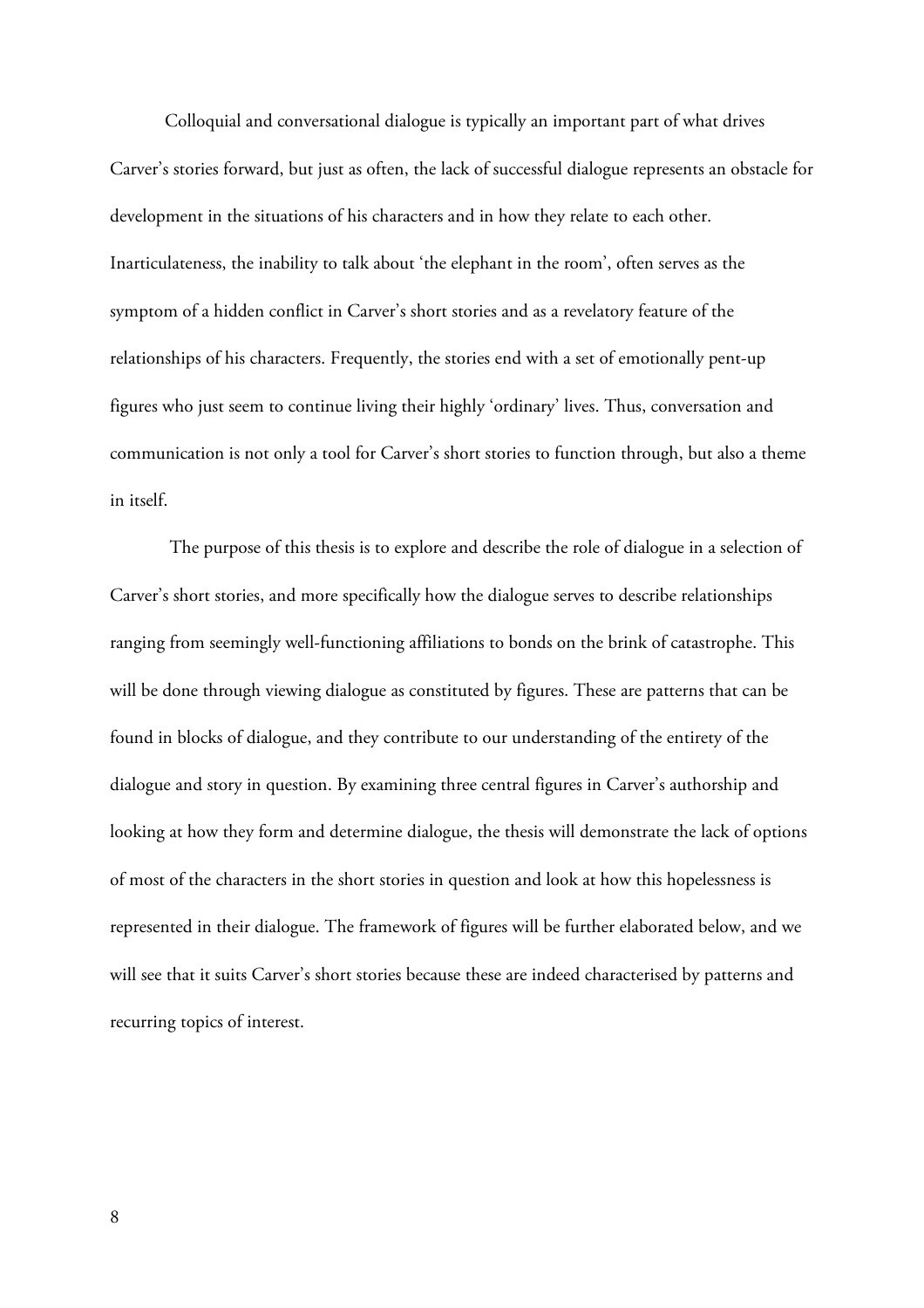Colloquial and conversational dialogue is typically an important part of what drives Carver's stories forward, but just as often, the lack of successful dialogue represents an obstacle for development in the situations of his characters and in how they relate to each other. Inarticulateness, the inability to talk about 'the elephant in the room', often serves as the symptom of a hidden conflict in Carver's short stories and as a revelatory feature of the relationships of his characters. Frequently, the stories end with a set of emotionally pent-up figures who just seem to continue living their highly 'ordinary' lives. Thus, conversation and communication is not only a tool for Carver's short stories to function through, but also a theme in itself.

The purpose of this thesis is to explore and describe the role of dialogue in a selection of Carver's short stories, and more specifically how the dialogue serves to describe relationships ranging from seemingly well-functioning affiliations to bonds on the brink of catastrophe. This will be done through viewing dialogue as constituted by figures. These are patterns that can be found in blocks of dialogue, and they contribute to our understanding of the entirety of the dialogue and story in question. By examining three central figures in Carver's authorship and looking at how they form and determine dialogue, the thesis will demonstrate the lack of options of most of the characters in the short stories in question and look at how this hopelessness is represented in their dialogue. The framework of figures will be further elaborated below, and we will see that it suits Carver's short stories because these are indeed characterised by patterns and recurring topics of interest.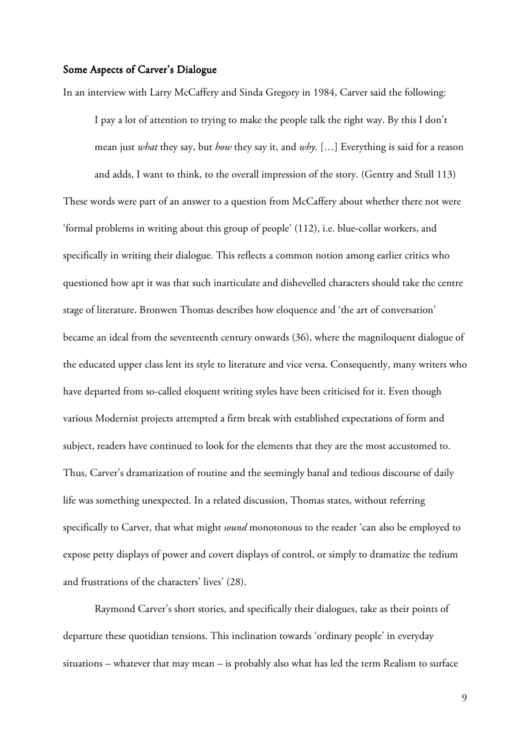## Some Aspects of Carver's Dialogue

In an interview with Larry McCaffery and Sinda Gregory in 1984, Carver said the following:

> I pay a lot of attention to trying to make the people talk the right way. By this I don't mean just *what* they say, but *how* they say it, and *why*. […] Everything is said for a reason and adds, I want to think, to the overall impression of the story. (Gentry and Stull 113)

These words were part of an answer to a question from McCaffery about whether there not were 'formal problems in writing about this group of people' (112), i.e. blue-collar workers, and specifically in writing their dialogue. This reflects a common notion among earlier critics who questioned how apt it was that such inarticulate and dishevelled characters should take the centre stage of literature. Bronwen Thomas describes how eloquence and 'the art of conversation' became an ideal from the seventeenth century onwards (36), where the magniloquent dialogue of the educated upper class lent its style to literature and vice versa. Consequently, many writers who have departed from so-called eloquent writing styles have been criticised for it. Even though various Modernist projects attempted a firm break with established expectations of form and subject, readers have continued to look for the elements that they are the most accustomed to. Thus, Carver's dramatization of routine and the seemingly banal and tedious discourse of daily life was something unexpected. In a related discussion, Thomas states, without referring specifically to Carver, that what might *sound* monotonous to the reader 'can also be employed to expose petty displays of power and covert displays of control, or simply to dramatize the tedium and frustrations of the characters' lives' (28).

Raymond Carver's short stories, and specifically their dialogues, take as their points of departure these quotidian tensions. This inclination towards 'ordinary people' in everyday situations – whatever that may mean – is probably also what has led the term Realism to surface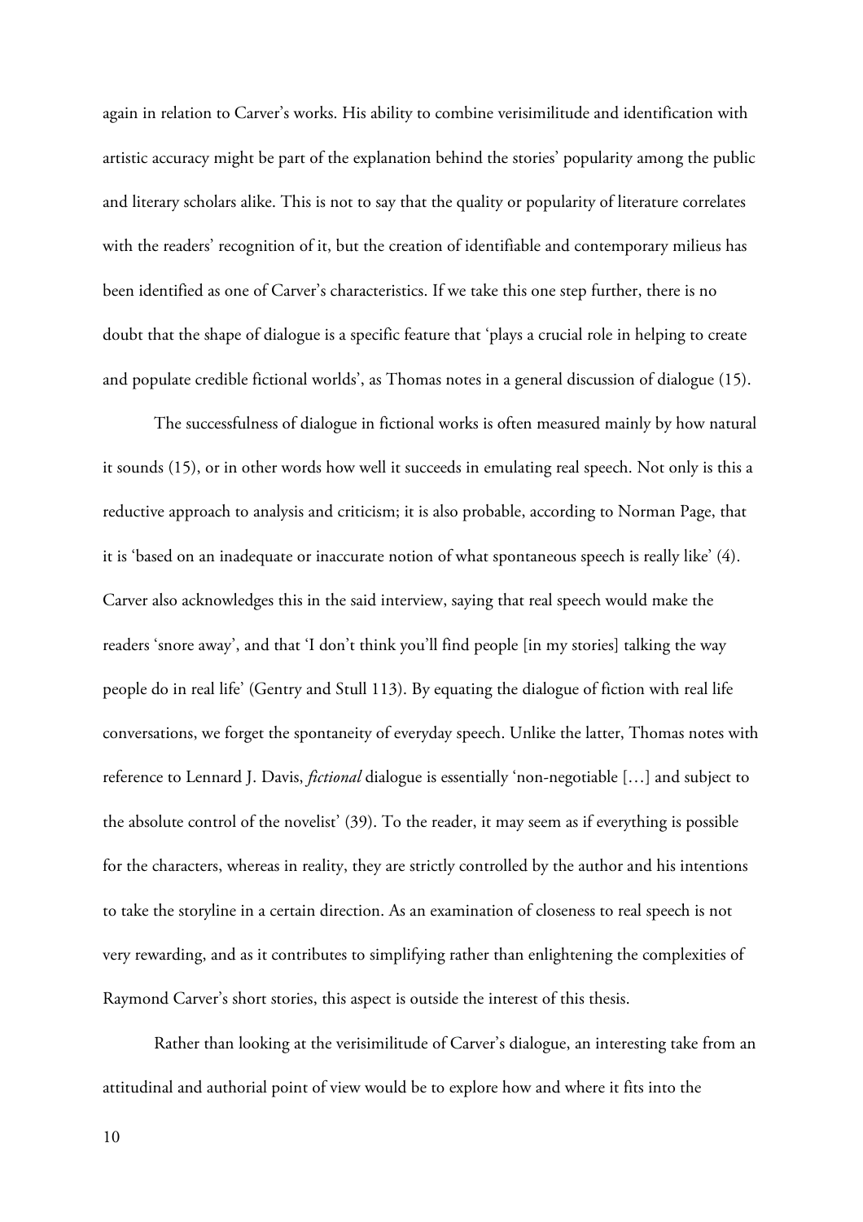again in relation to Carver's works. His ability to combine verisimilitude and identification with artistic accuracy might be part of the explanation behind the stories' popularity among the public and literary scholars alike. This is not to say that the quality or popularity of literature correlates with the readers' recognition of it, but the creation of identifiable and contemporary milieus has been identified as one of Carver's characteristics. If we take this one step further, there is no doubt that the shape of dialogue is a specific feature that 'plays a crucial role in helping to create and populate credible fictional worlds', as Thomas notes in a general discussion of dialogue (15).

The successfulness of dialogue in fictional works is often measured mainly by how natural it sounds (15), or in other words how well it succeeds in emulating real speech. Not only is this a reductive approach to analysis and criticism; it is also probable, according to Norman Page, that it is 'based on an inadequate or inaccurate notion of what spontaneous speech is really like' (4). Carver also acknowledges this in the said interview, saying that real speech would make the readers 'snore away', and that 'I don't think you'll find people [in my stories] talking the way people do in real life' (Gentry and Stull 113). By equating the dialogue of fiction with real life conversations, we forget the spontaneity of everyday speech. Unlike the latter, Thomas notes with reference to Lennard J. Davis, *fictional* dialogue is essentially 'non-negotiable […] and subject to the absolute control of the novelist' (39). To the reader, it may seem as if everything is possible for the characters, whereas in reality, they are strictly controlled by the author and his intentions to take the storyline in a certain direction. As an examination of closeness to real speech is not very rewarding, and as it contributes to simplifying rather than enlightening the complexities of Raymond Carver's short stories, this aspect is outside the interest of this thesis.

Rather than looking at the verisimilitude of Carver's dialogue, an interesting take from an attitudinal and authorial point of view would be to explore how and where it fits into the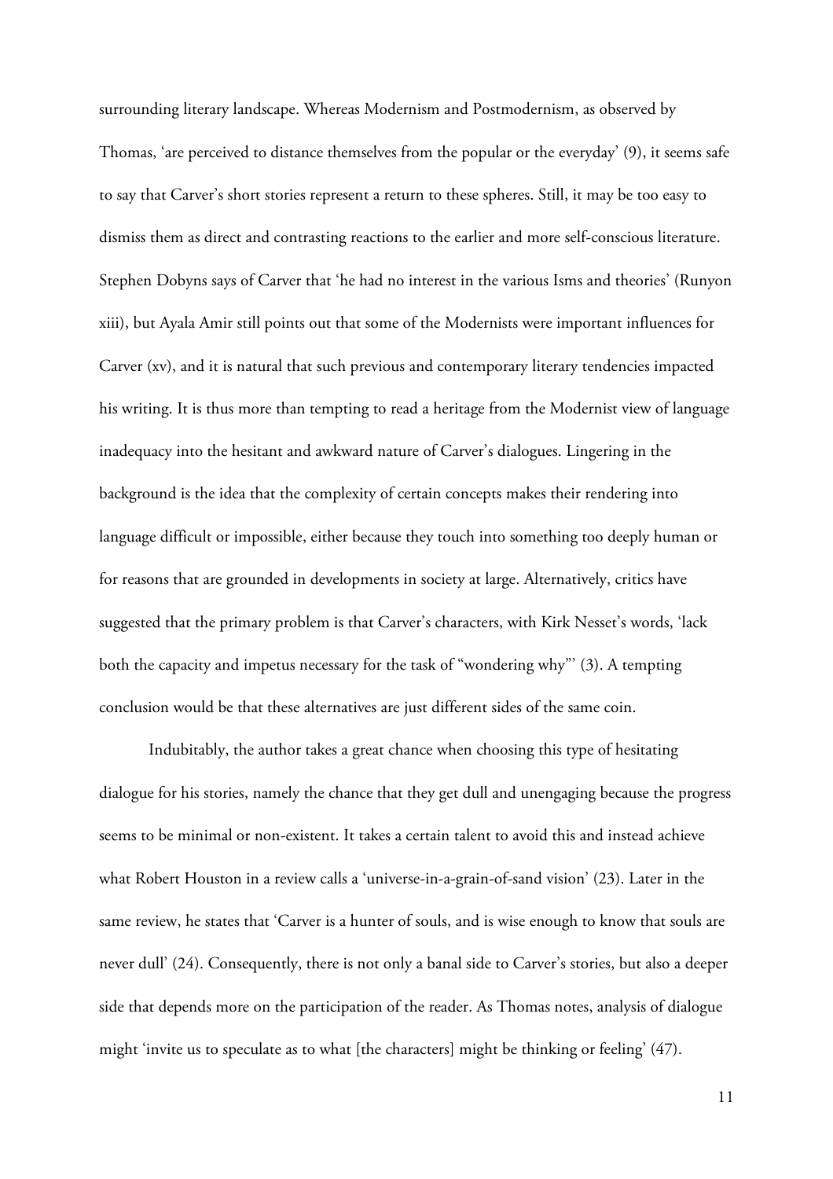surrounding literary landscape. Whereas Modernism and Postmodernism, as observed by Thomas, 'are perceived to distance themselves from the popular or the everyday' (9), it seems safe to say that Carver's short stories represent a return to these spheres. Still, it may be too easy to dismiss them as direct and contrasting reactions to the earlier and more self-conscious literature. Stephen Dobyns says of Carver that 'he had no interest in the various Isms and theories' (Runyon xiii), but Ayala Amir still points out that some of the Modernists were important influences for Carver (xv), and it is natural that such previous and contemporary literary tendencies impacted his writing. It is thus more than tempting to read a heritage from the Modernist view of language inadequacy into the hesitant and awkward nature of Carver's dialogues. Lingering in the background is the idea that the complexity of certain concepts makes their rendering into language difficult or impossible, either because they touch into something too deeply human or for reasons that are grounded in developments in society at large. Alternatively, critics have suggested that the primary problem is that Carver's characters, with Kirk Nesset's words, 'lack both the capacity and impetus necessary for the task of "wondering why"' (3). A tempting conclusion would be that these alternatives are just different sides of the same coin.

Indubitably, the author takes a great chance when choosing this type of hesitating dialogue for his stories, namely the chance that they get dull and unengaging because the progress seems to be minimal or non-existent. It takes a certain talent to avoid this and instead achieve what Robert Houston in a review calls a 'universe-in-a-grain-of-sand vision' (23). Later in the same review, he states that 'Carver is a hunter of souls, and is wise enough to know that souls are never dull' (24). Consequently, there is not only a banal side to Carver's stories, but also a deeper side that depends more on the participation of the reader. As Thomas notes, analysis of dialogue might 'invite us to speculate as to what [the characters] might be thinking or feeling' (47).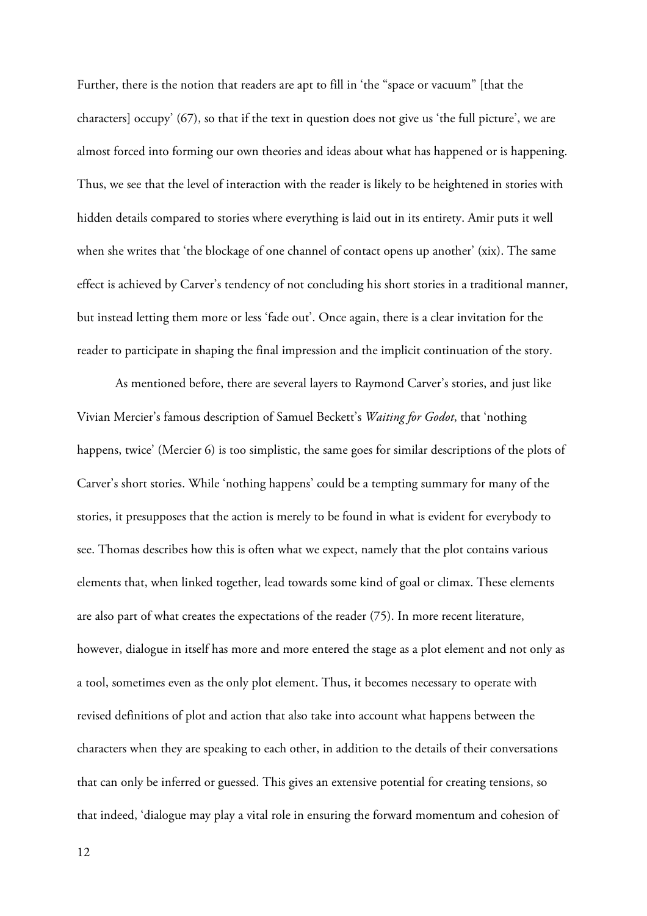Further, there is the notion that readers are apt to fill in 'the "space or vacuum" [that the characters] occupy' (67), so that if the text in question does not give us 'the full picture', we are almost forced into forming our own theories and ideas about what has happened or is happening. Thus, we see that the level of interaction with the reader is likely to be heightened in stories with hidden details compared to stories where everything is laid out in its entirety. Amir puts it well when she writes that 'the blockage of one channel of contact opens up another' (xix). The same effect is achieved by Carver's tendency of not concluding his short stories in a traditional manner, but instead letting them more or less 'fade out'. Once again, there is a clear invitation for the reader to participate in shaping the final impression and the implicit continuation of the story.

As mentioned before, there are several layers to Raymond Carver's stories, and just like Vivian Mercier's famous description of Samuel Beckett's *Waiting for Godot*, that 'nothing happens, twice' (Mercier 6) is too simplistic, the same goes for similar descriptions of the plots of Carver's short stories. While 'nothing happens' could be a tempting summary for many of the stories, it presupposes that the action is merely to be found in what is evident for everybody to see. Thomas describes how this is often what we expect, namely that the plot contains various elements that, when linked together, lead towards some kind of goal or climax. These elements are also part of what creates the expectations of the reader (75). In more recent literature, however, dialogue in itself has more and more entered the stage as a plot element and not only as a tool, sometimes even as the only plot element. Thus, it becomes necessary to operate with revised definitions of plot and action that also take into account what happens between the characters when they are speaking to each other, in addition to the details of their conversations that can only be inferred or guessed. This gives an extensive potential for creating tensions, so that indeed, 'dialogue may play a vital role in ensuring the forward momentum and cohesion of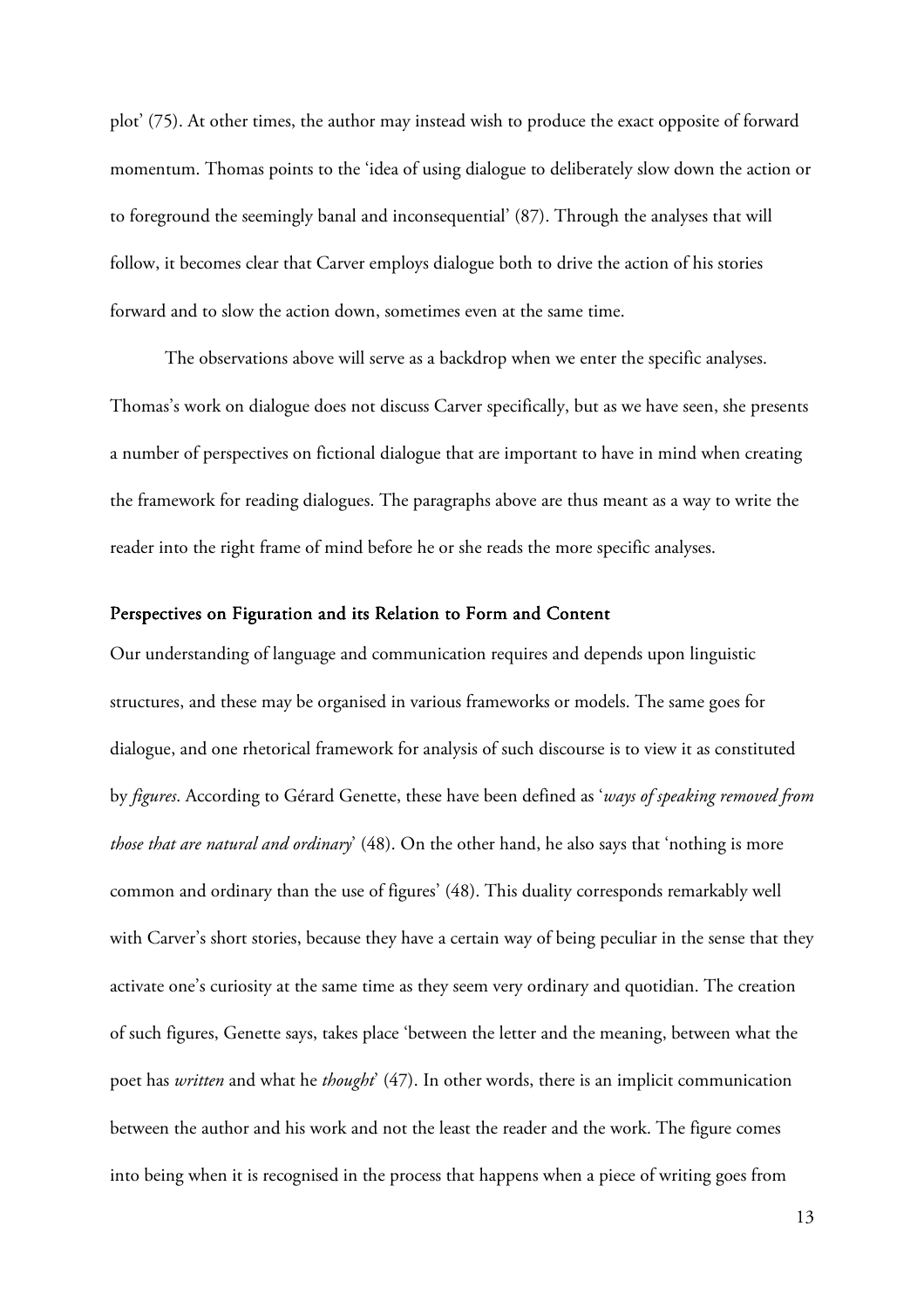plot' (75). At other times, the author may instead wish to produce the exact opposite of forward momentum. Thomas points to the 'idea of using dialogue to deliberately slow down the action or to foreground the seemingly banal and inconsequential' (87). Through the analyses that will follow, it becomes clear that Carver employs dialogue both to drive the action of his stories forward and to slow the action down, sometimes even at the same time.

The observations above will serve as a backdrop when we enter the specific analyses. Thomas's work on dialogue does not discuss Carver specifically, but as we have seen, she presents a number of perspectives on fictional dialogue that are important to have in mind when creating the framework for reading dialogues. The paragraphs above are thus meant as a way to write the reader into the right frame of mind before he or she reads the more specific analyses.

### Perspectives on Figuration and its Relation to Form and Content

Our understanding of language and communication requires and depends upon linguistic structures, and these may be organised in various frameworks or models. The same goes for dialogue, and one rhetorical framework for analysis of such discourse is to view it as constituted by *figures*. According to Gérard Genette, these have been defined as '*ways of speaking removed from those that are natural and ordinary*' (48). On the other hand, he also says that 'nothing is more common and ordinary than the use of figures' (48). This duality corresponds remarkably well with Carver's short stories, because they have a certain way of being peculiar in the sense that they activate one's curiosity at the same time as they seem very ordinary and quotidian. The creation of such figures, Genette says, takes place 'between the letter and the meaning, between what the poet has *written* and what he *thought*' (47). In other words, there is an implicit communication between the author and his work and not the least the reader and the work. The figure comes into being when it is recognised in the process that happens when a piece of writing goes from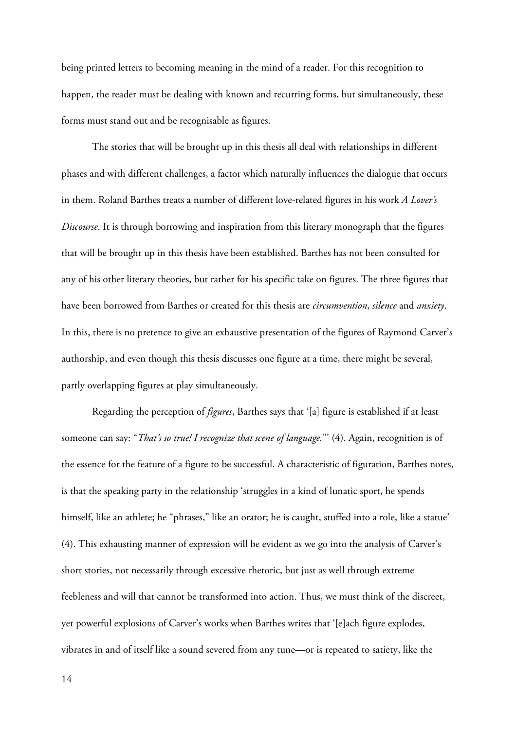being printed letters to becoming meaning in the mind of a reader. For this recognition to happen, the reader must be dealing with known and recurring forms, but simultaneously, these forms must stand out and be recognisable as figures.

The stories that will be brought up in this thesis all deal with relationships in different phases and with different challenges, a factor which naturally influences the dialogue that occurs in them. Roland Barthes treats a number of different love-related figures in his work *A Lover's Discourse*. It is through borrowing and inspiration from this literary monograph that the figures that will be brought up in this thesis have been established. Barthes has not been consulted for any of his other literary theories, but rather for his specific take on figures. The three figures that have been borrowed from Barthes or created for this thesis are *circumvention*, *silence* and *anxiety*. In this, there is no pretence to give an exhaustive presentation of the figures of Raymond Carver's authorship, and even though this thesis discusses one figure at a time, there might be several, partly overlapping figures at play simultaneously.

Regarding the perception of *figures*, Barthes says that '[a] figure is established if at least someone can say: "*That's so true! I recognize that scene of language.*"' (4). Again, recognition is of the essence for the feature of a figure to be successful. A characteristic of figuration, Barthes notes, is that the speaking party in the relationship 'struggles in a kind of lunatic sport, he spends himself, like an athlete; he "phrases," like an orator; he is caught, stuffed into a role, like a statue' (4). This exhausting manner of expression will be evident as we go into the analysis of Carver's short stories, not necessarily through excessive rhetoric, but just as well through extreme feebleness and will that cannot be transformed into action. Thus, we must think of the discreet, yet powerful explosions of Carver's works when Barthes writes that '[e]ach figure explodes, vibrates in and of itself like a sound severed from any tune—or is repeated to satiety, like the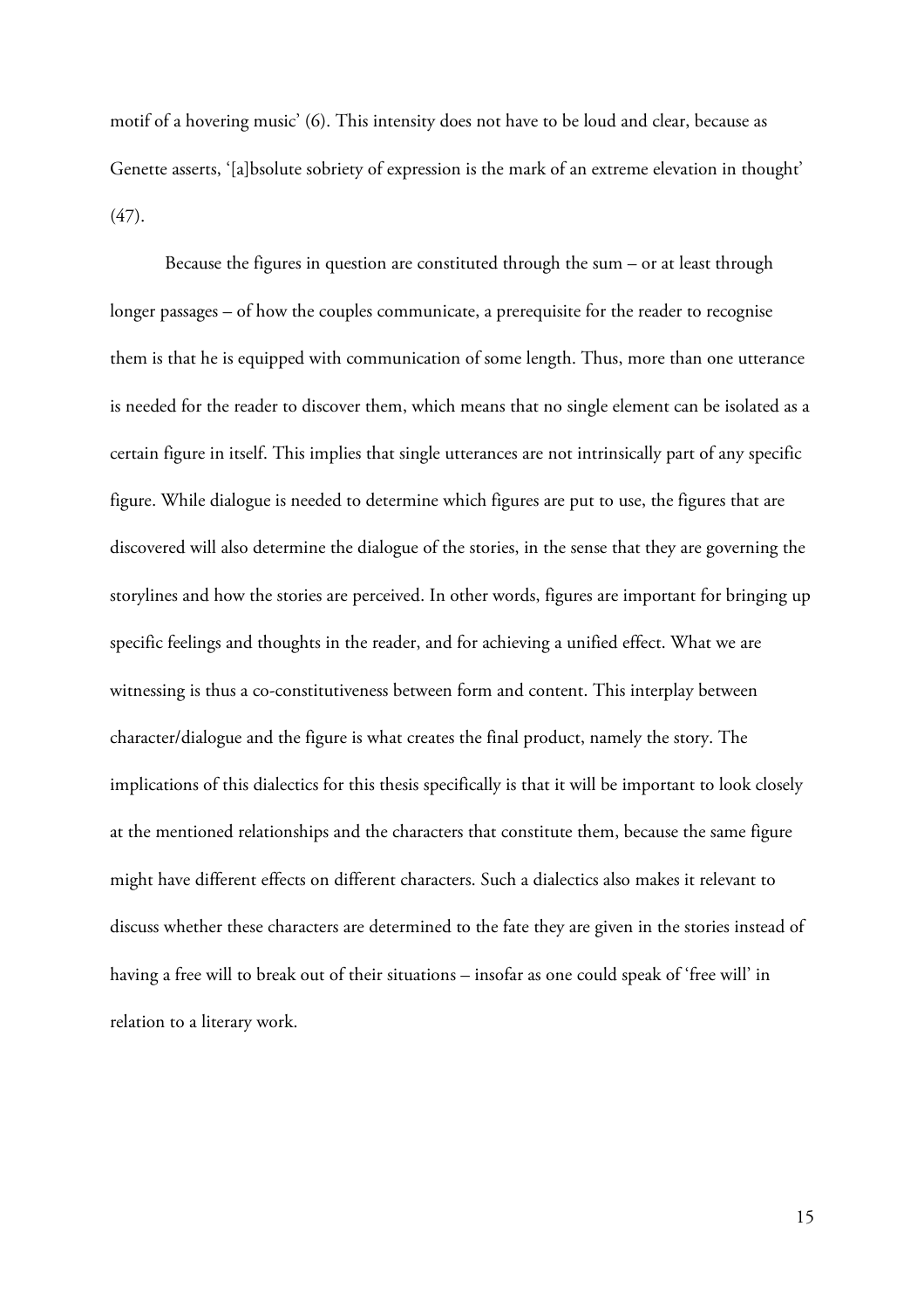motif of a hovering music' (6). This intensity does not have to be loud and clear, because as Genette asserts, '[a]bsolute sobriety of expression is the mark of an extreme elevation in thought' (47).

Because the figures in question are constituted through the sum – or at least through longer passages – of how the couples communicate, a prerequisite for the reader to recognise them is that he is equipped with communication of some length. Thus, more than one utterance is needed for the reader to discover them, which means that no single element can be isolated as a certain figure in itself. This implies that single utterances are not intrinsically part of any specific figure. While dialogue is needed to determine which figures are put to use, the figures that are discovered will also determine the dialogue of the stories, in the sense that they are governing the storylines and how the stories are perceived. In other words, figures are important for bringing up specific feelings and thoughts in the reader, and for achieving a unified effect. What we are witnessing is thus a co-constitutiveness between form and content. This interplay between character/dialogue and the figure is what creates the final product, namely the story. The implications of this dialectics for this thesis specifically is that it will be important to look closely at the mentioned relationships and the characters that constitute them, because the same figure might have different effects on different characters. Such a dialectics also makes it relevant to discuss whether these characters are determined to the fate they are given in the stories instead of having a free will to break out of their situations – insofar as one could speak of 'free will' in relation to a literary work.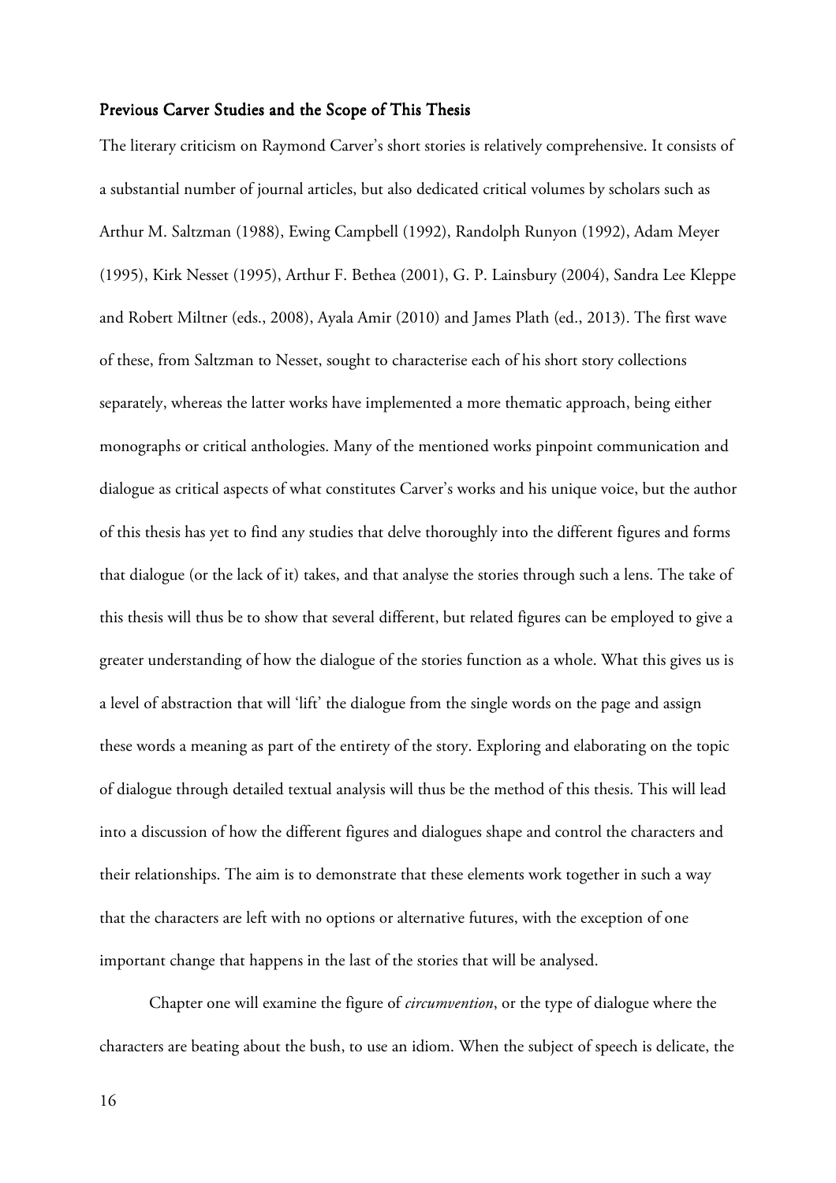## Previous Carver Studies and the Scope of This Thesis

The literary criticism on Raymond Carver's short stories is relatively comprehensive. It consists of a substantial number of journal articles, but also dedicated critical volumes by scholars such as Arthur M. Saltzman (1988), Ewing Campbell (1992), Randolph Runyon (1992), Adam Meyer (1995), Kirk Nesset (1995), Arthur F. Bethea (2001), G. P. Lainsbury (2004), Sandra Lee Kleppe and Robert Miltner (eds., 2008), Ayala Amir (2010) and James Plath (ed., 2013). The first wave of these, from Saltzman to Nesset, sought to characterise each of his short story collections separately, whereas the latter works have implemented a more thematic approach, being either monographs or critical anthologies. Many of the mentioned works pinpoint communication and dialogue as critical aspects of what constitutes Carver's works and his unique voice, but the author of this thesis has yet to find any studies that delve thoroughly into the different figures and forms that dialogue (or the lack of it) takes, and that analyse the stories through such a lens. The take of this thesis will thus be to show that several different, but related figures can be employed to give a greater understanding of how the dialogue of the stories function as a whole. What this gives us is a level of abstraction that will 'lift' the dialogue from the single words on the page and assign these words a meaning as part of the entirety of the story. Exploring and elaborating on the topic of dialogue through detailed textual analysis will thus be the method of this thesis. This will lead into a discussion of how the different figures and dialogues shape and control the characters and their relationships. The aim is to demonstrate that these elements work together in such a way that the characters are left with no options or alternative futures, with the exception of one important change that happens in the last of the stories that will be analysed.

Chapter one will examine the figure of *circumvention*, or the type of dialogue where the characters are beating about the bush, to use an idiom. When the subject of speech is delicate, the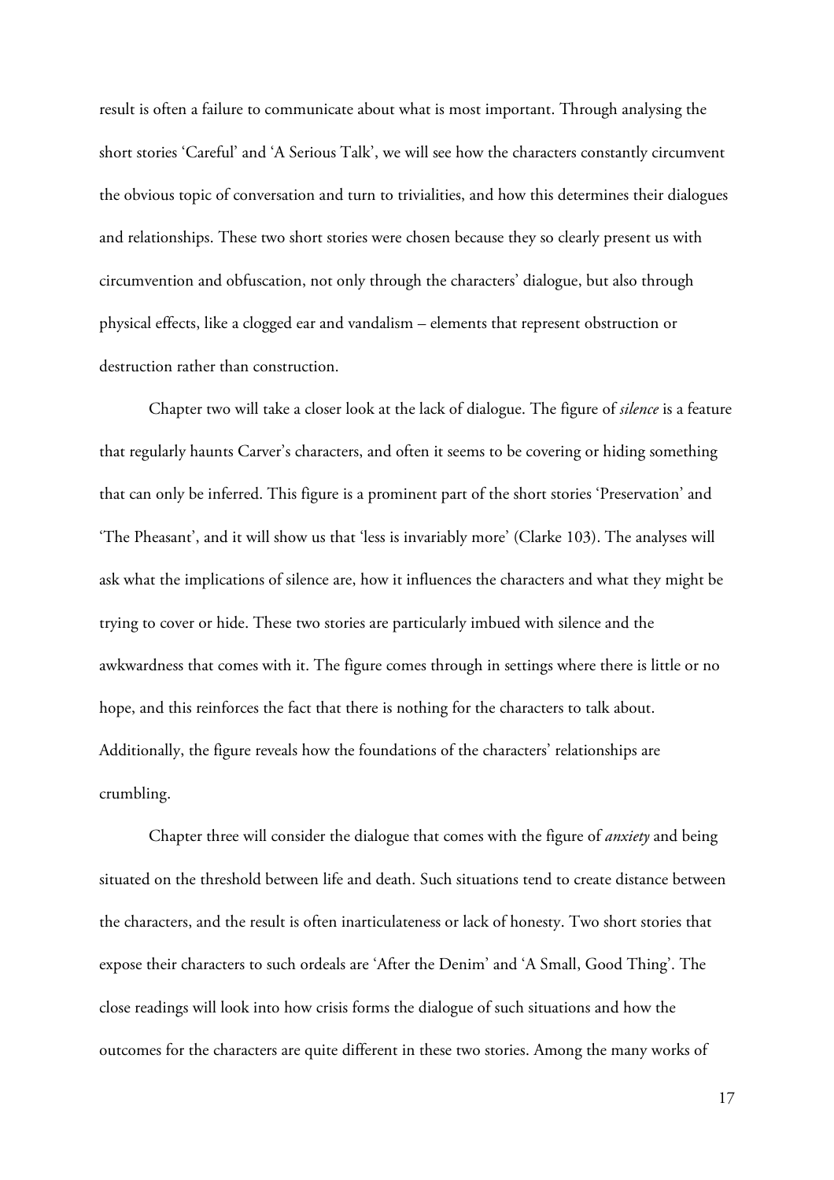result is often a failure to communicate about what is most important. Through analysing the short stories 'Careful' and 'A Serious Talk', we will see how the characters constantly circumvent the obvious topic of conversation and turn to trivialities, and how this determines their dialogues and relationships. These two short stories were chosen because they so clearly present us with circumvention and obfuscation, not only through the characters' dialogue, but also through physical effects, like a clogged ear and vandalism – elements that represent obstruction or destruction rather than construction.

Chapter two will take a closer look at the lack of dialogue. The figure of *silence* is a feature that regularly haunts Carver's characters, and often it seems to be covering or hiding something that can only be inferred. This figure is a prominent part of the short stories 'Preservation' and 'The Pheasant', and it will show us that 'less is invariably more' (Clarke 103). The analyses will ask what the implications of silence are, how it influences the characters and what they might be trying to cover or hide. These two stories are particularly imbued with silence and the awkwardness that comes with it. The figure comes through in settings where there is little or no hope, and this reinforces the fact that there is nothing for the characters to talk about. Additionally, the figure reveals how the foundations of the characters' relationships are crumbling.

Chapter three will consider the dialogue that comes with the figure of *anxiety* and being situated on the threshold between life and death. Such situations tend to create distance between the characters, and the result is often inarticulateness or lack of honesty. Two short stories that expose their characters to such ordeals are 'After the Denim' and 'A Small, Good Thing'. The close readings will look into how crisis forms the dialogue of such situations and how the outcomes for the characters are quite different in these two stories. Among the many works of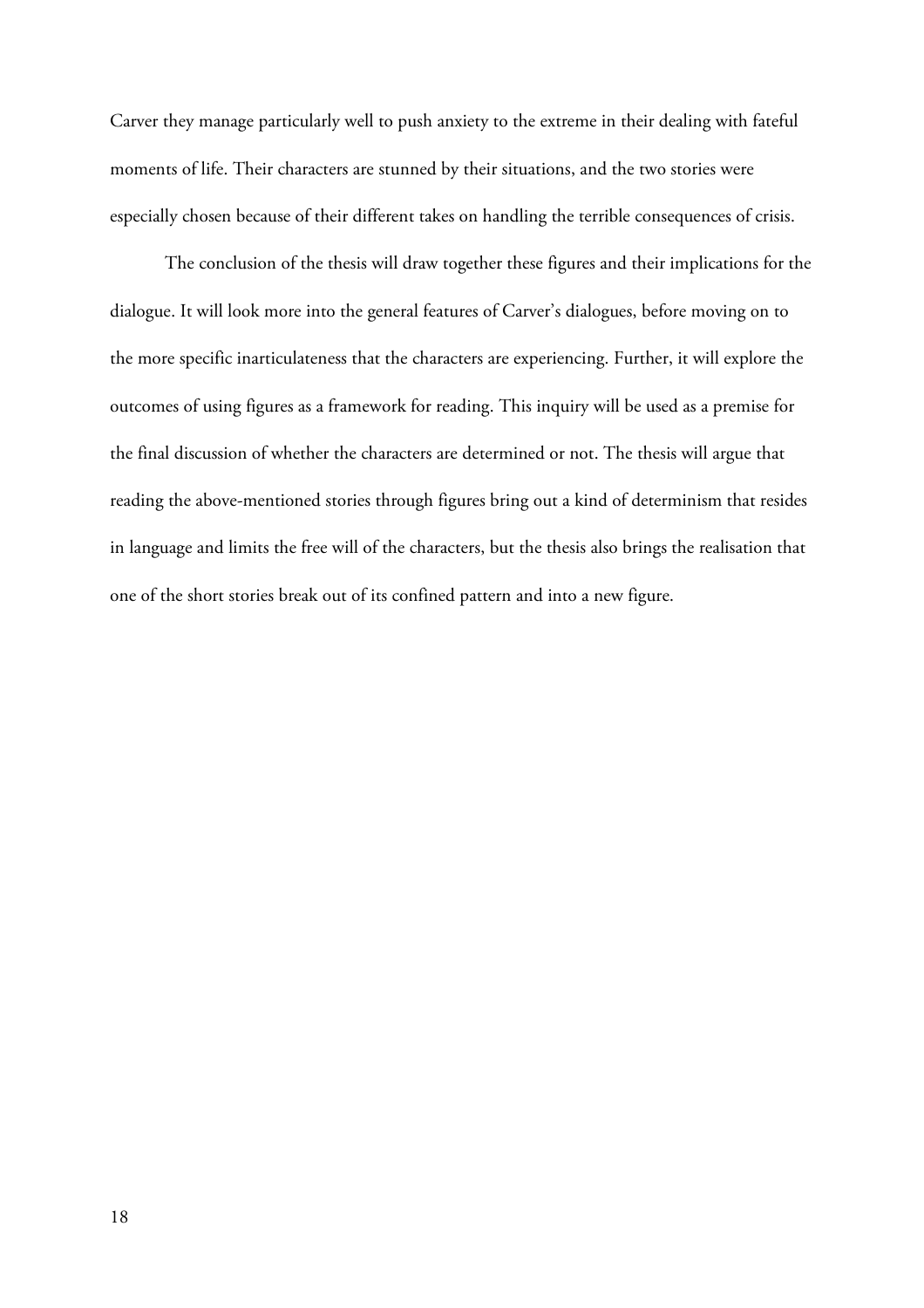Carver they manage particularly well to push anxiety to the extreme in their dealing with fateful moments of life. Their characters are stunned by their situations, and the two stories were especially chosen because of their different takes on handling the terrible consequences of crisis.

The conclusion of the thesis will draw together these figures and their implications for the dialogue. It will look more into the general features of Carver's dialogues, before moving on to the more specific inarticulateness that the characters are experiencing. Further, it will explore the outcomes of using figures as a framework for reading. This inquiry will be used as a premise for the final discussion of whether the characters are determined or not. The thesis will argue that reading the above-mentioned stories through figures bring out a kind of determinism that resides in language and limits the free will of the characters, but the thesis also brings the realisation that one of the short stories break out of its confined pattern and into a new figure.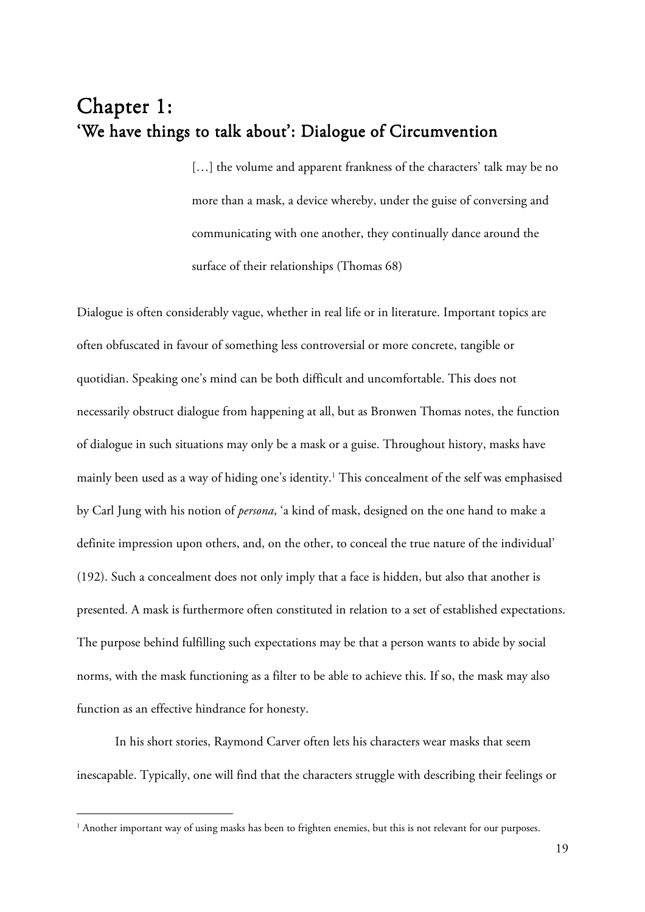# Chapter 1:
## 'We have things to talk about': Dialogue of Circumvention

> […] the volume and apparent frankness of the characters' talk may be no more than a mask, a device whereby, under the guise of conversing and communicating with one another, they continually dance around the surface of their relationships (Thomas 68)

Dialogue is often considerably vague, whether in real life or in literature. Important topics are often obfuscated in favour of something less controversial or more concrete, tangible or quotidian. Speaking one's mind can be both difficult and uncomfortable. This does not necessarily obstruct dialogue from happening at all, but as Bronwen Thomas notes, the function of dialogue in such situations may only be a mask or a guise. Throughout history, masks have mainly been used as a way of hiding one's identity.[1] This concealment of the self was emphasised by Carl Jung with his notion of *persona*, 'a kind of mask, designed on the one hand to make a definite impression upon others, and, on the other, to conceal the true nature of the individual' (192). Such a concealment does not only imply that a face is hidden, but also that another is presented. A mask is furthermore often constituted in relation to a set of established expectations. The purpose behind fulfilling such expectations may be that a person wants to abide by social norms, with the mask functioning as a filter to be able to achieve this. If so, the mask may also function as an effective hindrance for honesty.

In his short stories, Raymond Carver often lets his characters wear masks that seem inescapable. Typically, one will find that the characters struggle with describing their feelings or

[1] Another important way of using masks has been to frighten enemies, but this is not relevant for our purposes.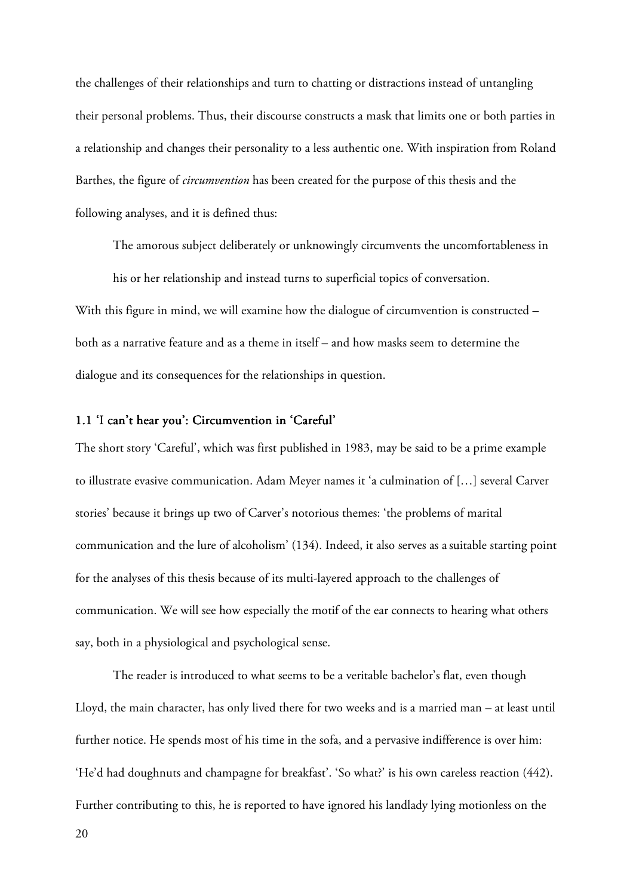the challenges of their relationships and turn to chatting or distractions instead of untangling their personal problems. Thus, their discourse constructs a mask that limits one or both parties in a relationship and changes their personality to a less authentic one. With inspiration from Roland Barthes, the figure of *circumvention* has been created for the purpose of this thesis and the following analyses, and it is defined thus:

> The amorous subject deliberately or unknowingly circumvents the uncomfortableness in his or her relationship and instead turns to superficial topics of conversation.

With this figure in mind, we will examine how the dialogue of circumvention is constructed – both as a narrative feature and as a theme in itself – and how masks seem to determine the dialogue and its consequences for the relationships in question.

### 1.1 'I can't hear you': Circumvention in 'Careful'

The short story 'Careful', which was first published in 1983, may be said to be a prime example to illustrate evasive communication. Adam Meyer names it 'a culmination of […] several Carver stories' because it brings up two of Carver's notorious themes: 'the problems of marital communication and the lure of alcoholism' (134). Indeed, it also serves as a suitable starting point for the analyses of this thesis because of its multi-layered approach to the challenges of communication. We will see how especially the motif of the ear connects to hearing what others say, both in a physiological and psychological sense.

The reader is introduced to what seems to be a veritable bachelor's flat, even though Lloyd, the main character, has only lived there for two weeks and is a married man – at least until further notice. He spends most of his time in the sofa, and a pervasive indifference is over him: 'He'd had doughnuts and champagne for breakfast'. 'So what?' is his own careless reaction (442). Further contributing to this, he is reported to have ignored his landlady lying motionless on the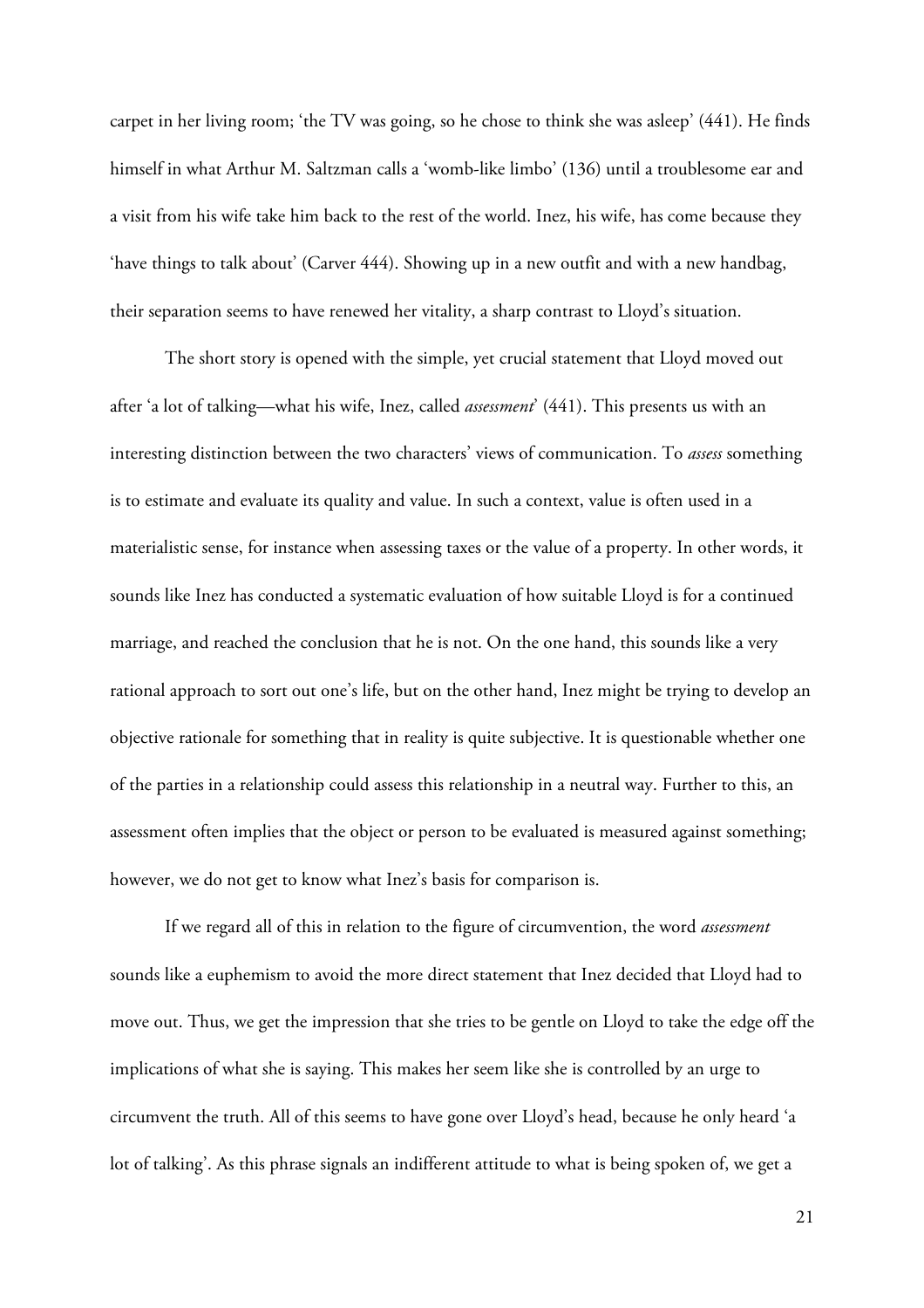carpet in her living room; 'the TV was going, so he chose to think she was asleep' (441). He finds himself in what Arthur M. Saltzman calls a 'womb-like limbo' (136) until a troublesome ear and a visit from his wife take him back to the rest of the world. Inez, his wife, has come because they 'have things to talk about' (Carver 444). Showing up in a new outfit and with a new handbag, their separation seems to have renewed her vitality, a sharp contrast to Lloyd's situation.

The short story is opened with the simple, yet crucial statement that Lloyd moved out after 'a lot of talking—what his wife, Inez, called *assessment*' (441). This presents us with an interesting distinction between the two characters' views of communication. To *assess* something is to estimate and evaluate its quality and value. In such a context, value is often used in a materialistic sense, for instance when assessing taxes or the value of a property. In other words, it sounds like Inez has conducted a systematic evaluation of how suitable Lloyd is for a continued marriage, and reached the conclusion that he is not. On the one hand, this sounds like a very rational approach to sort out one's life, but on the other hand, Inez might be trying to develop an objective rationale for something that in reality is quite subjective. It is questionable whether one of the parties in a relationship could assess this relationship in a neutral way. Further to this, an assessment often implies that the object or person to be evaluated is measured against something; however, we do not get to know what Inez's basis for comparison is.

If we regard all of this in relation to the figure of circumvention, the word *assessment* sounds like a euphemism to avoid the more direct statement that Inez decided that Lloyd had to move out. Thus, we get the impression that she tries to be gentle on Lloyd to take the edge off the implications of what she is saying. This makes her seem like she is controlled by an urge to circumvent the truth. All of this seems to have gone over Lloyd's head, because he only heard 'a lot of talking'. As this phrase signals an indifferent attitude to what is being spoken of, we get a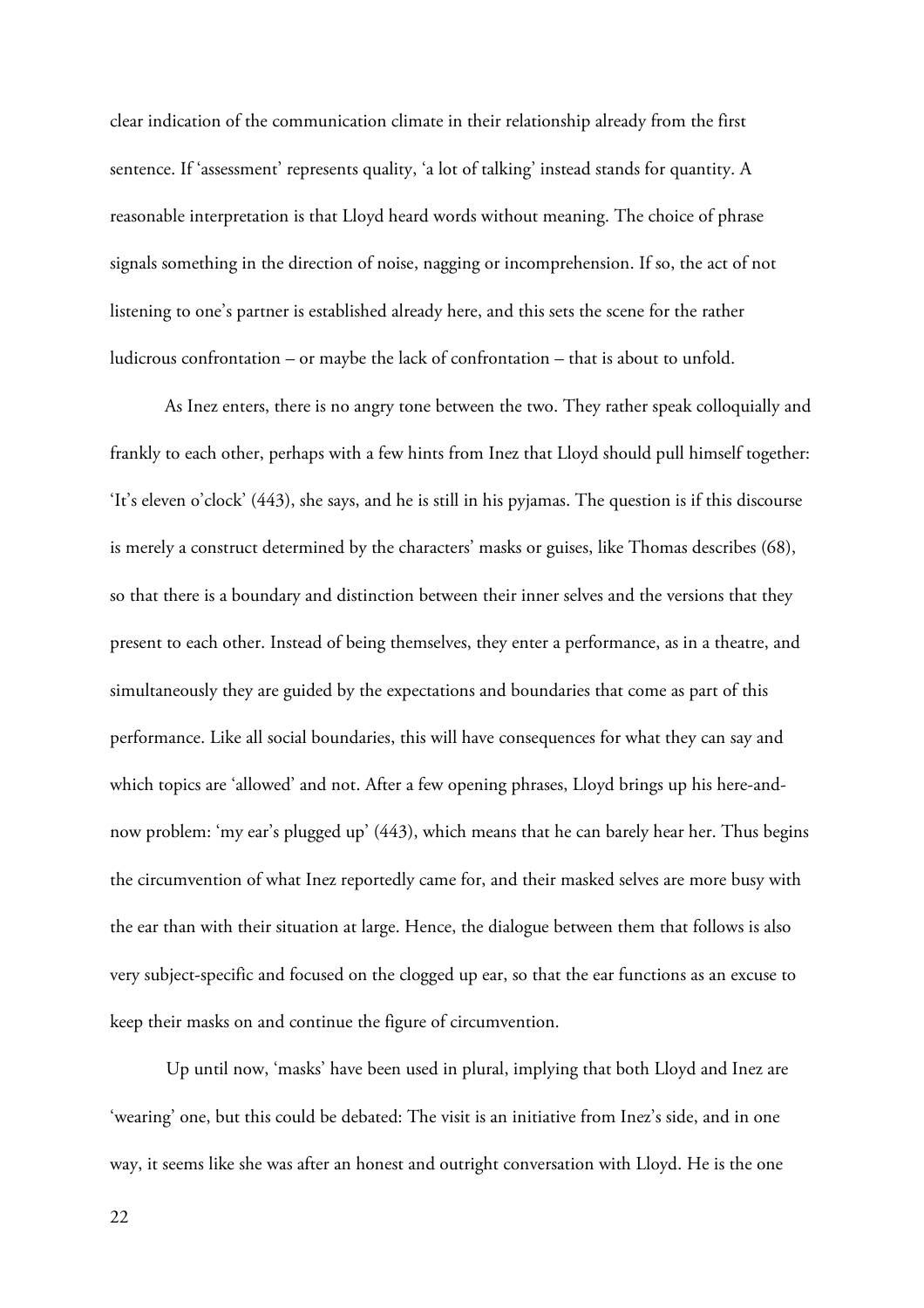clear indication of the communication climate in their relationship already from the first sentence. If 'assessment' represents quality, 'a lot of talking' instead stands for quantity. A reasonable interpretation is that Lloyd heard words without meaning. The choice of phrase signals something in the direction of noise, nagging or incomprehension. If so, the act of not listening to one's partner is established already here, and this sets the scene for the rather ludicrous confrontation – or maybe the lack of confrontation – that is about to unfold.

As Inez enters, there is no angry tone between the two. They rather speak colloquially and frankly to each other, perhaps with a few hints from Inez that Lloyd should pull himself together: 'It's eleven o'clock' (443), she says, and he is still in his pyjamas. The question is if this discourse is merely a construct determined by the characters' masks or guises, like Thomas describes (68), so that there is a boundary and distinction between their inner selves and the versions that they present to each other. Instead of being themselves, they enter a performance, as in a theatre, and simultaneously they are guided by the expectations and boundaries that come as part of this performance. Like all social boundaries, this will have consequences for what they can say and which topics are 'allowed' and not. After a few opening phrases, Lloyd brings up his here-and-now problem: 'my ear's plugged up' (443), which means that he can barely hear her. Thus begins the circumvention of what Inez reportedly came for, and their masked selves are more busy with the ear than with their situation at large. Hence, the dialogue between them that follows is also very subject-specific and focused on the clogged up ear, so that the ear functions as an excuse to keep their masks on and continue the figure of circumvention.

Up until now, 'masks' have been used in plural, implying that both Lloyd and Inez are 'wearing' one, but this could be debated: The visit is an initiative from Inez's side, and in one way, it seems like she was after an honest and outright conversation with Lloyd. He is the one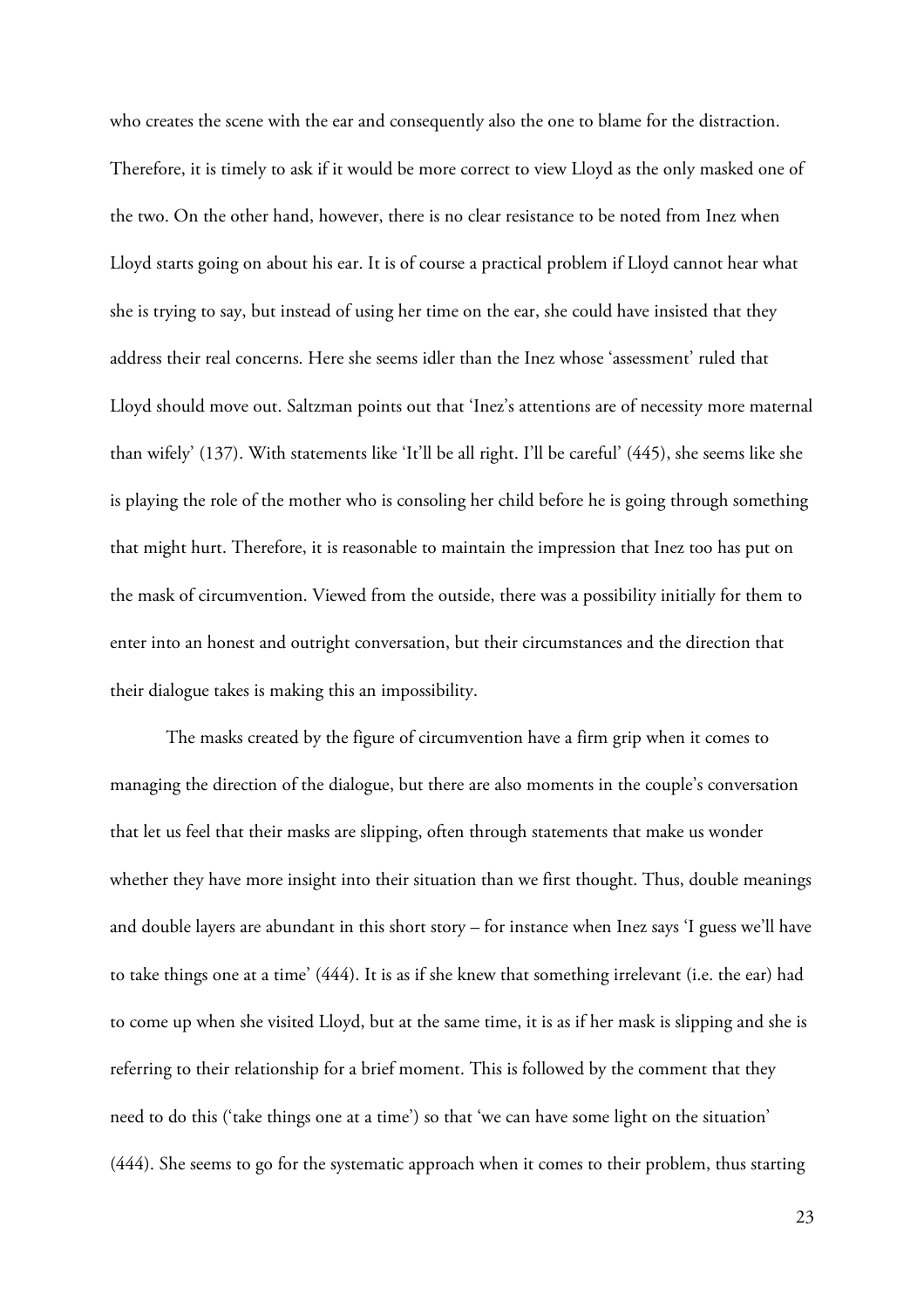who creates the scene with the ear and consequently also the one to blame for the distraction. Therefore, it is timely to ask if it would be more correct to view Lloyd as the only masked one of the two. On the other hand, however, there is no clear resistance to be noted from Inez when Lloyd starts going on about his ear. It is of course a practical problem if Lloyd cannot hear what she is trying to say, but instead of using her time on the ear, she could have insisted that they address their real concerns. Here she seems idler than the Inez whose 'assessment' ruled that Lloyd should move out. Saltzman points out that 'Inez's attentions are of necessity more maternal than wifely' (137). With statements like 'It'll be all right. I'll be careful' (445), she seems like she is playing the role of the mother who is consoling her child before he is going through something that might hurt. Therefore, it is reasonable to maintain the impression that Inez too has put on the mask of circumvention. Viewed from the outside, there was a possibility initially for them to enter into an honest and outright conversation, but their circumstances and the direction that their dialogue takes is making this an impossibility.

The masks created by the figure of circumvention have a firm grip when it comes to managing the direction of the dialogue, but there are also moments in the couple's conversation that let us feel that their masks are slipping, often through statements that make us wonder whether they have more insight into their situation than we first thought. Thus, double meanings and double layers are abundant in this short story – for instance when Inez says 'I guess we'll have to take things one at a time' (444). It is as if she knew that something irrelevant (i.e. the ear) had to come up when she visited Lloyd, but at the same time, it is as if her mask is slipping and she is referring to their relationship for a brief moment. This is followed by the comment that they need to do this ('take things one at a time') so that 'we can have some light on the situation' (444). She seems to go for the systematic approach when it comes to their problem, thus starting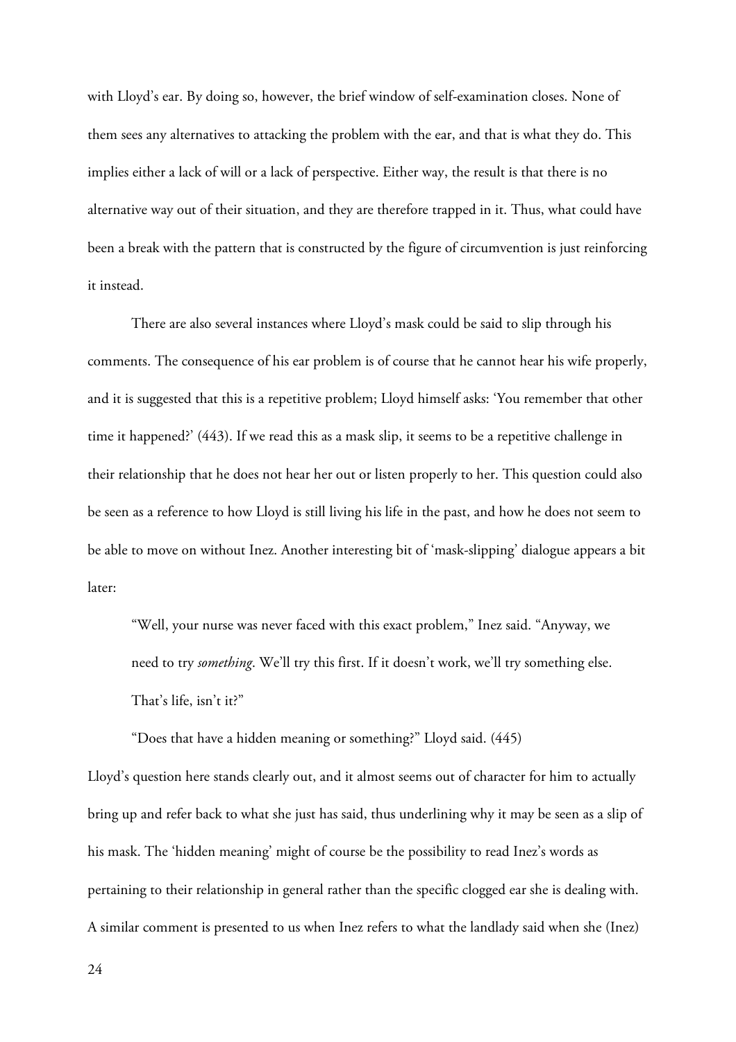with Lloyd's ear. By doing so, however, the brief window of self-examination closes. None of them sees any alternatives to attacking the problem with the ear, and that is what they do. This implies either a lack of will or a lack of perspective. Either way, the result is that there is no alternative way out of their situation, and they are therefore trapped in it. Thus, what could have been a break with the pattern that is constructed by the figure of circumvention is just reinforcing it instead.

There are also several instances where Lloyd's mask could be said to slip through his comments. The consequence of his ear problem is of course that he cannot hear his wife properly, and it is suggested that this is a repetitive problem; Lloyd himself asks: 'You remember that other time it happened?' (443). If we read this as a mask slip, it seems to be a repetitive challenge in their relationship that he does not hear her out or listen properly to her. This question could also be seen as a reference to how Lloyd is still living his life in the past, and how he does not seem to be able to move on without Inez. Another interesting bit of 'mask-slipping' dialogue appears a bit later:

> "Well, your nurse was never faced with this exact problem," Inez said. "Anyway, we need to try *something*. We'll try this first. If it doesn't work, we'll try something else. That's life, isn't it?"
>
> "Does that have a hidden meaning or something?" Lloyd said. (445)

Lloyd's question here stands clearly out, and it almost seems out of character for him to actually bring up and refer back to what she just has said, thus underlining why it may be seen as a slip of his mask. The 'hidden meaning' might of course be the possibility to read Inez's words as pertaining to their relationship in general rather than the specific clogged ear she is dealing with. A similar comment is presented to us when Inez refers to what the landlady said when she (Inez)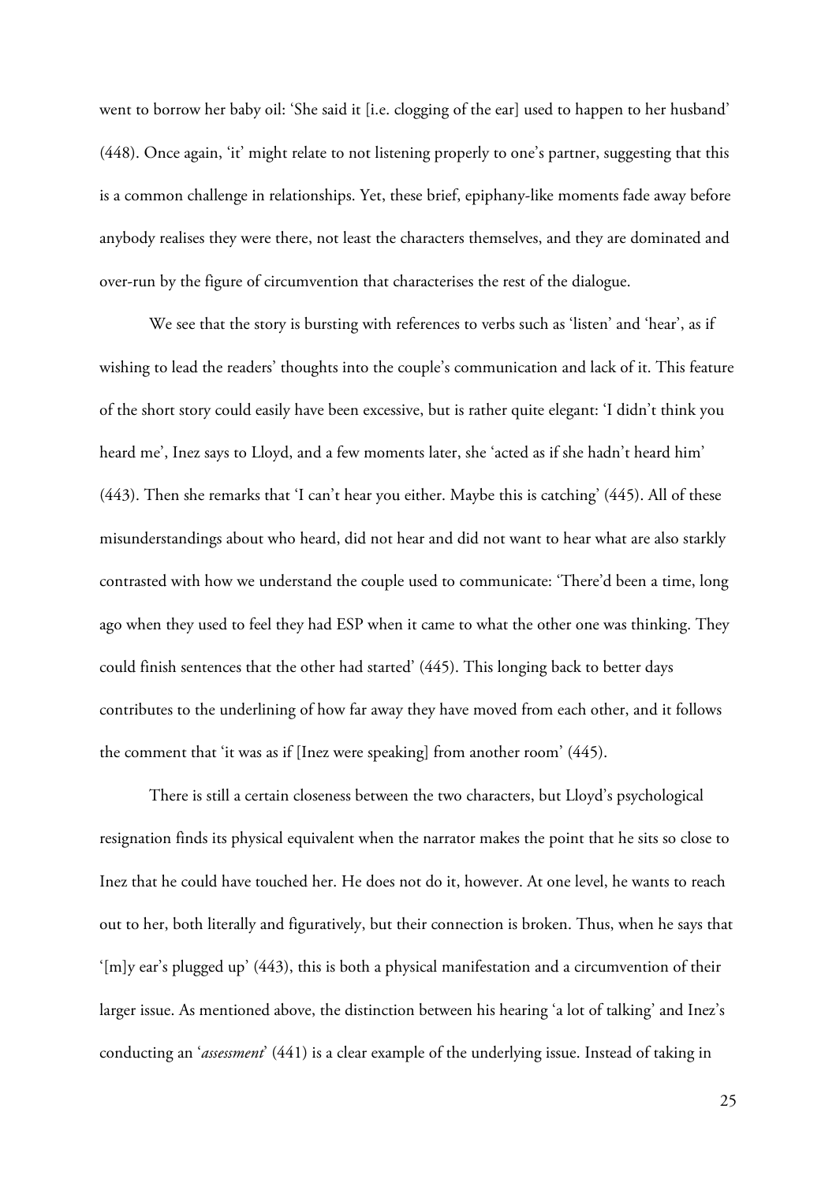went to borrow her baby oil: 'She said it [i.e. clogging of the ear] used to happen to her husband' (448). Once again, 'it' might relate to not listening properly to one's partner, suggesting that this is a common challenge in relationships. Yet, these brief, epiphany-like moments fade away before anybody realises they were there, not least the characters themselves, and they are dominated and over-run by the figure of circumvention that characterises the rest of the dialogue.

We see that the story is bursting with references to verbs such as 'listen' and 'hear', as if wishing to lead the readers' thoughts into the couple's communication and lack of it. This feature of the short story could easily have been excessive, but is rather quite elegant: 'I didn't think you heard me', Inez says to Lloyd, and a few moments later, she 'acted as if she hadn't heard him' (443). Then she remarks that 'I can't hear you either. Maybe this is catching' (445). All of these misunderstandings about who heard, did not hear and did not want to hear what are also starkly contrasted with how we understand the couple used to communicate: 'There'd been a time, long ago when they used to feel they had ESP when it came to what the other one was thinking. They could finish sentences that the other had started' (445). This longing back to better days contributes to the underlining of how far away they have moved from each other, and it follows the comment that 'it was as if [Inez were speaking] from another room' (445).

There is still a certain closeness between the two characters, but Lloyd's psychological resignation finds its physical equivalent when the narrator makes the point that he sits so close to Inez that he could have touched her. He does not do it, however. At one level, he wants to reach out to her, both literally and figuratively, but their connection is broken. Thus, when he says that '[m]y ear's plugged up' (443), this is both a physical manifestation and a circumvention of their larger issue. As mentioned above, the distinction between his hearing 'a lot of talking' and Inez's conducting an '*assessment*' (441) is a clear example of the underlying issue. Instead of taking in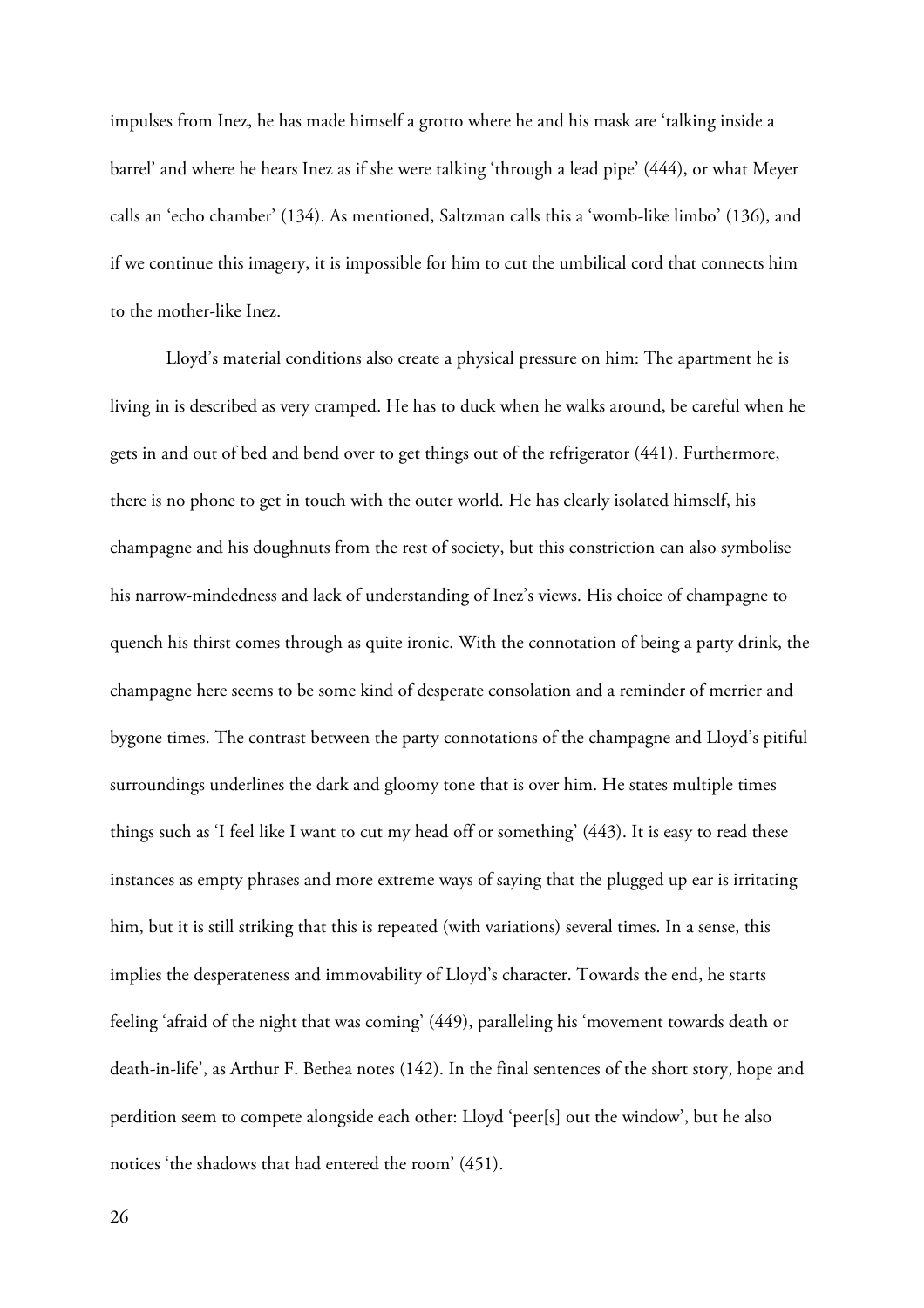impulses from Inez, he has made himself a grotto where he and his mask are 'talking inside a barrel' and where he hears Inez as if she were talking 'through a lead pipe' (444), or what Meyer calls an 'echo chamber' (134). As mentioned, Saltzman calls this a 'womb-like limbo' (136), and if we continue this imagery, it is impossible for him to cut the umbilical cord that connects him to the mother-like Inez.

Lloyd's material conditions also create a physical pressure on him: The apartment he is living in is described as very cramped. He has to duck when he walks around, be careful when he gets in and out of bed and bend over to get things out of the refrigerator (441). Furthermore, there is no phone to get in touch with the outer world. He has clearly isolated himself, his champagne and his doughnuts from the rest of society, but this constriction can also symbolise his narrow-mindedness and lack of understanding of Inez's views. His choice of champagne to quench his thirst comes through as quite ironic. With the connotation of being a party drink, the champagne here seems to be some kind of desperate consolation and a reminder of merrier and bygone times. The contrast between the party connotations of the champagne and Lloyd's pitiful surroundings underlines the dark and gloomy tone that is over him. He states multiple times things such as 'I feel like I want to cut my head off or something' (443). It is easy to read these instances as empty phrases and more extreme ways of saying that the plugged up ear is irritating him, but it is still striking that this is repeated (with variations) several times. In a sense, this implies the desperateness and immovability of Lloyd's character. Towards the end, he starts feeling 'afraid of the night that was coming' (449), paralleling his 'movement towards death or death-in-life', as Arthur F. Bethea notes (142). In the final sentences of the short story, hope and perdition seem to compete alongside each other: Lloyd 'peer[s] out the window', but he also notices 'the shadows that had entered the room' (451).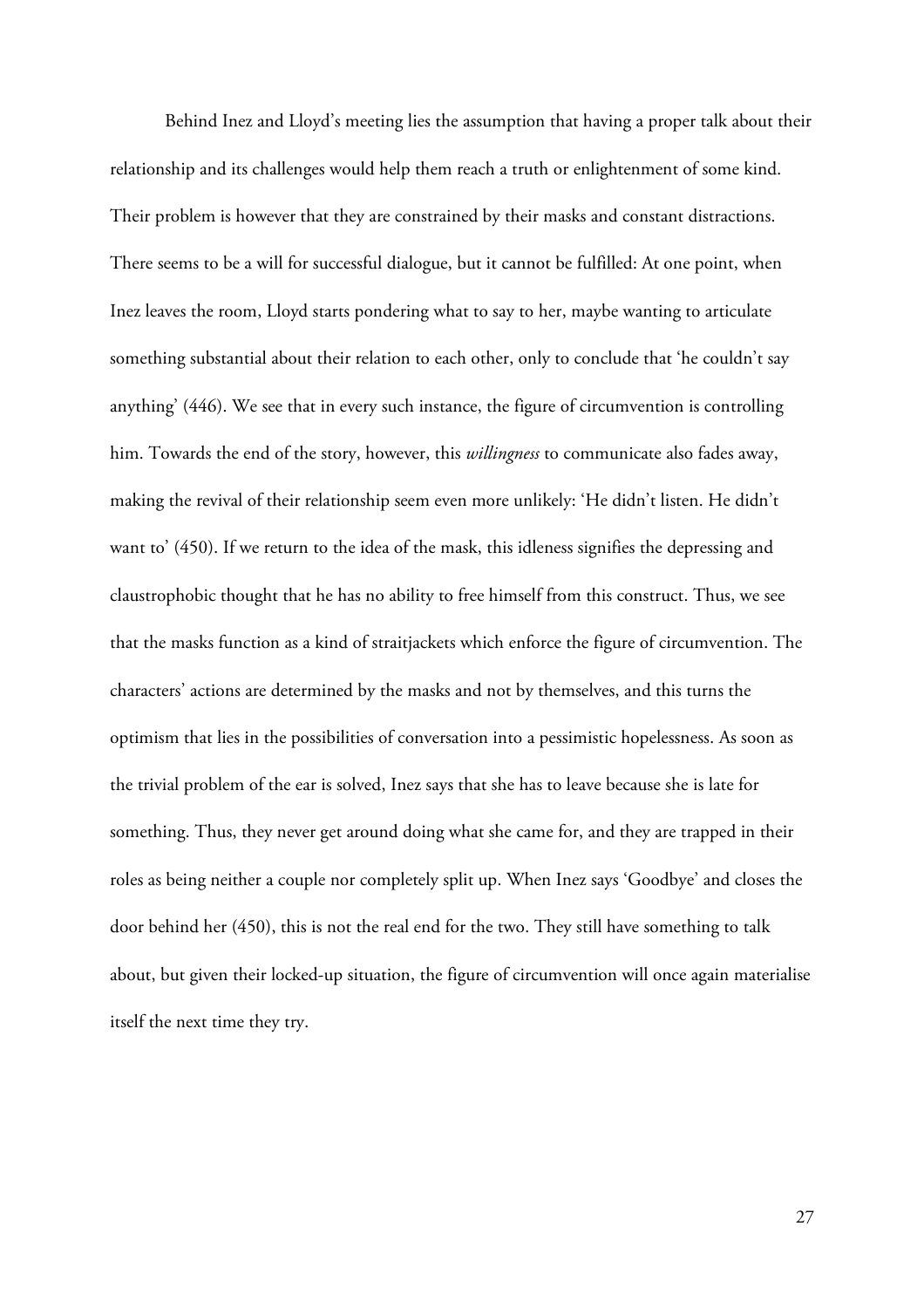Behind Inez and Lloyd's meeting lies the assumption that having a proper talk about their relationship and its challenges would help them reach a truth or enlightenment of some kind. Their problem is however that they are constrained by their masks and constant distractions. There seems to be a will for successful dialogue, but it cannot be fulfilled: At one point, when Inez leaves the room, Lloyd starts pondering what to say to her, maybe wanting to articulate something substantial about their relation to each other, only to conclude that 'he couldn't say anything' (446). We see that in every such instance, the figure of circumvention is controlling him. Towards the end of the story, however, this *willingness* to communicate also fades away, making the revival of their relationship seem even more unlikely: 'He didn't listen. He didn't want to' (450). If we return to the idea of the mask, this idleness signifies the depressing and claustrophobic thought that he has no ability to free himself from this construct. Thus, we see that the masks function as a kind of straitjackets which enforce the figure of circumvention. The characters' actions are determined by the masks and not by themselves, and this turns the optimism that lies in the possibilities of conversation into a pessimistic hopelessness. As soon as the trivial problem of the ear is solved, Inez says that she has to leave because she is late for something. Thus, they never get around doing what she came for, and they are trapped in their roles as being neither a couple nor completely split up. When Inez says 'Goodbye' and closes the door behind her (450), this is not the real end for the two. They still have something to talk about, but given their locked-up situation, the figure of circumvention will once again materialise itself the next time they try.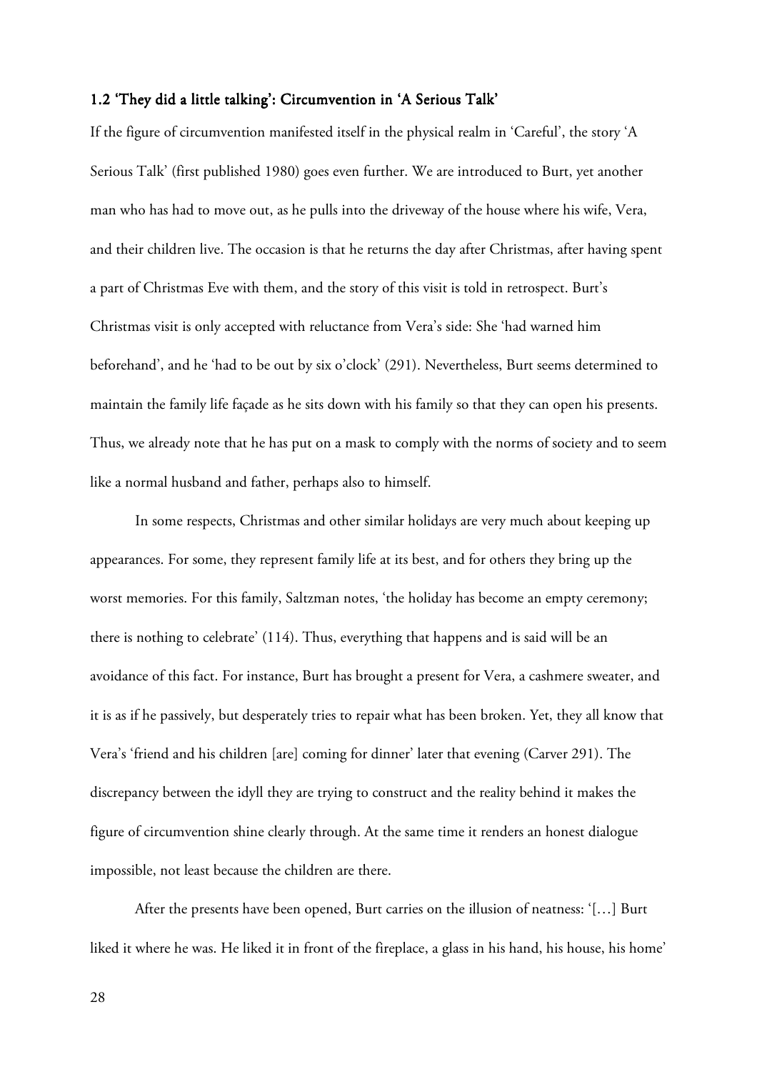### 1.2 'They did a little talking': Circumvention in 'A Serious Talk'

If the figure of circumvention manifested itself in the physical realm in 'Careful', the story 'A Serious Talk' (first published 1980) goes even further. We are introduced to Burt, yet another man who has had to move out, as he pulls into the driveway of the house where his wife, Vera, and their children live. The occasion is that he returns the day after Christmas, after having spent a part of Christmas Eve with them, and the story of this visit is told in retrospect. Burt's Christmas visit is only accepted with reluctance from Vera's side: She 'had warned him beforehand', and he 'had to be out by six o'clock' (291). Nevertheless, Burt seems determined to maintain the family life façade as he sits down with his family so that they can open his presents. Thus, we already note that he has put on a mask to comply with the norms of society and to seem like a normal husband and father, perhaps also to himself.

In some respects, Christmas and other similar holidays are very much about keeping up appearances. For some, they represent family life at its best, and for others they bring up the worst memories. For this family, Saltzman notes, 'the holiday has become an empty ceremony; there is nothing to celebrate' (114). Thus, everything that happens and is said will be an avoidance of this fact. For instance, Burt has brought a present for Vera, a cashmere sweater, and it is as if he passively, but desperately tries to repair what has been broken. Yet, they all know that Vera's 'friend and his children [are] coming for dinner' later that evening (Carver 291). The discrepancy between the idyll they are trying to construct and the reality behind it makes the figure of circumvention shine clearly through. At the same time it renders an honest dialogue impossible, not least because the children are there.

After the presents have been opened, Burt carries on the illusion of neatness: '[…] Burt liked it where he was. He liked it in front of the fireplace, a glass in his hand, his house, his home'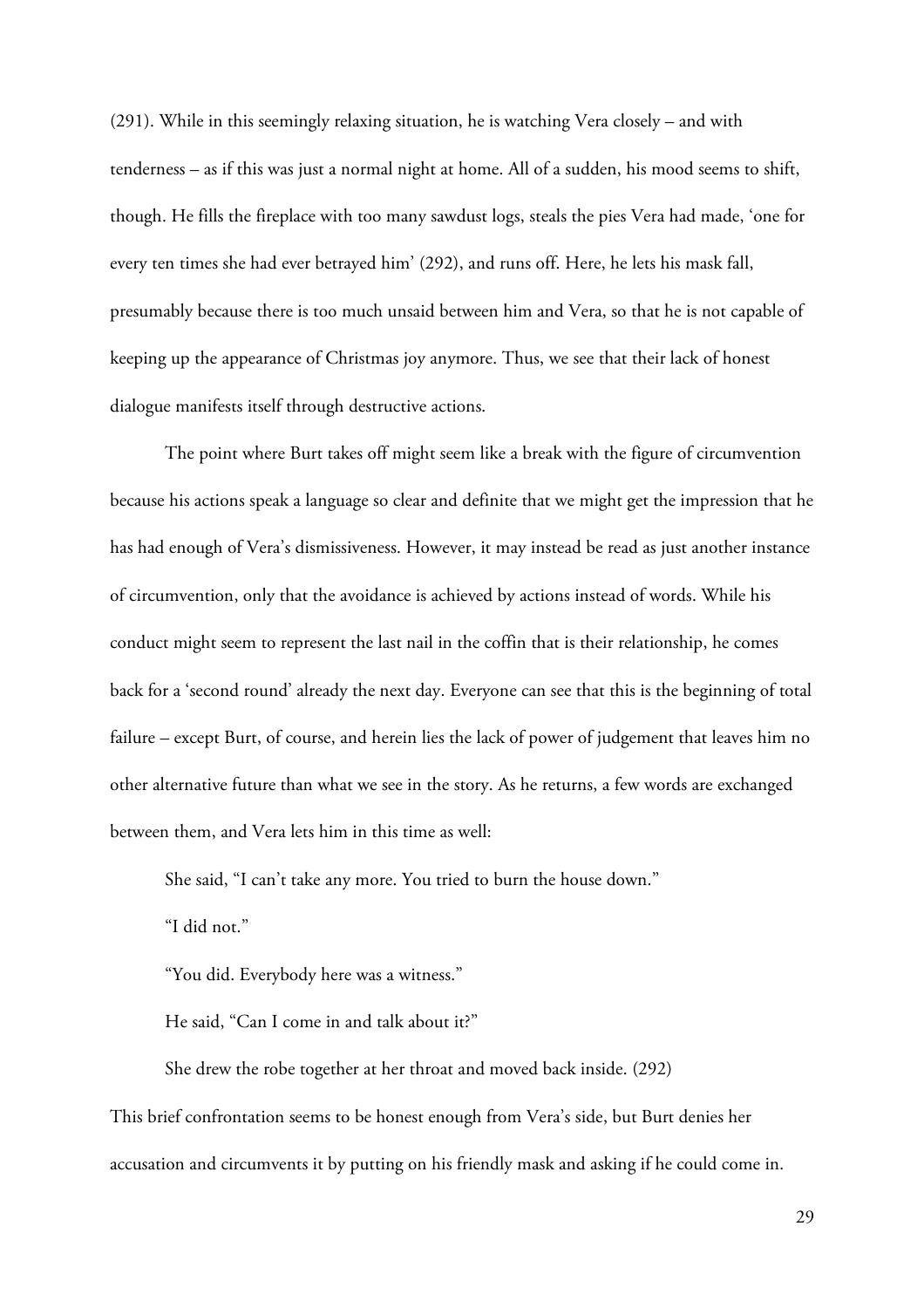(291). While in this seemingly relaxing situation, he is watching Vera closely – and with tenderness – as if this was just a normal night at home. All of a sudden, his mood seems to shift, though. He fills the fireplace with too many sawdust logs, steals the pies Vera had made, 'one for every ten times she had ever betrayed him' (292), and runs off. Here, he lets his mask fall, presumably because there is too much unsaid between him and Vera, so that he is not capable of keeping up the appearance of Christmas joy anymore. Thus, we see that their lack of honest dialogue manifests itself through destructive actions.

The point where Burt takes off might seem like a break with the figure of circumvention because his actions speak a language so clear and definite that we might get the impression that he has had enough of Vera's dismissiveness. However, it may instead be read as just another instance of circumvention, only that the avoidance is achieved by actions instead of words. While his conduct might seem to represent the last nail in the coffin that is their relationship, he comes back for a 'second round' already the next day. Everyone can see that this is the beginning of total failure – except Burt, of course, and herein lies the lack of power of judgement that leaves him no other alternative future than what we see in the story. As he returns, a few words are exchanged between them, and Vera lets him in this time as well:

> She said, "I can't take any more. You tried to burn the house down."
>
> "I did not."
>
> "You did. Everybody here was a witness."
>
> He said, "Can I come in and talk about it?"
>
> She drew the robe together at her throat and moved back inside. (292)

This brief confrontation seems to be honest enough from Vera's side, but Burt denies her accusation and circumvents it by putting on his friendly mask and asking if he could come in.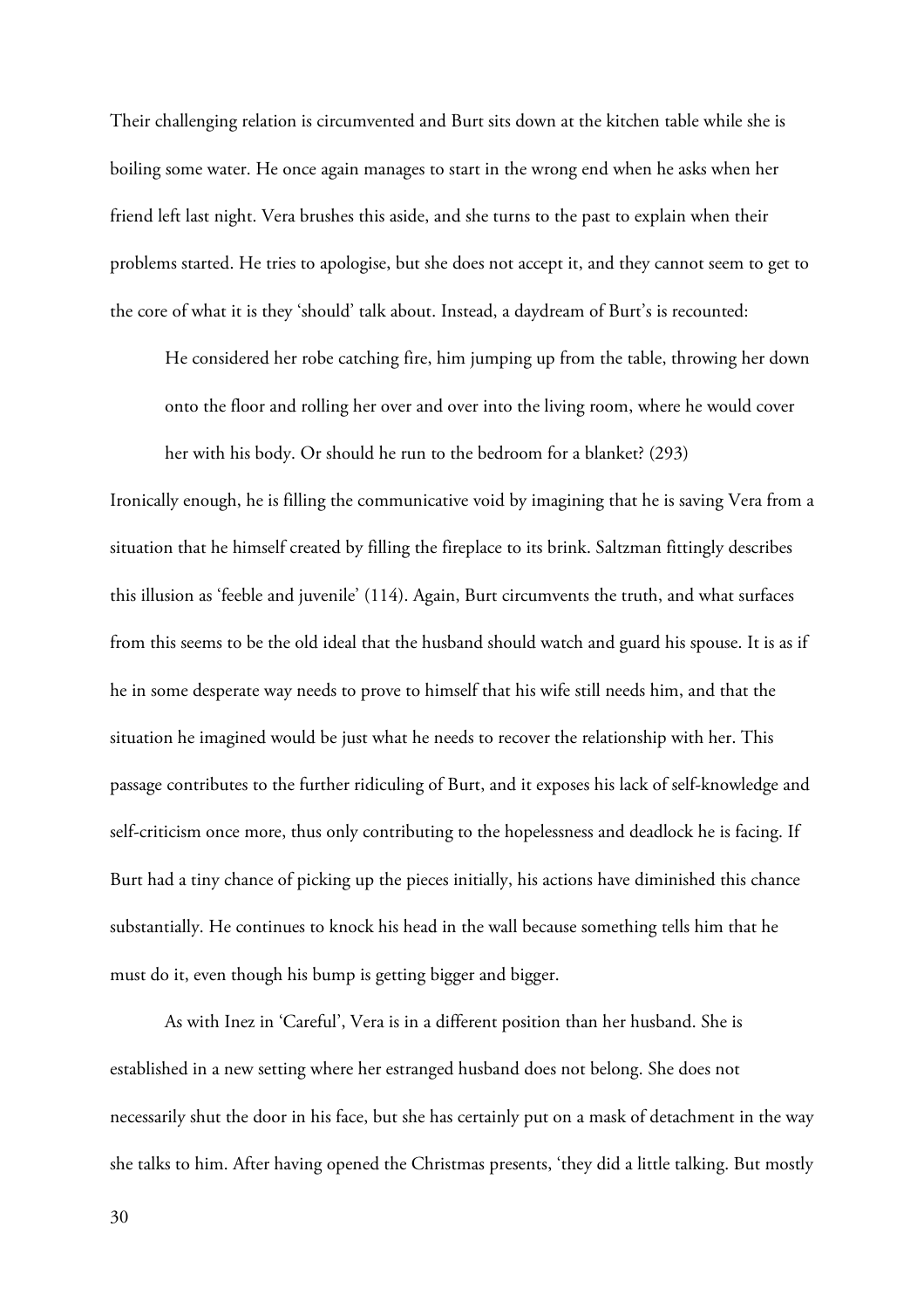Their challenging relation is circumvented and Burt sits down at the kitchen table while she is boiling some water. He once again manages to start in the wrong end when he asks when her friend left last night. Vera brushes this aside, and she turns to the past to explain when their problems started. He tries to apologise, but she does not accept it, and they cannot seem to get to the core of what it is they 'should' talk about. Instead, a daydream of Burt's is recounted:

> He considered her robe catching fire, him jumping up from the table, throwing her down onto the floor and rolling her over and over into the living room, where he would cover her with his body. Or should he run to the bedroom for a blanket? (293)

Ironically enough, he is filling the communicative void by imagining that he is saving Vera from a situation that he himself created by filling the fireplace to its brink. Saltzman fittingly describes this illusion as 'feeble and juvenile' (114). Again, Burt circumvents the truth, and what surfaces from this seems to be the old ideal that the husband should watch and guard his spouse. It is as if he in some desperate way needs to prove to himself that his wife still needs him, and that the situation he imagined would be just what he needs to recover the relationship with her. This passage contributes to the further ridiculing of Burt, and it exposes his lack of self-knowledge and self-criticism once more, thus only contributing to the hopelessness and deadlock he is facing. If Burt had a tiny chance of picking up the pieces initially, his actions have diminished this chance substantially. He continues to knock his head in the wall because something tells him that he must do it, even though his bump is getting bigger and bigger.

As with Inez in 'Careful', Vera is in a different position than her husband. She is established in a new setting where her estranged husband does not belong. She does not necessarily shut the door in his face, but she has certainly put on a mask of detachment in the way she talks to him. After having opened the Christmas presents, 'they did a little talking. But mostly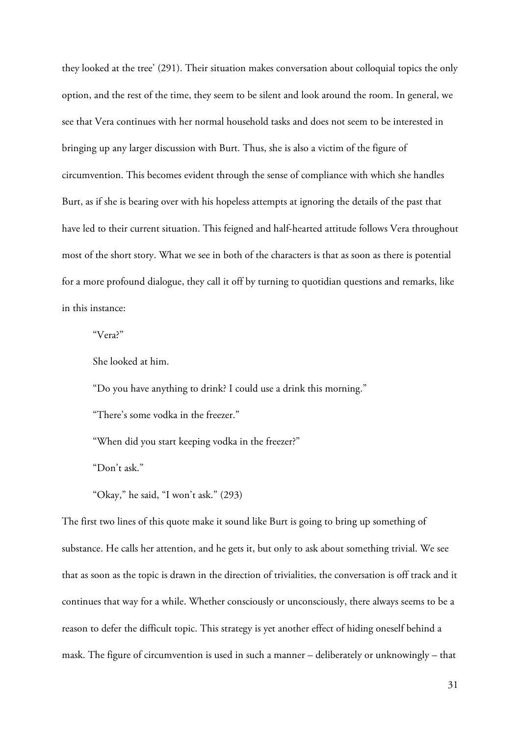they looked at the tree' (291). Their situation makes conversation about colloquial topics the only option, and the rest of the time, they seem to be silent and look around the room. In general, we see that Vera continues with her normal household tasks and does not seem to be interested in bringing up any larger discussion with Burt. Thus, she is also a victim of the figure of circumvention. This becomes evident through the sense of compliance with which she handles Burt, as if she is bearing over with his hopeless attempts at ignoring the details of the past that have led to their current situation. This feigned and half-hearted attitude follows Vera throughout most of the short story. What we see in both of the characters is that as soon as there is potential for a more profound dialogue, they call it off by turning to quotidian questions and remarks, like in this instance:

> "Vera?"
>
> She looked at him.
>
> "Do you have anything to drink? I could use a drink this morning."
>
> "There's some vodka in the freezer."
>
> "When did you start keeping vodka in the freezer?"
>
> "Don't ask."
>
> "Okay," he said, "I won't ask." (293)

The first two lines of this quote make it sound like Burt is going to bring up something of substance. He calls her attention, and he gets it, but only to ask about something trivial. We see that as soon as the topic is drawn in the direction of trivialities, the conversation is off track and it continues that way for a while. Whether consciously or unconsciously, there always seems to be a reason to defer the difficult topic. This strategy is yet another effect of hiding oneself behind a mask. The figure of circumvention is used in such a manner – deliberately or unknowingly – that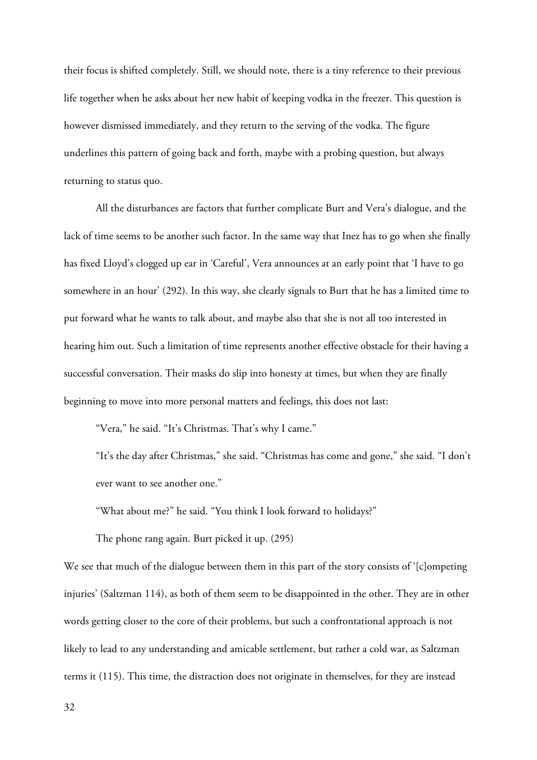their focus is shifted completely. Still, we should note, there is a tiny reference to their previous life together when he asks about her new habit of keeping vodka in the freezer. This question is however dismissed immediately, and they return to the serving of the vodka. The figure underlines this pattern of going back and forth, maybe with a probing question, but always returning to status quo.

All the disturbances are factors that further complicate Burt and Vera's dialogue, and the lack of time seems to be another such factor. In the same way that Inez has to go when she finally has fixed Lloyd's clogged up ear in 'Careful', Vera announces at an early point that 'I have to go somewhere in an hour' (292). In this way, she clearly signals to Burt that he has a limited time to put forward what he wants to talk about, and maybe also that she is not all too interested in hearing him out. Such a limitation of time represents another effective obstacle for their having a successful conversation. Their masks do slip into honesty at times, but when they are finally beginning to move into more personal matters and feelings, this does not last:

> "Vera," he said. "It's Christmas. That's why I came."
>
> "It's the day after Christmas," she said. "Christmas has come and gone," she said. "I don't ever want to see another one."
>
> "What about me?" he said. "You think I look forward to holidays?"
>
> The phone rang again. Burt picked it up. (295)

We see that much of the dialogue between them in this part of the story consists of '[c]ompeting injuries' (Saltzman 114), as both of them seem to be disappointed in the other. They are in other words getting closer to the core of their problems, but such a confrontational approach is not likely to lead to any understanding and amicable settlement, but rather a cold war, as Saltzman terms it (115). This time, the distraction does not originate in themselves, for they are instead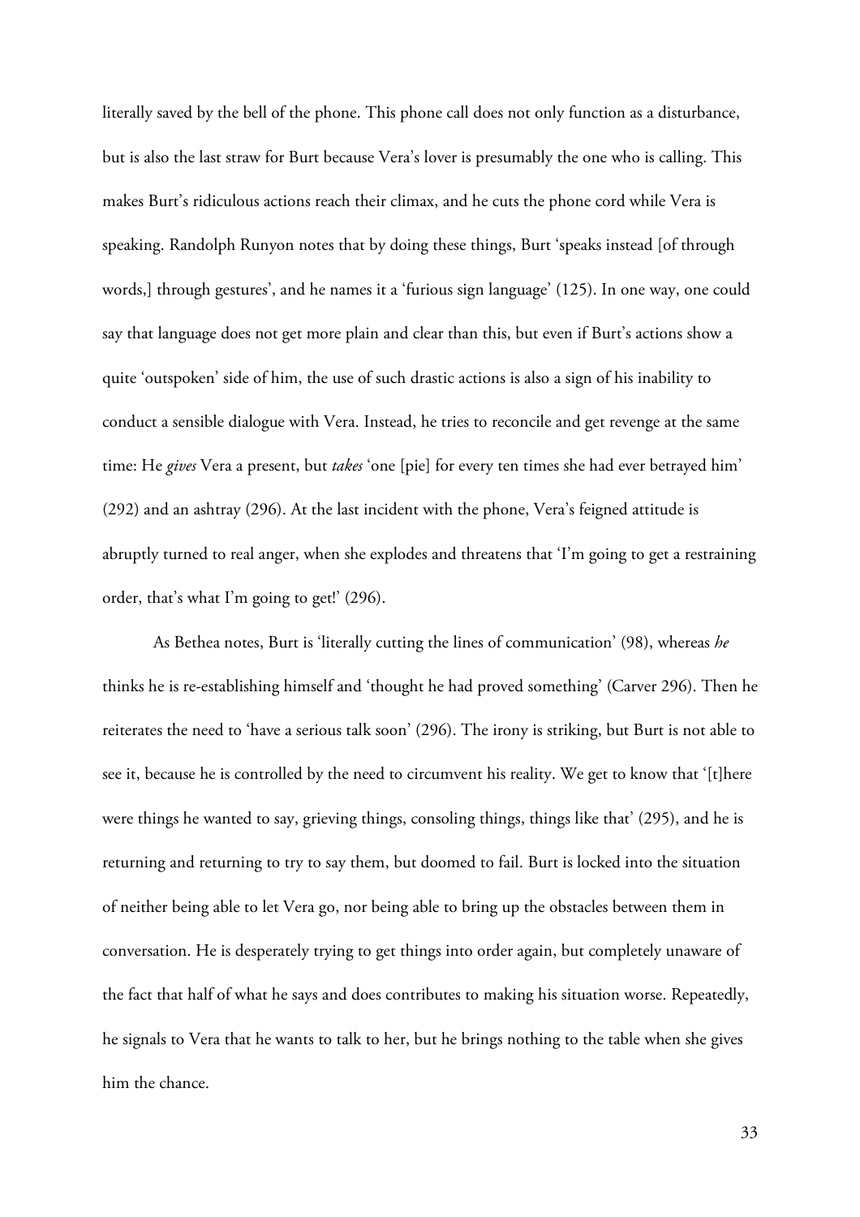literally saved by the bell of the phone. This phone call does not only function as a disturbance, but is also the last straw for Burt because Vera's lover is presumably the one who is calling. This makes Burt's ridiculous actions reach their climax, and he cuts the phone cord while Vera is speaking. Randolph Runyon notes that by doing these things, Burt 'speaks instead [of through words,] through gestures', and he names it a 'furious sign language' (125). In one way, one could say that language does not get more plain and clear than this, but even if Burt's actions show a quite 'outspoken' side of him, the use of such drastic actions is also a sign of his inability to conduct a sensible dialogue with Vera. Instead, he tries to reconcile and get revenge at the same time: He *gives* Vera a present, but *takes* 'one [pie] for every ten times she had ever betrayed him' (292) and an ashtray (296). At the last incident with the phone, Vera's feigned attitude is abruptly turned to real anger, when she explodes and threatens that 'I'm going to get a restraining order, that's what I'm going to get!' (296).

As Bethea notes, Burt is 'literally cutting the lines of communication' (98), whereas *he* thinks he is re-establishing himself and 'thought he had proved something' (Carver 296). Then he reiterates the need to 'have a serious talk soon' (296). The irony is striking, but Burt is not able to see it, because he is controlled by the need to circumvent his reality. We get to know that '[t]here were things he wanted to say, grieving things, consoling things, things like that' (295), and he is returning and returning to try to say them, but doomed to fail. Burt is locked into the situation of neither being able to let Vera go, nor being able to bring up the obstacles between them in conversation. He is desperately trying to get things into order again, but completely unaware of the fact that half of what he says and does contributes to making his situation worse. Repeatedly, he signals to Vera that he wants to talk to her, but he brings nothing to the table when she gives him the chance.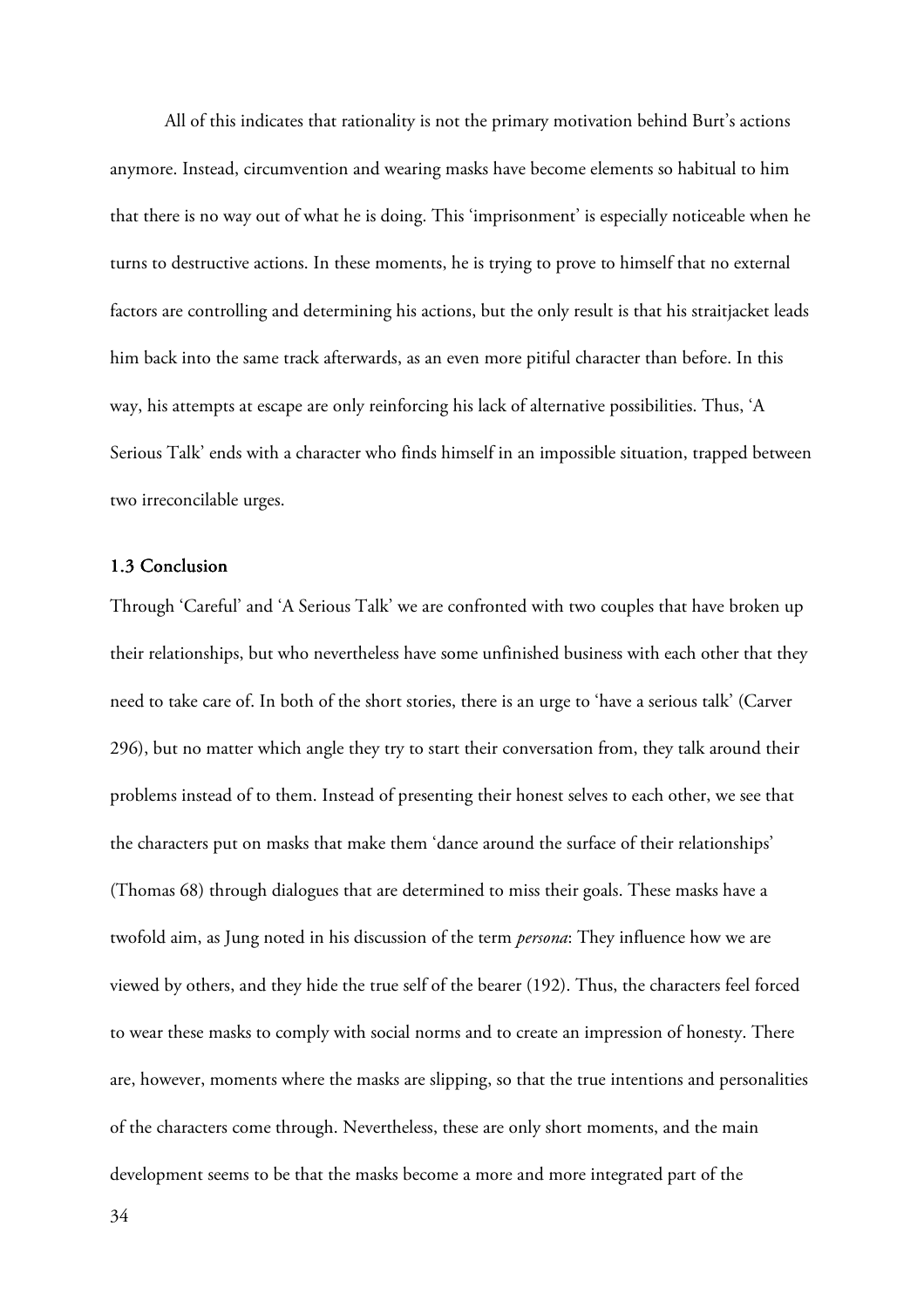All of this indicates that rationality is not the primary motivation behind Burt's actions anymore. Instead, circumvention and wearing masks have become elements so habitual to him that there is no way out of what he is doing. This 'imprisonment' is especially noticeable when he turns to destructive actions. In these moments, he is trying to prove to himself that no external factors are controlling and determining his actions, but the only result is that his straitjacket leads him back into the same track afterwards, as an even more pitiful character than before. In this way, his attempts at escape are only reinforcing his lack of alternative possibilities. Thus, 'A Serious Talk' ends with a character who finds himself in an impossible situation, trapped between two irreconcilable urges.

### 1.3 Conclusion

Through 'Careful' and 'A Serious Talk' we are confronted with two couples that have broken up their relationships, but who nevertheless have some unfinished business with each other that they need to take care of. In both of the short stories, there is an urge to 'have a serious talk' (Carver 296), but no matter which angle they try to start their conversation from, they talk around their problems instead of to them. Instead of presenting their honest selves to each other, we see that the characters put on masks that make them 'dance around the surface of their relationships' (Thomas 68) through dialogues that are determined to miss their goals. These masks have a twofold aim, as Jung noted in his discussion of the term *persona*: They influence how we are viewed by others, and they hide the true self of the bearer (192). Thus, the characters feel forced to wear these masks to comply with social norms and to create an impression of honesty. There are, however, moments where the masks are slipping, so that the true intentions and personalities of the characters come through. Nevertheless, these are only short moments, and the main development seems to be that the masks become a more and more integrated part of the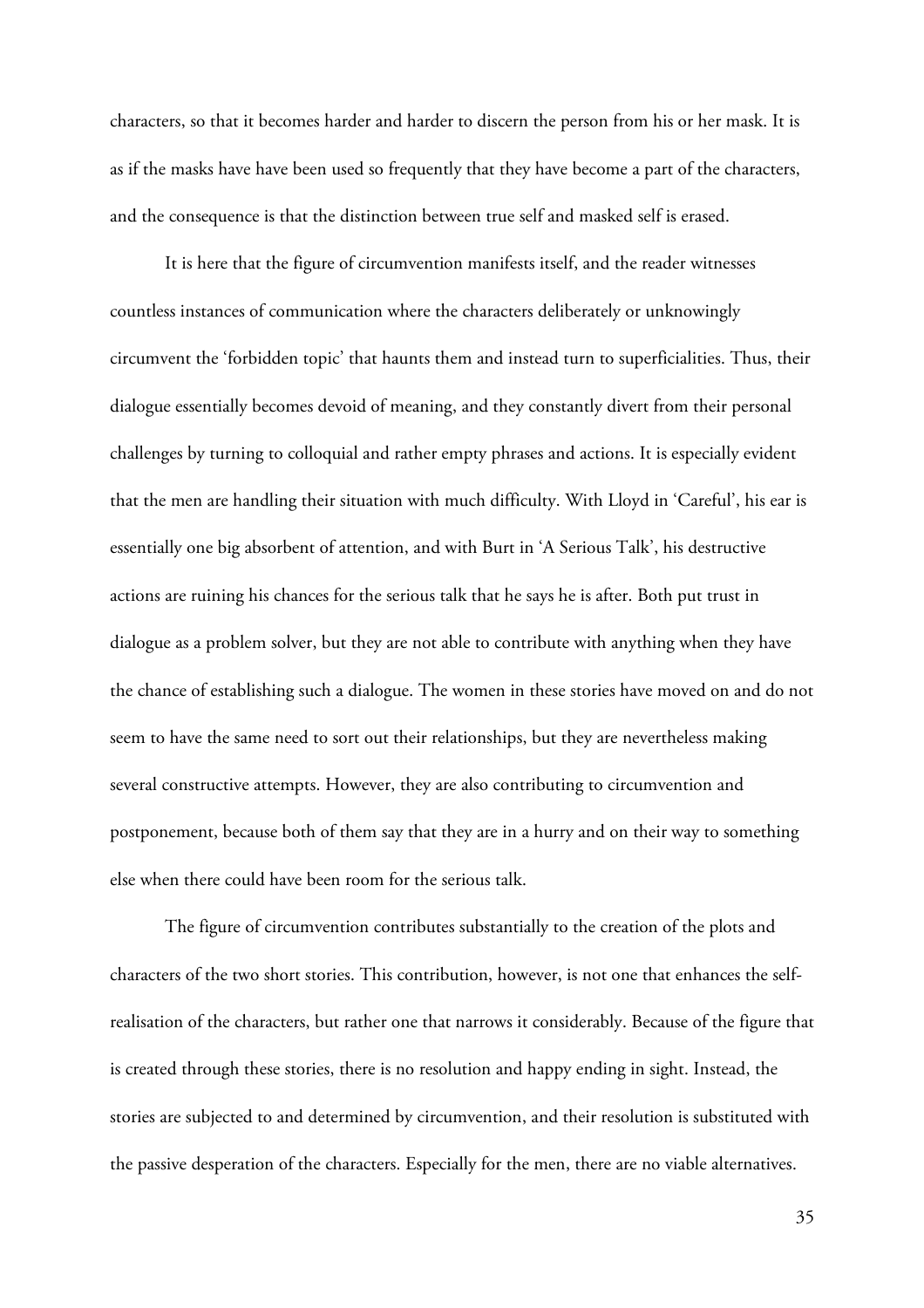characters, so that it becomes harder and harder to discern the person from his or her mask. It is as if the masks have have been used so frequently that they have become a part of the characters, and the consequence is that the distinction between true self and masked self is erased.

It is here that the figure of circumvention manifests itself, and the reader witnesses countless instances of communication where the characters deliberately or unknowingly circumvent the 'forbidden topic' that haunts them and instead turn to superficialities. Thus, their dialogue essentially becomes devoid of meaning, and they constantly divert from their personal challenges by turning to colloquial and rather empty phrases and actions. It is especially evident that the men are handling their situation with much difficulty. With Lloyd in 'Careful', his ear is essentially one big absorbent of attention, and with Burt in 'A Serious Talk', his destructive actions are ruining his chances for the serious talk that he says he is after. Both put trust in dialogue as a problem solver, but they are not able to contribute with anything when they have the chance of establishing such a dialogue. The women in these stories have moved on and do not seem to have the same need to sort out their relationships, but they are nevertheless making several constructive attempts. However, they are also contributing to circumvention and postponement, because both of them say that they are in a hurry and on their way to something else when there could have been room for the serious talk.

The figure of circumvention contributes substantially to the creation of the plots and characters of the two short stories. This contribution, however, is not one that enhances the self-realisation of the characters, but rather one that narrows it considerably. Because of the figure that is created through these stories, there is no resolution and happy ending in sight. Instead, the stories are subjected to and determined by circumvention, and their resolution is substituted with the passive desperation of the characters. Especially for the men, there are no viable alternatives.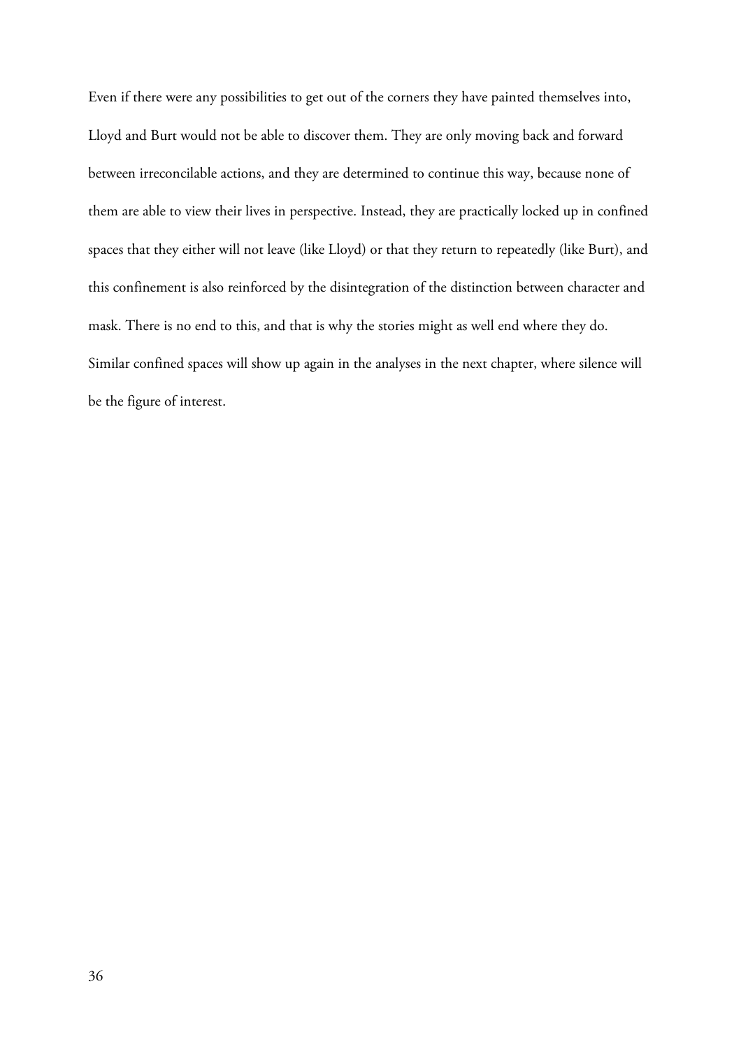Even if there were any possibilities to get out of the corners they have painted themselves into, Lloyd and Burt would not be able to discover them. They are only moving back and forward between irreconcilable actions, and they are determined to continue this way, because none of them are able to view their lives in perspective. Instead, they are practically locked up in confined spaces that they either will not leave (like Lloyd) or that they return to repeatedly (like Burt), and this confinement is also reinforced by the disintegration of the distinction between character and mask. There is no end to this, and that is why the stories might as well end where they do. Similar confined spaces will show up again in the analyses in the next chapter, where silence will be the figure of interest.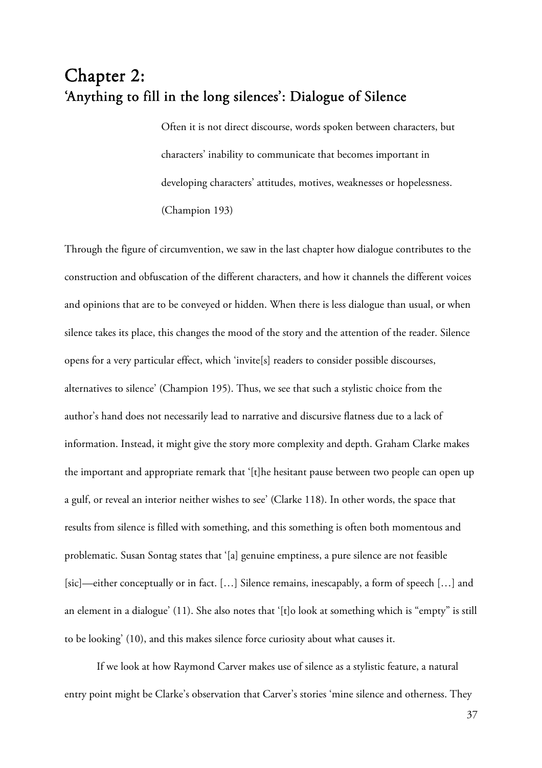# Chapter 2:
## 'Anything to fill in the long silences': Dialogue of Silence

> Often it is not direct discourse, words spoken between characters, but characters' inability to communicate that becomes important in developing characters' attitudes, motives, weaknesses or hopelessness. (Champion 193)

Through the figure of circumvention, we saw in the last chapter how dialogue contributes to the construction and obfuscation of the different characters, and how it channels the different voices and opinions that are to be conveyed or hidden. When there is less dialogue than usual, or when silence takes its place, this changes the mood of the story and the attention of the reader. Silence opens for a very particular effect, which 'invite[s] readers to consider possible discourses, alternatives to silence' (Champion 195). Thus, we see that such a stylistic choice from the author's hand does not necessarily lead to narrative and discursive flatness due to a lack of information. Instead, it might give the story more complexity and depth. Graham Clarke makes the important and appropriate remark that '[t]he hesitant pause between two people can open up a gulf, or reveal an interior neither wishes to see' (Clarke 118). In other words, the space that results from silence is filled with something, and this something is often both momentous and problematic. Susan Sontag states that '[a] genuine emptiness, a pure silence are not feasible [sic]—either conceptually or in fact. […] Silence remains, inescapably, a form of speech […] and an element in a dialogue' (11). She also notes that '[t]o look at something which is "empty" is still to be looking' (10), and this makes silence force curiosity about what causes it.

If we look at how Raymond Carver makes use of silence as a stylistic feature, a natural entry point might be Clarke's observation that Carver's stories 'mine silence and otherness. They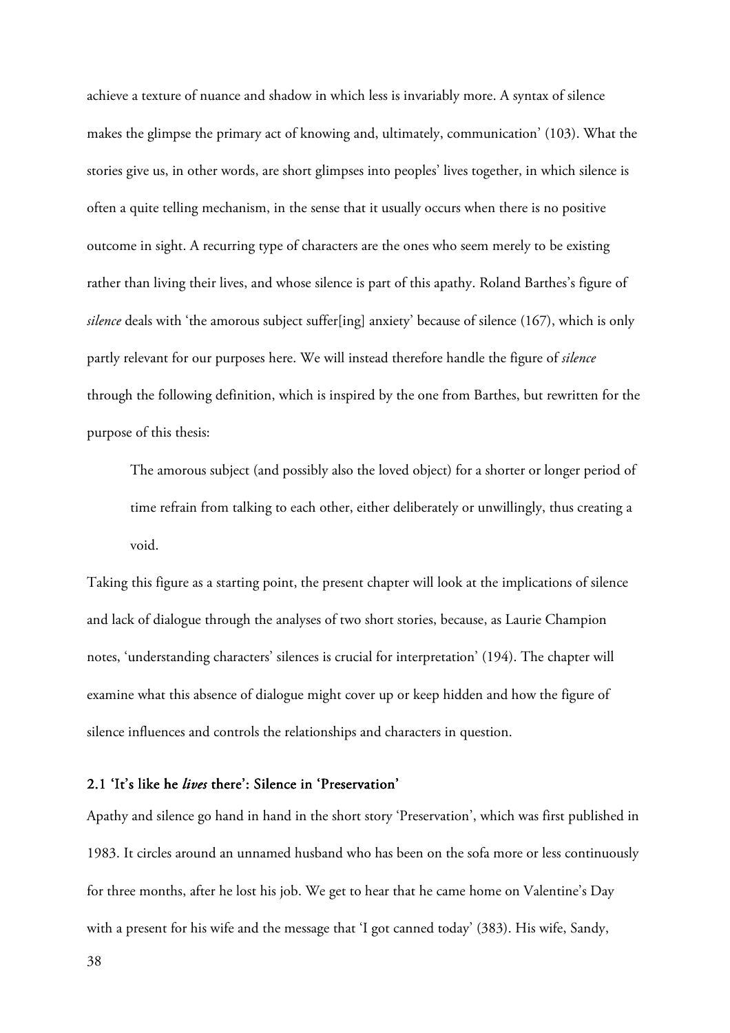achieve a texture of nuance and shadow in which less is invariably more. A syntax of silence makes the glimpse the primary act of knowing and, ultimately, communication' (103). What the stories give us, in other words, are short glimpses into peoples' lives together, in which silence is often a quite telling mechanism, in the sense that it usually occurs when there is no positive outcome in sight. A recurring type of characters are the ones who seem merely to be existing rather than living their lives, and whose silence is part of this apathy. Roland Barthes's figure of *silence* deals with 'the amorous subject suffer[ing] anxiety' because of silence (167), which is only partly relevant for our purposes here. We will instead therefore handle the figure of *silence* through the following definition, which is inspired by the one from Barthes, but rewritten for the purpose of this thesis:

> The amorous subject (and possibly also the loved object) for a shorter or longer period of time refrain from talking to each other, either deliberately or unwillingly, thus creating a void.

Taking this figure as a starting point, the present chapter will look at the implications of silence and lack of dialogue through the analyses of two short stories, because, as Laurie Champion notes, 'understanding characters' silences is crucial for interpretation' (194). The chapter will examine what this absence of dialogue might cover up or keep hidden and how the figure of silence influences and controls the relationships and characters in question.

### 2.1 'It's like he *lives* there': Silence in 'Preservation'

Apathy and silence go hand in hand in the short story 'Preservation', which was first published in 1983. It circles around an unnamed husband who has been on the sofa more or less continuously for three months, after he lost his job. We get to hear that he came home on Valentine's Day with a present for his wife and the message that 'I got canned today' (383). His wife, Sandy,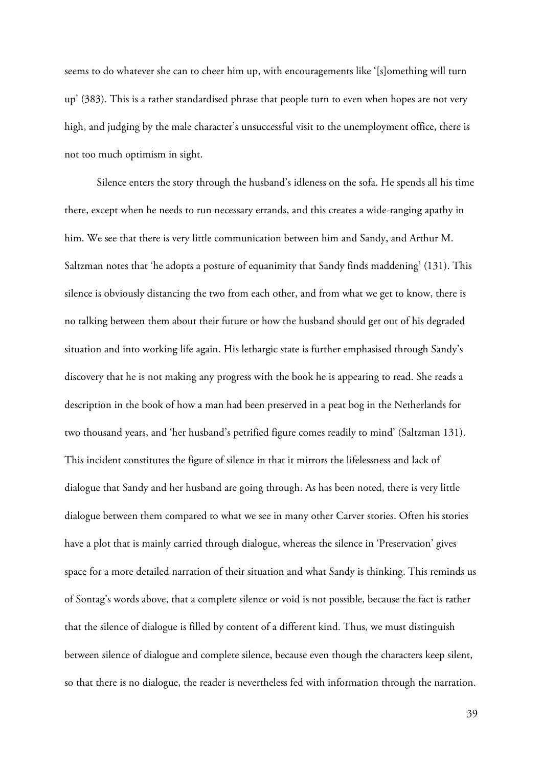seems to do whatever she can to cheer him up, with encouragements like '[s]omething will turn up' (383). This is a rather standardised phrase that people turn to even when hopes are not very high, and judging by the male character's unsuccessful visit to the unemployment office, there is not too much optimism in sight.

Silence enters the story through the husband's idleness on the sofa. He spends all his time there, except when he needs to run necessary errands, and this creates a wide-ranging apathy in him. We see that there is very little communication between him and Sandy, and Arthur M. Saltzman notes that 'he adopts a posture of equanimity that Sandy finds maddening' (131). This silence is obviously distancing the two from each other, and from what we get to know, there is no talking between them about their future or how the husband should get out of his degraded situation and into working life again. His lethargic state is further emphasised through Sandy's discovery that he is not making any progress with the book he is appearing to read. She reads a description in the book of how a man had been preserved in a peat bog in the Netherlands for two thousand years, and 'her husband's petrified figure comes readily to mind' (Saltzman 131). This incident constitutes the figure of silence in that it mirrors the lifelessness and lack of dialogue that Sandy and her husband are going through. As has been noted, there is very little dialogue between them compared to what we see in many other Carver stories. Often his stories have a plot that is mainly carried through dialogue, whereas the silence in 'Preservation' gives space for a more detailed narration of their situation and what Sandy is thinking. This reminds us of Sontag's words above, that a complete silence or void is not possible, because the fact is rather that the silence of dialogue is filled by content of a different kind. Thus, we must distinguish between silence of dialogue and complete silence, because even though the characters keep silent, so that there is no dialogue, the reader is nevertheless fed with information through the narration.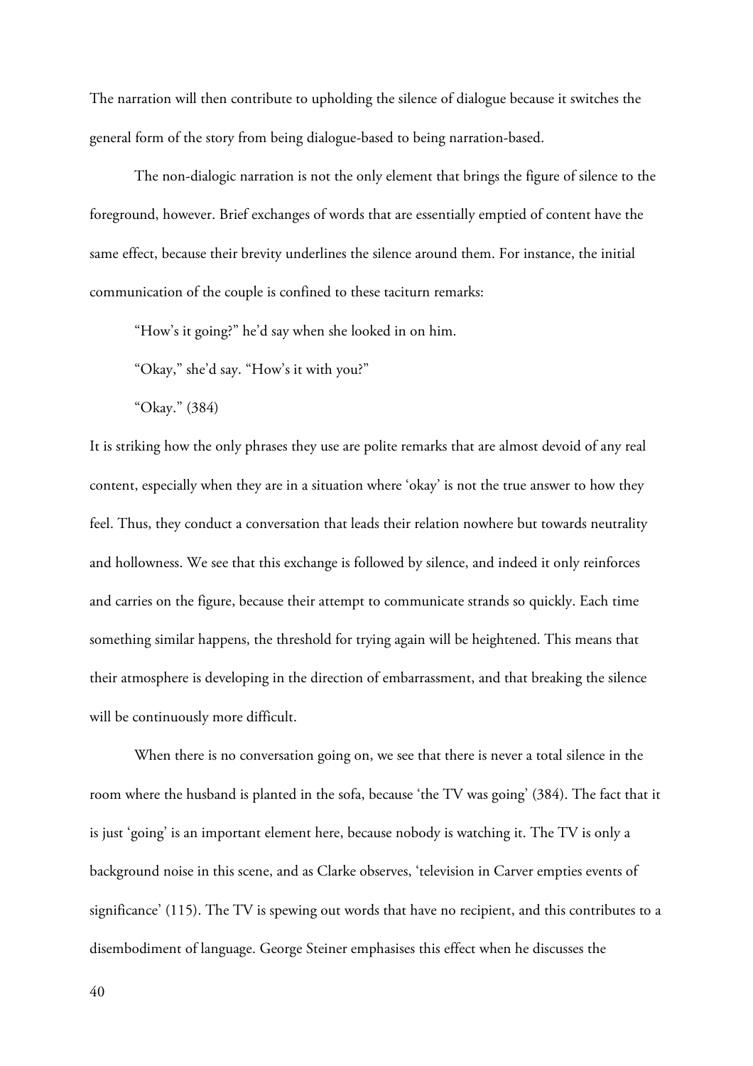The narration will then contribute to upholding the silence of dialogue because it switches the general form of the story from being dialogue-based to being narration-based.

The non-dialogic narration is not the only element that brings the figure of silence to the foreground, however. Brief exchanges of words that are essentially emptied of content have the same effect, because their brevity underlines the silence around them. For instance, the initial communication of the couple is confined to these taciturn remarks:

> "How's it going?" he'd say when she looked in on him.
>
> "Okay," she'd say. "How's it with you?"
>
> "Okay." (384)

It is striking how the only phrases they use are polite remarks that are almost devoid of any real content, especially when they are in a situation where 'okay' is not the true answer to how they feel. Thus, they conduct a conversation that leads their relation nowhere but towards neutrality and hollowness. We see that this exchange is followed by silence, and indeed it only reinforces and carries on the figure, because their attempt to communicate strands so quickly. Each time something similar happens, the threshold for trying again will be heightened. This means that their atmosphere is developing in the direction of embarrassment, and that breaking the silence will be continuously more difficult.

When there is no conversation going on, we see that there is never a total silence in the room where the husband is planted in the sofa, because 'the TV was going' (384). The fact that it is just 'going' is an important element here, because nobody is watching it. The TV is only a background noise in this scene, and as Clarke observes, 'television in Carver empties events of significance' (115). The TV is spewing out words that have no recipient, and this contributes to a disembodiment of language. George Steiner emphasises this effect when he discusses the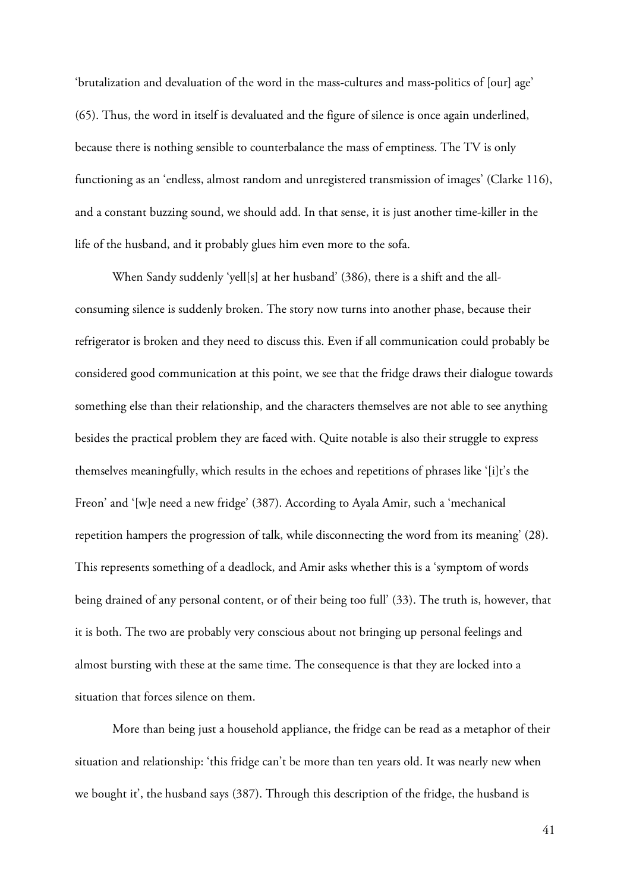'brutalization and devaluation of the word in the mass-cultures and mass-politics of [our] age' (65). Thus, the word in itself is devaluated and the figure of silence is once again underlined, because there is nothing sensible to counterbalance the mass of emptiness. The TV is only functioning as an 'endless, almost random and unregistered transmission of images' (Clarke 116), and a constant buzzing sound, we should add. In that sense, it is just another time-killer in the life of the husband, and it probably glues him even more to the sofa.

When Sandy suddenly 'yell[s] at her husband' (386), there is a shift and the all-consuming silence is suddenly broken. The story now turns into another phase, because their refrigerator is broken and they need to discuss this. Even if all communication could probably be considered good communication at this point, we see that the fridge draws their dialogue towards something else than their relationship, and the characters themselves are not able to see anything besides the practical problem they are faced with. Quite notable is also their struggle to express themselves meaningfully, which results in the echoes and repetitions of phrases like '[i]t's the Freon' and '[w]e need a new fridge' (387). According to Ayala Amir, such a 'mechanical repetition hampers the progression of talk, while disconnecting the word from its meaning' (28). This represents something of a deadlock, and Amir asks whether this is a 'symptom of words being drained of any personal content, or of their being too full' (33). The truth is, however, that it is both. The two are probably very conscious about not bringing up personal feelings and almost bursting with these at the same time. The consequence is that they are locked into a situation that forces silence on them.

More than being just a household appliance, the fridge can be read as a metaphor of their situation and relationship: 'this fridge can't be more than ten years old. It was nearly new when we bought it', the husband says (387). Through this description of the fridge, the husband is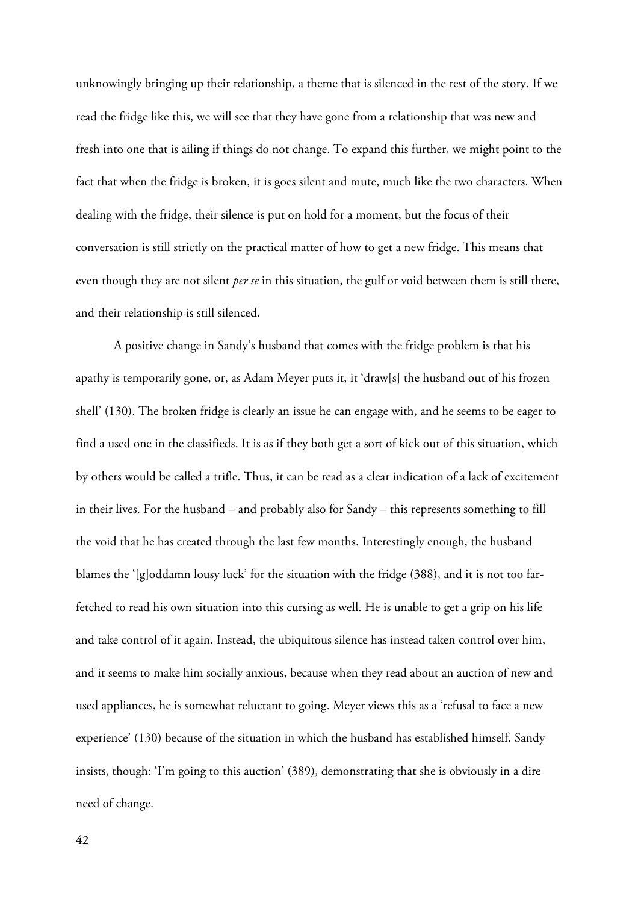unknowingly bringing up their relationship, a theme that is silenced in the rest of the story. If we read the fridge like this, we will see that they have gone from a relationship that was new and fresh into one that is ailing if things do not change. To expand this further, we might point to the fact that when the fridge is broken, it is goes silent and mute, much like the two characters. When dealing with the fridge, their silence is put on hold for a moment, but the focus of their conversation is still strictly on the practical matter of how to get a new fridge. This means that even though they are not silent *per se* in this situation, the gulf or void between them is still there, and their relationship is still silenced.

A positive change in Sandy's husband that comes with the fridge problem is that his apathy is temporarily gone, or, as Adam Meyer puts it, it 'draw[s] the husband out of his frozen shell' (130). The broken fridge is clearly an issue he can engage with, and he seems to be eager to find a used one in the classifieds. It is as if they both get a sort of kick out of this situation, which by others would be called a trifle. Thus, it can be read as a clear indication of a lack of excitement in their lives. For the husband – and probably also for Sandy – this represents something to fill the void that he has created through the last few months. Interestingly enough, the husband blames the '[g]oddamn lousy luck' for the situation with the fridge (388), and it is not too far-fetched to read his own situation into this cursing as well. He is unable to get a grip on his life and take control of it again. Instead, the ubiquitous silence has instead taken control over him, and it seems to make him socially anxious, because when they read about an auction of new and used appliances, he is somewhat reluctant to going. Meyer views this as a 'refusal to face a new experience' (130) because of the situation in which the husband has established himself. Sandy insists, though: 'I'm going to this auction' (389), demonstrating that she is obviously in a dire need of change.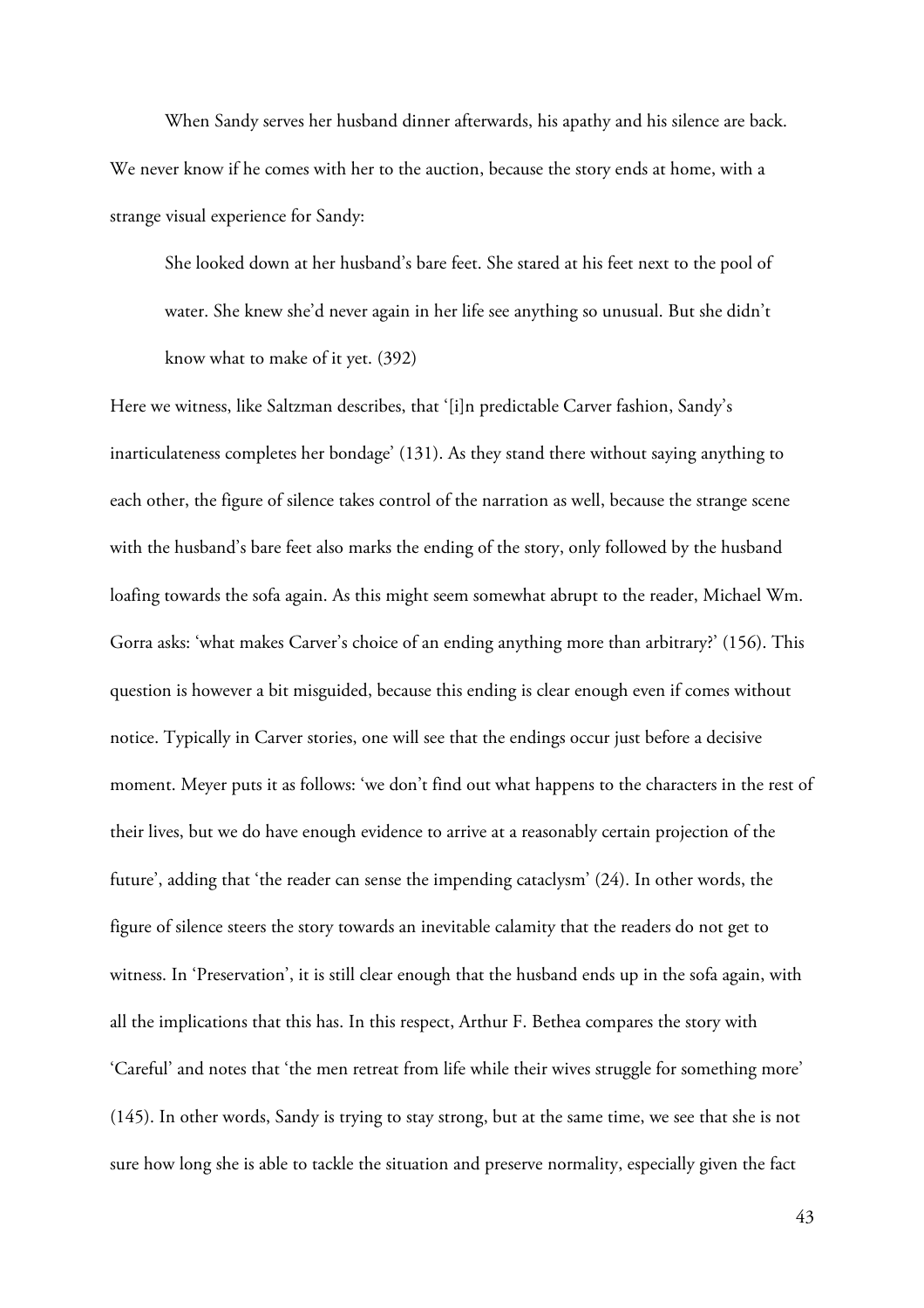When Sandy serves her husband dinner afterwards, his apathy and his silence are back. We never know if he comes with her to the auction, because the story ends at home, with a strange visual experience for Sandy:

> She looked down at her husband's bare feet. She stared at his feet next to the pool of water. She knew she'd never again in her life see anything so unusual. But she didn't know what to make of it yet. (392)

Here we witness, like Saltzman describes, that '[i]n predictable Carver fashion, Sandy's inarticulateness completes her bondage' (131). As they stand there without saying anything to each other, the figure of silence takes control of the narration as well, because the strange scene with the husband's bare feet also marks the ending of the story, only followed by the husband loafing towards the sofa again. As this might seem somewhat abrupt to the reader, Michael Wm. Gorra asks: 'what makes Carver's choice of an ending anything more than arbitrary?' (156). This question is however a bit misguided, because this ending is clear enough even if comes without notice. Typically in Carver stories, one will see that the endings occur just before a decisive moment. Meyer puts it as follows: 'we don't find out what happens to the characters in the rest of their lives, but we do have enough evidence to arrive at a reasonably certain projection of the future', adding that 'the reader can sense the impending cataclysm' (24). In other words, the figure of silence steers the story towards an inevitable calamity that the readers do not get to witness. In 'Preservation', it is still clear enough that the husband ends up in the sofa again, with all the implications that this has. In this respect, Arthur F. Bethea compares the story with 'Careful' and notes that 'the men retreat from life while their wives struggle for something more' (145). In other words, Sandy is trying to stay strong, but at the same time, we see that she is not sure how long she is able to tackle the situation and preserve normality, especially given the fact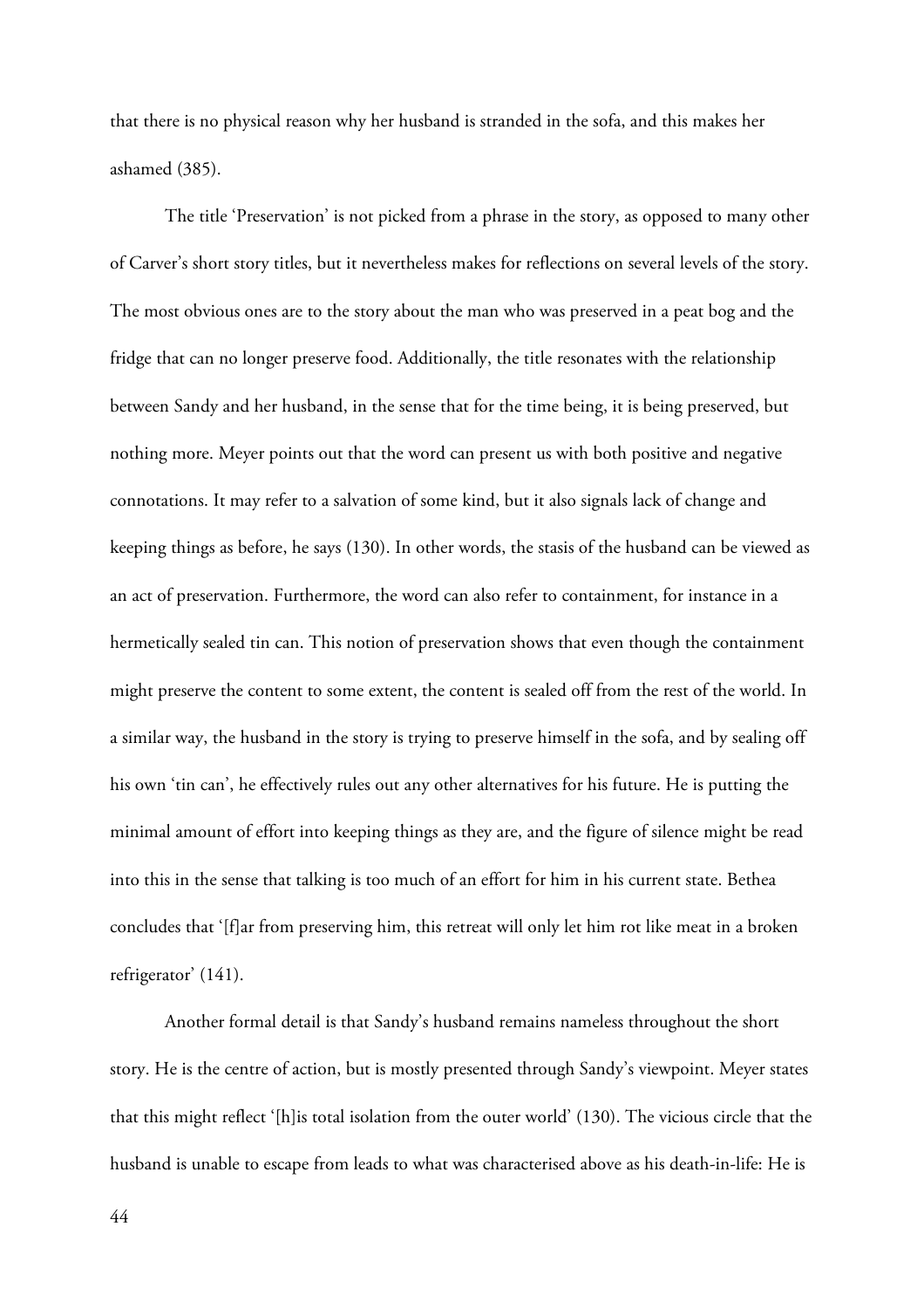that there is no physical reason why her husband is stranded in the sofa, and this makes her ashamed (385).

The title 'Preservation' is not picked from a phrase in the story, as opposed to many other of Carver's short story titles, but it nevertheless makes for reflections on several levels of the story. The most obvious ones are to the story about the man who was preserved in a peat bog and the fridge that can no longer preserve food. Additionally, the title resonates with the relationship between Sandy and her husband, in the sense that for the time being, it is being preserved, but nothing more. Meyer points out that the word can present us with both positive and negative connotations. It may refer to a salvation of some kind, but it also signals lack of change and keeping things as before, he says (130). In other words, the stasis of the husband can be viewed as an act of preservation. Furthermore, the word can also refer to containment, for instance in a hermetically sealed tin can. This notion of preservation shows that even though the containment might preserve the content to some extent, the content is sealed off from the rest of the world. In a similar way, the husband in the story is trying to preserve himself in the sofa, and by sealing off his own 'tin can', he effectively rules out any other alternatives for his future. He is putting the minimal amount of effort into keeping things as they are, and the figure of silence might be read into this in the sense that talking is too much of an effort for him in his current state. Bethea concludes that '[f]ar from preserving him, this retreat will only let him rot like meat in a broken refrigerator' (141).

Another formal detail is that Sandy's husband remains nameless throughout the short story. He is the centre of action, but is mostly presented through Sandy's viewpoint. Meyer states that this might reflect '[h]is total isolation from the outer world' (130). The vicious circle that the husband is unable to escape from leads to what was characterised above as his death-in-life: He is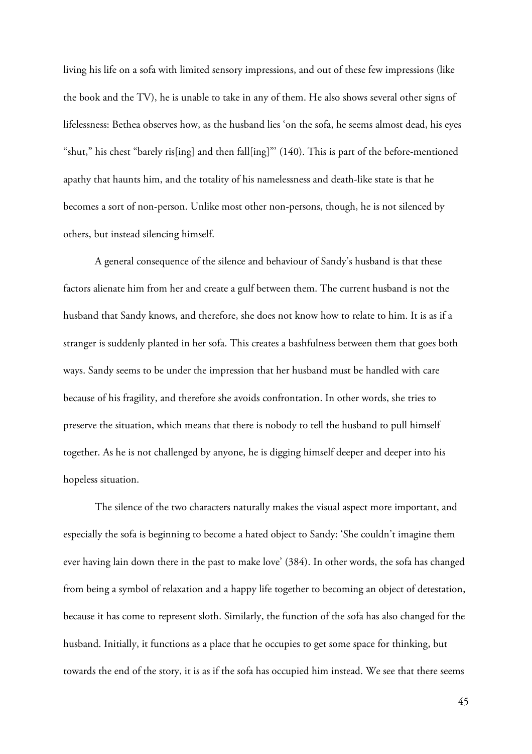living his life on a sofa with limited sensory impressions, and out of these few impressions (like the book and the TV), he is unable to take in any of them. He also shows several other signs of lifelessness: Bethea observes how, as the husband lies 'on the sofa, he seems almost dead, his eyes "shut," his chest "barely ris[ing] and then fall[ing]"' (140). This is part of the before-mentioned apathy that haunts him, and the totality of his namelessness and death-like state is that he becomes a sort of non-person. Unlike most other non-persons, though, he is not silenced by others, but instead silencing himself.

A general consequence of the silence and behaviour of Sandy's husband is that these factors alienate him from her and create a gulf between them. The current husband is not the husband that Sandy knows, and therefore, she does not know how to relate to him. It is as if a stranger is suddenly planted in her sofa. This creates a bashfulness between them that goes both ways. Sandy seems to be under the impression that her husband must be handled with care because of his fragility, and therefore she avoids confrontation. In other words, she tries to preserve the situation, which means that there is nobody to tell the husband to pull himself together. As he is not challenged by anyone, he is digging himself deeper and deeper into his hopeless situation.

The silence of the two characters naturally makes the visual aspect more important, and especially the sofa is beginning to become a hated object to Sandy: 'She couldn't imagine them ever having lain down there in the past to make love' (384). In other words, the sofa has changed from being a symbol of relaxation and a happy life together to becoming an object of detestation, because it has come to represent sloth. Similarly, the function of the sofa has also changed for the husband. Initially, it functions as a place that he occupies to get some space for thinking, but towards the end of the story, it is as if the sofa has occupied him instead. We see that there seems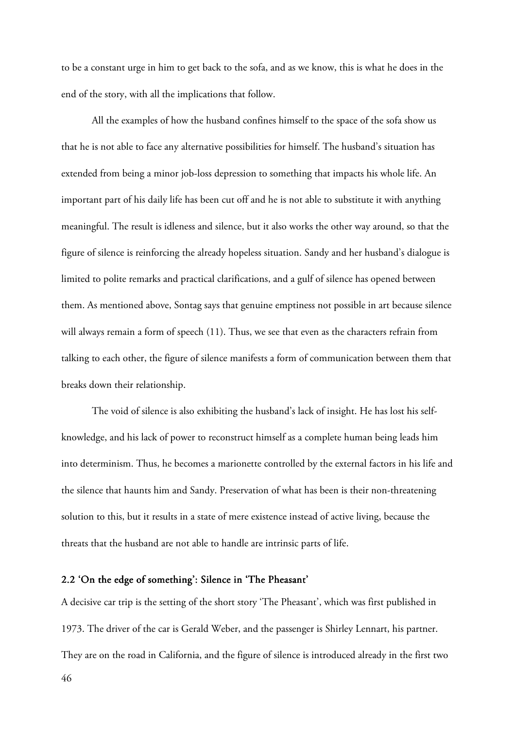to be a constant urge in him to get back to the sofa, and as we know, this is what he does in the end of the story, with all the implications that follow.

All the examples of how the husband confines himself to the space of the sofa show us that he is not able to face any alternative possibilities for himself. The husband's situation has extended from being a minor job-loss depression to something that impacts his whole life. An important part of his daily life has been cut off and he is not able to substitute it with anything meaningful. The result is idleness and silence, but it also works the other way around, so that the figure of silence is reinforcing the already hopeless situation. Sandy and her husband's dialogue is limited to polite remarks and practical clarifications, and a gulf of silence has opened between them. As mentioned above, Sontag says that genuine emptiness not possible in art because silence will always remain a form of speech (11). Thus, we see that even as the characters refrain from talking to each other, the figure of silence manifests a form of communication between them that breaks down their relationship.

The void of silence is also exhibiting the husband's lack of insight. He has lost his self-knowledge, and his lack of power to reconstruct himself as a complete human being leads him into determinism. Thus, he becomes a marionette controlled by the external factors in his life and the silence that haunts him and Sandy. Preservation of what has been is their non-threatening solution to this, but it results in a state of mere existence instead of active living, because the threats that the husband are not able to handle are intrinsic parts of life.

### 2.2 'On the edge of something': Silence in 'The Pheasant'

A decisive car trip is the setting of the short story 'The Pheasant', which was first published in 1973. The driver of the car is Gerald Weber, and the passenger is Shirley Lennart, his partner. They are on the road in California, and the figure of silence is introduced already in the first two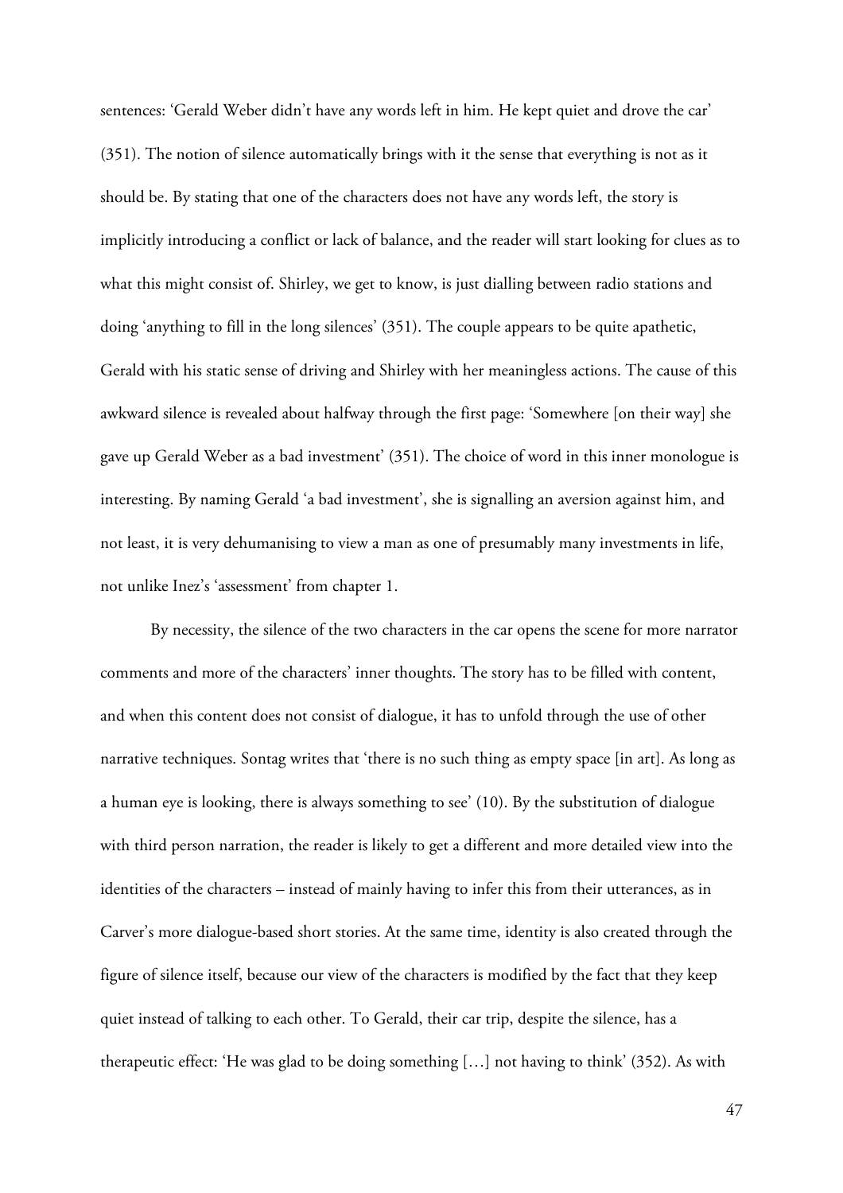sentences: 'Gerald Weber didn't have any words left in him. He kept quiet and drove the car' (351). The notion of silence automatically brings with it the sense that everything is not as it should be. By stating that one of the characters does not have any words left, the story is implicitly introducing a conflict or lack of balance, and the reader will start looking for clues as to what this might consist of. Shirley, we get to know, is just dialling between radio stations and doing 'anything to fill in the long silences' (351). The couple appears to be quite apathetic, Gerald with his static sense of driving and Shirley with her meaningless actions. The cause of this awkward silence is revealed about halfway through the first page: 'Somewhere [on their way] she gave up Gerald Weber as a bad investment' (351). The choice of word in this inner monologue is interesting. By naming Gerald 'a bad investment', she is signalling an aversion against him, and not least, it is very dehumanising to view a man as one of presumably many investments in life, not unlike Inez's 'assessment' from chapter 1.

By necessity, the silence of the two characters in the car opens the scene for more narrator comments and more of the characters' inner thoughts. The story has to be filled with content, and when this content does not consist of dialogue, it has to unfold through the use of other narrative techniques. Sontag writes that 'there is no such thing as empty space [in art]. As long as a human eye is looking, there is always something to see' (10). By the substitution of dialogue with third person narration, the reader is likely to get a different and more detailed view into the identities of the characters – instead of mainly having to infer this from their utterances, as in Carver's more dialogue-based short stories. At the same time, identity is also created through the figure of silence itself, because our view of the characters is modified by the fact that they keep quiet instead of talking to each other. To Gerald, their car trip, despite the silence, has a therapeutic effect: 'He was glad to be doing something […] not having to think' (352). As with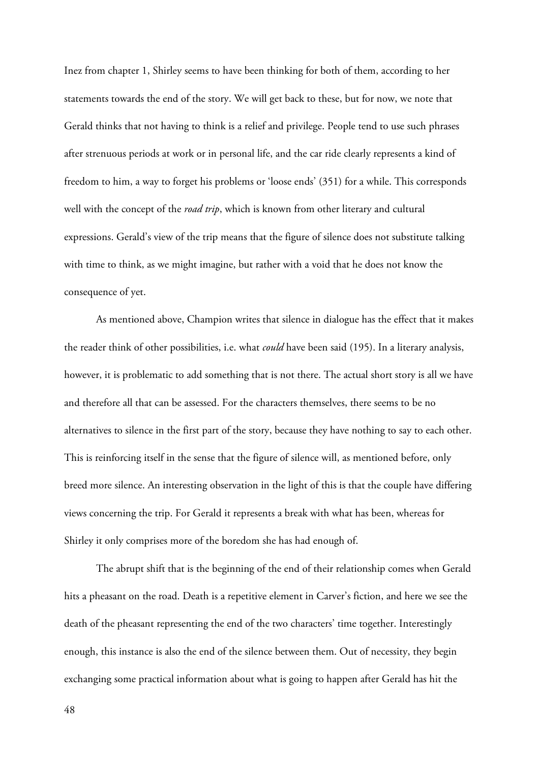Inez from chapter 1, Shirley seems to have been thinking for both of them, according to her statements towards the end of the story. We will get back to these, but for now, we note that Gerald thinks that not having to think is a relief and privilege. People tend to use such phrases after strenuous periods at work or in personal life, and the car ride clearly represents a kind of freedom to him, a way to forget his problems or 'loose ends' (351) for a while. This corresponds well with the concept of the *road trip*, which is known from other literary and cultural expressions. Gerald's view of the trip means that the figure of silence does not substitute talking with time to think, as we might imagine, but rather with a void that he does not know the consequence of yet.

As mentioned above, Champion writes that silence in dialogue has the effect that it makes the reader think of other possibilities, i.e. what *could* have been said (195). In a literary analysis, however, it is problematic to add something that is not there. The actual short story is all we have and therefore all that can be assessed. For the characters themselves, there seems to be no alternatives to silence in the first part of the story, because they have nothing to say to each other. This is reinforcing itself in the sense that the figure of silence will, as mentioned before, only breed more silence. An interesting observation in the light of this is that the couple have differing views concerning the trip. For Gerald it represents a break with what has been, whereas for Shirley it only comprises more of the boredom she has had enough of.

The abrupt shift that is the beginning of the end of their relationship comes when Gerald hits a pheasant on the road. Death is a repetitive element in Carver's fiction, and here we see the death of the pheasant representing the end of the two characters' time together. Interestingly enough, this instance is also the end of the silence between them. Out of necessity, they begin exchanging some practical information about what is going to happen after Gerald has hit the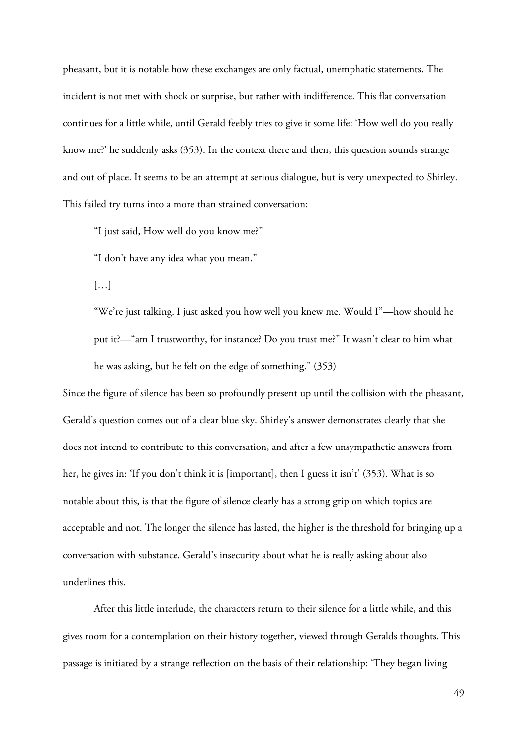pheasant, but it is notable how these exchanges are only factual, unemphatic statements. The incident is not met with shock or surprise, but rather with indifference. This flat conversation continues for a little while, until Gerald feebly tries to give it some life: 'How well do you really know me?' he suddenly asks (353). In the context there and then, this question sounds strange and out of place. It seems to be an attempt at serious dialogue, but is very unexpected to Shirley. This failed try turns into a more than strained conversation:

> "I just said, How well do you know me?"
>
> "I don't have any idea what you mean."
>
> […]
>
> "We're just talking. I just asked you how well you knew me. Would I"—how should he put it?—"am I trustworthy, for instance? Do you trust me?" It wasn't clear to him what he was asking, but he felt on the edge of something." (353)

Since the figure of silence has been so profoundly present up until the collision with the pheasant, Gerald's question comes out of a clear blue sky. Shirley's answer demonstrates clearly that she does not intend to contribute to this conversation, and after a few unsympathetic answers from her, he gives in: 'If you don't think it is [important], then I guess it isn't' (353). What is so notable about this, is that the figure of silence clearly has a strong grip on which topics are acceptable and not. The longer the silence has lasted, the higher is the threshold for bringing up a conversation with substance. Gerald's insecurity about what he is really asking about also underlines this.

After this little interlude, the characters return to their silence for a little while, and this gives room for a contemplation on their history together, viewed through Geralds thoughts. This passage is initiated by a strange reflection on the basis of their relationship: 'They began living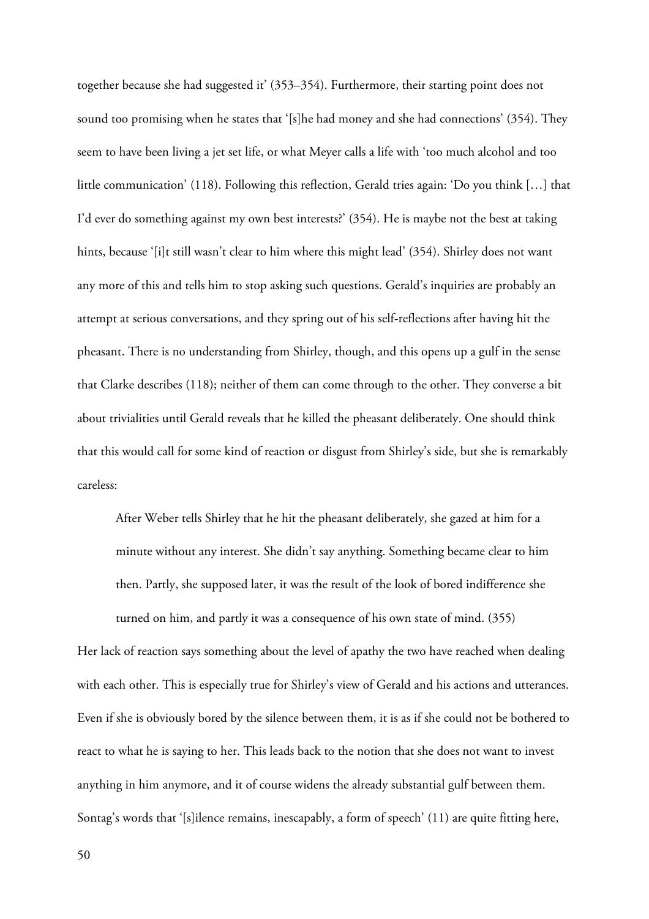together because she had suggested it' (353–354). Furthermore, their starting point does not sound too promising when he states that '[s]he had money and she had connections' (354). They seem to have been living a jet set life, or what Meyer calls a life with 'too much alcohol and too little communication' (118). Following this reflection, Gerald tries again: 'Do you think […] that I'd ever do something against my own best interests?' (354). He is maybe not the best at taking hints, because '[i]t still wasn't clear to him where this might lead' (354). Shirley does not want any more of this and tells him to stop asking such questions. Gerald's inquiries are probably an attempt at serious conversations, and they spring out of his self-reflections after having hit the pheasant. There is no understanding from Shirley, though, and this opens up a gulf in the sense that Clarke describes (118); neither of them can come through to the other. They converse a bit about trivialities until Gerald reveals that he killed the pheasant deliberately. One should think that this would call for some kind of reaction or disgust from Shirley's side, but she is remarkably careless:

> After Weber tells Shirley that he hit the pheasant deliberately, she gazed at him for a minute without any interest. She didn't say anything. Something became clear to him then. Partly, she supposed later, it was the result of the look of bored indifference she turned on him, and partly it was a consequence of his own state of mind. (355)

Her lack of reaction says something about the level of apathy the two have reached when dealing with each other. This is especially true for Shirley's view of Gerald and his actions and utterances. Even if she is obviously bored by the silence between them, it is as if she could not be bothered to react to what he is saying to her. This leads back to the notion that she does not want to invest anything in him anymore, and it of course widens the already substantial gulf between them. Sontag's words that '[s]ilence remains, inescapably, a form of speech' (11) are quite fitting here,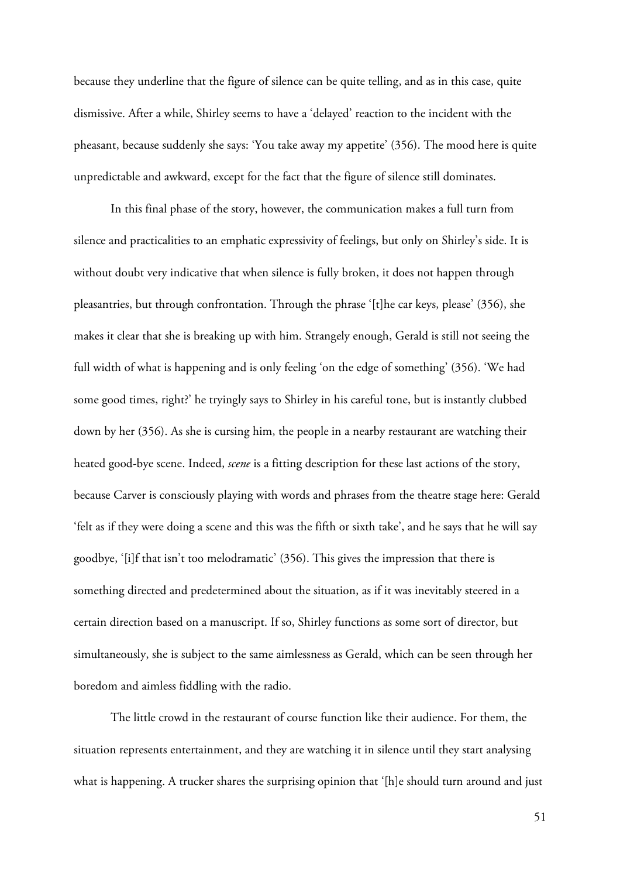because they underline that the figure of silence can be quite telling, and as in this case, quite dismissive. After a while, Shirley seems to have a 'delayed' reaction to the incident with the pheasant, because suddenly she says: 'You take away my appetite' (356). The mood here is quite unpredictable and awkward, except for the fact that the figure of silence still dominates.

In this final phase of the story, however, the communication makes a full turn from silence and practicalities to an emphatic expressivity of feelings, but only on Shirley's side. It is without doubt very indicative that when silence is fully broken, it does not happen through pleasantries, but through confrontation. Through the phrase '[t]he car keys, please' (356), she makes it clear that she is breaking up with him. Strangely enough, Gerald is still not seeing the full width of what is happening and is only feeling 'on the edge of something' (356). 'We had some good times, right?' he tryingly says to Shirley in his careful tone, but is instantly clubbed down by her (356). As she is cursing him, the people in a nearby restaurant are watching their heated good-bye scene. Indeed, *scene* is a fitting description for these last actions of the story, because Carver is consciously playing with words and phrases from the theatre stage here: Gerald 'felt as if they were doing a scene and this was the fifth or sixth take', and he says that he will say goodbye, '[i]f that isn't too melodramatic' (356). This gives the impression that there is something directed and predetermined about the situation, as if it was inevitably steered in a certain direction based on a manuscript. If so, Shirley functions as some sort of director, but simultaneously, she is subject to the same aimlessness as Gerald, which can be seen through her boredom and aimless fiddling with the radio.

The little crowd in the restaurant of course function like their audience. For them, the situation represents entertainment, and they are watching it in silence until they start analysing what is happening. A trucker shares the surprising opinion that '[h]e should turn around and just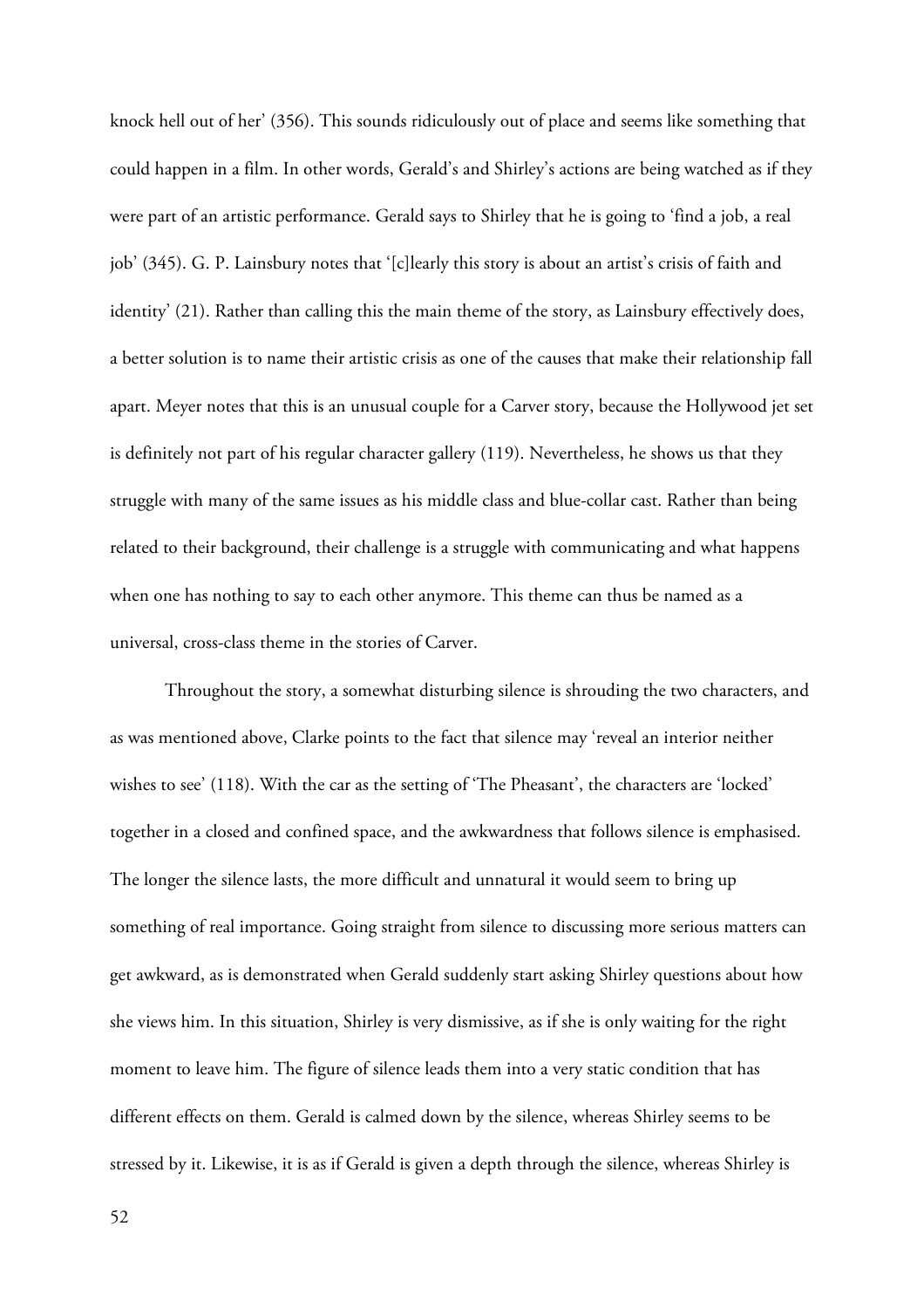knock hell out of her' (356). This sounds ridiculously out of place and seems like something that could happen in a film. In other words, Gerald's and Shirley's actions are being watched as if they were part of an artistic performance. Gerald says to Shirley that he is going to 'find a job, a real job' (345). G. P. Lainsbury notes that '[c]learly this story is about an artist's crisis of faith and identity' (21). Rather than calling this the main theme of the story, as Lainsbury effectively does, a better solution is to name their artistic crisis as one of the causes that make their relationship fall apart. Meyer notes that this is an unusual couple for a Carver story, because the Hollywood jet set is definitely not part of his regular character gallery (119). Nevertheless, he shows us that they struggle with many of the same issues as his middle class and blue-collar cast. Rather than being related to their background, their challenge is a struggle with communicating and what happens when one has nothing to say to each other anymore. This theme can thus be named as a universal, cross-class theme in the stories of Carver.

Throughout the story, a somewhat disturbing silence is shrouding the two characters, and as was mentioned above, Clarke points to the fact that silence may 'reveal an interior neither wishes to see' (118). With the car as the setting of 'The Pheasant', the characters are 'locked' together in a closed and confined space, and the awkwardness that follows silence is emphasised. The longer the silence lasts, the more difficult and unnatural it would seem to bring up something of real importance. Going straight from silence to discussing more serious matters can get awkward, as is demonstrated when Gerald suddenly start asking Shirley questions about how she views him. In this situation, Shirley is very dismissive, as if she is only waiting for the right moment to leave him. The figure of silence leads them into a very static condition that has different effects on them. Gerald is calmed down by the silence, whereas Shirley seems to be stressed by it. Likewise, it is as if Gerald is given a depth through the silence, whereas Shirley is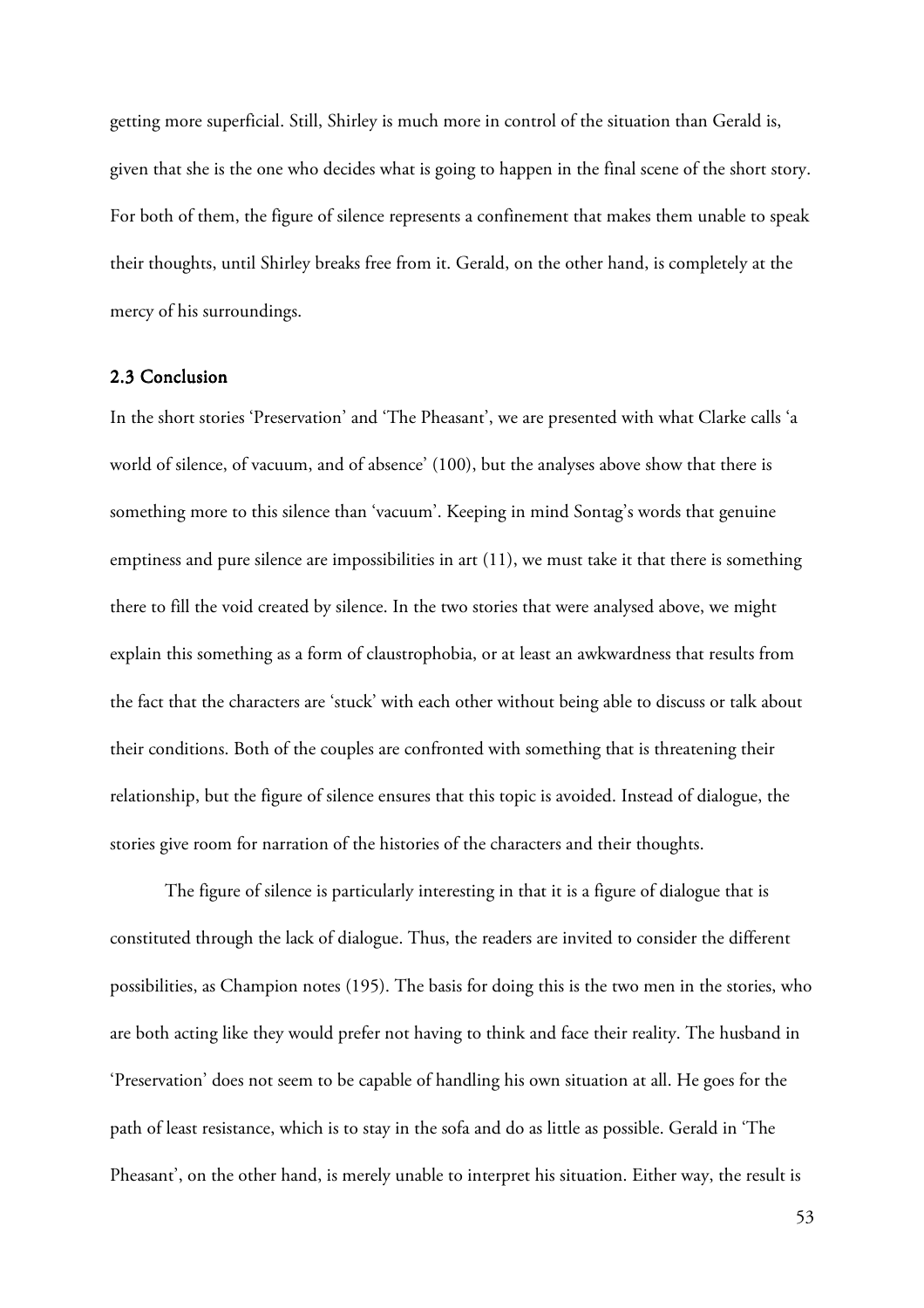getting more superficial. Still, Shirley is much more in control of the situation than Gerald is, given that she is the one who decides what is going to happen in the final scene of the short story. For both of them, the figure of silence represents a confinement that makes them unable to speak their thoughts, until Shirley breaks free from it. Gerald, on the other hand, is completely at the mercy of his surroundings.

### 2.3 Conclusion

In the short stories 'Preservation' and 'The Pheasant', we are presented with what Clarke calls 'a world of silence, of vacuum, and of absence' (100), but the analyses above show that there is something more to this silence than 'vacuum'. Keeping in mind Sontag's words that genuine emptiness and pure silence are impossibilities in art (11), we must take it that there is something there to fill the void created by silence. In the two stories that were analysed above, we might explain this something as a form of claustrophobia, or at least an awkwardness that results from the fact that the characters are 'stuck' with each other without being able to discuss or talk about their conditions. Both of the couples are confronted with something that is threatening their relationship, but the figure of silence ensures that this topic is avoided. Instead of dialogue, the stories give room for narration of the histories of the characters and their thoughts.

The figure of silence is particularly interesting in that it is a figure of dialogue that is constituted through the lack of dialogue. Thus, the readers are invited to consider the different possibilities, as Champion notes (195). The basis for doing this is the two men in the stories, who are both acting like they would prefer not having to think and face their reality. The husband in 'Preservation' does not seem to be capable of handling his own situation at all. He goes for the path of least resistance, which is to stay in the sofa and do as little as possible. Gerald in 'The Pheasant', on the other hand, is merely unable to interpret his situation. Either way, the result is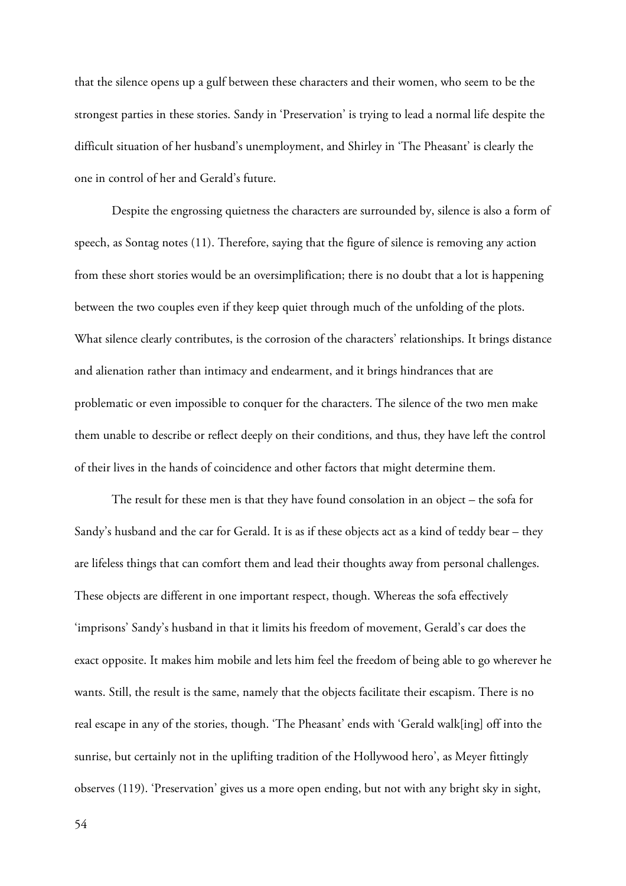that the silence opens up a gulf between these characters and their women, who seem to be the strongest parties in these stories. Sandy in 'Preservation' is trying to lead a normal life despite the difficult situation of her husband's unemployment, and Shirley in 'The Pheasant' is clearly the one in control of her and Gerald's future.

Despite the engrossing quietness the characters are surrounded by, silence is also a form of speech, as Sontag notes (11). Therefore, saying that the figure of silence is removing any action from these short stories would be an oversimplification; there is no doubt that a lot is happening between the two couples even if they keep quiet through much of the unfolding of the plots. What silence clearly contributes, is the corrosion of the characters' relationships. It brings distance and alienation rather than intimacy and endearment, and it brings hindrances that are problematic or even impossible to conquer for the characters. The silence of the two men make them unable to describe or reflect deeply on their conditions, and thus, they have left the control of their lives in the hands of coincidence and other factors that might determine them.

The result for these men is that they have found consolation in an object – the sofa for Sandy's husband and the car for Gerald. It is as if these objects act as a kind of teddy bear – they are lifeless things that can comfort them and lead their thoughts away from personal challenges. These objects are different in one important respect, though. Whereas the sofa effectively 'imprisons' Sandy's husband in that it limits his freedom of movement, Gerald's car does the exact opposite. It makes him mobile and lets him feel the freedom of being able to go wherever he wants. Still, the result is the same, namely that the objects facilitate their escapism. There is no real escape in any of the stories, though. 'The Pheasant' ends with 'Gerald walk[ing] off into the sunrise, but certainly not in the uplifting tradition of the Hollywood hero', as Meyer fittingly observes (119). 'Preservation' gives us a more open ending, but not with any bright sky in sight,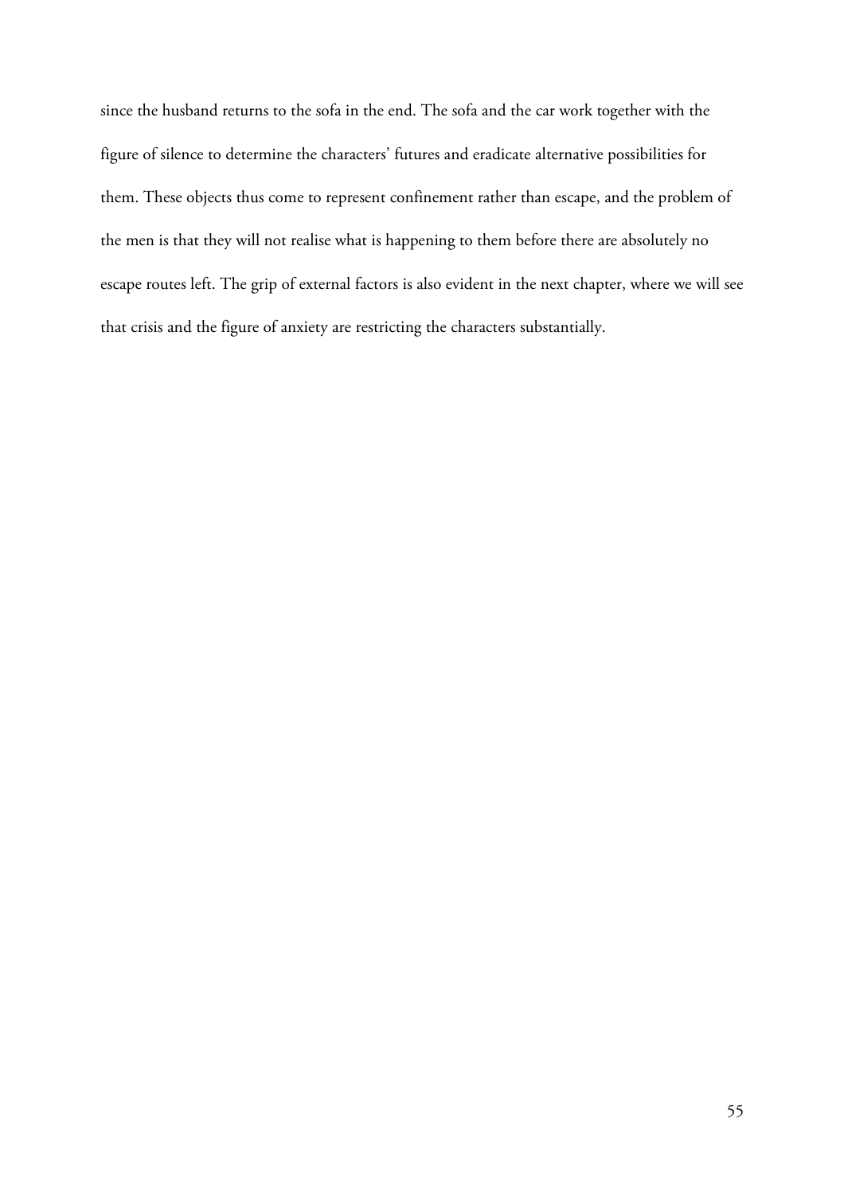since the husband returns to the sofa in the end. The sofa and the car work together with the figure of silence to determine the characters' futures and eradicate alternative possibilities for them. These objects thus come to represent confinement rather than escape, and the problem of the men is that they will not realise what is happening to them before there are absolutely no escape routes left. The grip of external factors is also evident in the next chapter, where we will see that crisis and the figure of anxiety are restricting the characters substantially.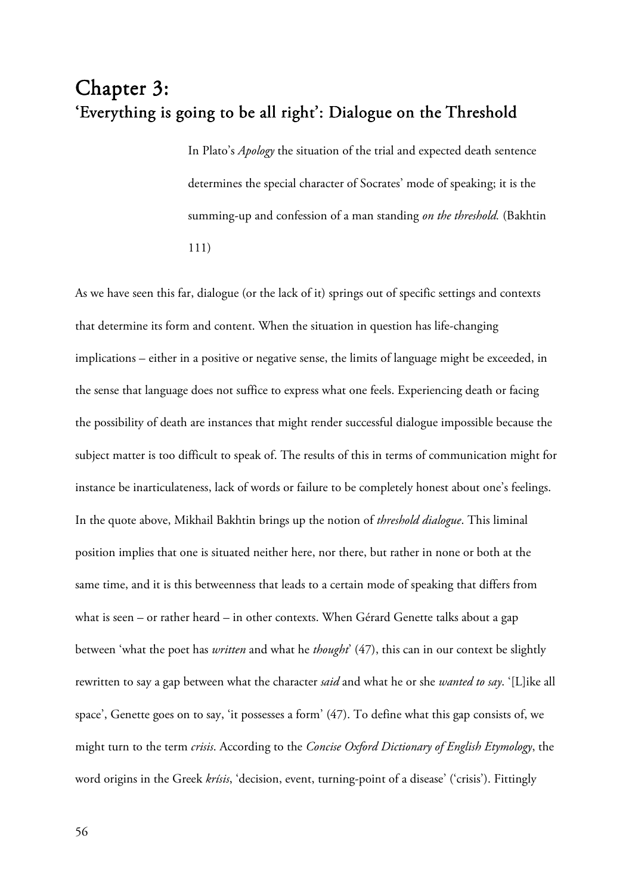# Chapter 3:
## 'Everything is going to be all right': Dialogue on the Threshold

> In Plato's *Apology* the situation of the trial and expected death sentence determines the special character of Socrates' mode of speaking; it is the summing-up and confession of a man standing *on the threshold.* (Bakhtin 111)

As we have seen this far, dialogue (or the lack of it) springs out of specific settings and contexts that determine its form and content. When the situation in question has life-changing implications – either in a positive or negative sense, the limits of language might be exceeded, in the sense that language does not suffice to express what one feels. Experiencing death or facing the possibility of death are instances that might render successful dialogue impossible because the subject matter is too difficult to speak of. The results of this in terms of communication might for instance be inarticulateness, lack of words or failure to be completely honest about one's feelings. In the quote above, Mikhail Bakhtin brings up the notion of *threshold dialogue*. This liminal position implies that one is situated neither here, nor there, but rather in none or both at the same time, and it is this betweenness that leads to a certain mode of speaking that differs from what is seen – or rather heard – in other contexts. When Gérard Genette talks about a gap between 'what the poet has *written* and what he *thought*' (47), this can in our context be slightly rewritten to say a gap between what the character *said* and what he or she *wanted to say*. '[L]ike all space', Genette goes on to say, 'it possesses a form' (47). To define what this gap consists of, we might turn to the term *crisis*. According to the *Concise Oxford Dictionary of English Etymology*, the word origins in the Greek *krísis*, 'decision, event, turning-point of a disease' ('crisis'). Fittingly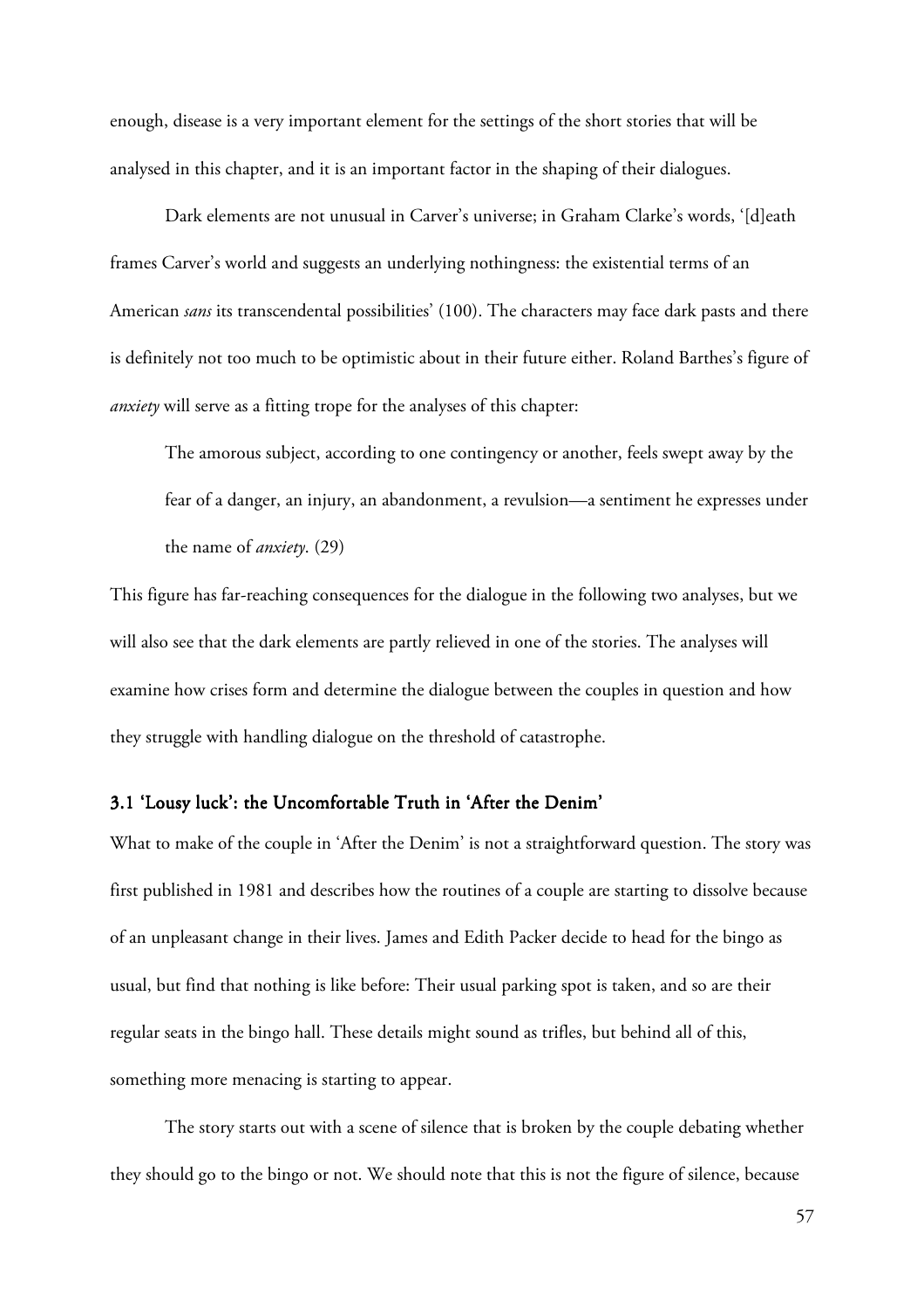enough, disease is a very important element for the settings of the short stories that will be analysed in this chapter, and it is an important factor in the shaping of their dialogues.

Dark elements are not unusual in Carver's universe; in Graham Clarke's words, '[d]eath frames Carver's world and suggests an underlying nothingness: the existential terms of an American *sans* its transcendental possibilities' (100). The characters may face dark pasts and there is definitely not too much to be optimistic about in their future either. Roland Barthes's figure of *anxiety* will serve as a fitting trope for the analyses of this chapter:

> The amorous subject, according to one contingency or another, feels swept away by the fear of a danger, an injury, an abandonment, a revulsion—a sentiment he expresses under the name of *anxiety*. (29)

This figure has far-reaching consequences for the dialogue in the following two analyses, but we will also see that the dark elements are partly relieved in one of the stories. The analyses will examine how crises form and determine the dialogue between the couples in question and how they struggle with handling dialogue on the threshold of catastrophe.

### 3.1 'Lousy luck': the Uncomfortable Truth in 'After the Denim'

What to make of the couple in 'After the Denim' is not a straightforward question. The story was first published in 1981 and describes how the routines of a couple are starting to dissolve because of an unpleasant change in their lives. James and Edith Packer decide to head for the bingo as usual, but find that nothing is like before: Their usual parking spot is taken, and so are their regular seats in the bingo hall. These details might sound as trifles, but behind all of this, something more menacing is starting to appear.

The story starts out with a scene of silence that is broken by the couple debating whether they should go to the bingo or not. We should note that this is not the figure of silence, because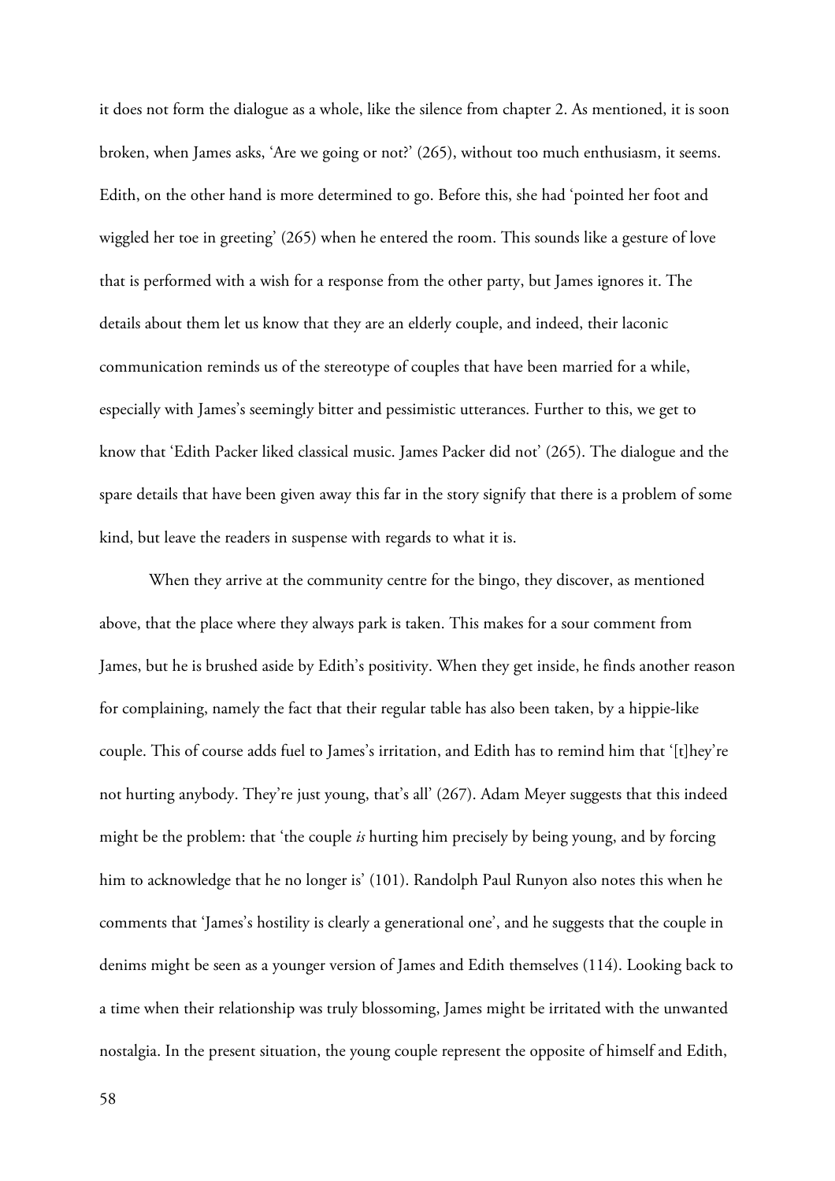it does not form the dialogue as a whole, like the silence from chapter 2. As mentioned, it is soon broken, when James asks, 'Are we going or not?' (265), without too much enthusiasm, it seems. Edith, on the other hand is more determined to go. Before this, she had 'pointed her foot and wiggled her toe in greeting' (265) when he entered the room. This sounds like a gesture of love that is performed with a wish for a response from the other party, but James ignores it. The details about them let us know that they are an elderly couple, and indeed, their laconic communication reminds us of the stereotype of couples that have been married for a while, especially with James's seemingly bitter and pessimistic utterances. Further to this, we get to know that 'Edith Packer liked classical music. James Packer did not' (265). The dialogue and the spare details that have been given away this far in the story signify that there is a problem of some kind, but leave the readers in suspense with regards to what it is.

When they arrive at the community centre for the bingo, they discover, as mentioned above, that the place where they always park is taken. This makes for a sour comment from James, but he is brushed aside by Edith's positivity. When they get inside, he finds another reason for complaining, namely the fact that their regular table has also been taken, by a hippie-like couple. This of course adds fuel to James's irritation, and Edith has to remind him that '[t]hey're not hurting anybody. They're just young, that's all' (267). Adam Meyer suggests that this indeed might be the problem: that 'the couple *is* hurting him precisely by being young, and by forcing him to acknowledge that he no longer is' (101). Randolph Paul Runyon also notes this when he comments that 'James's hostility is clearly a generational one', and he suggests that the couple in denims might be seen as a younger version of James and Edith themselves (114). Looking back to a time when their relationship was truly blossoming, James might be irritated with the unwanted nostalgia. In the present situation, the young couple represent the opposite of himself and Edith,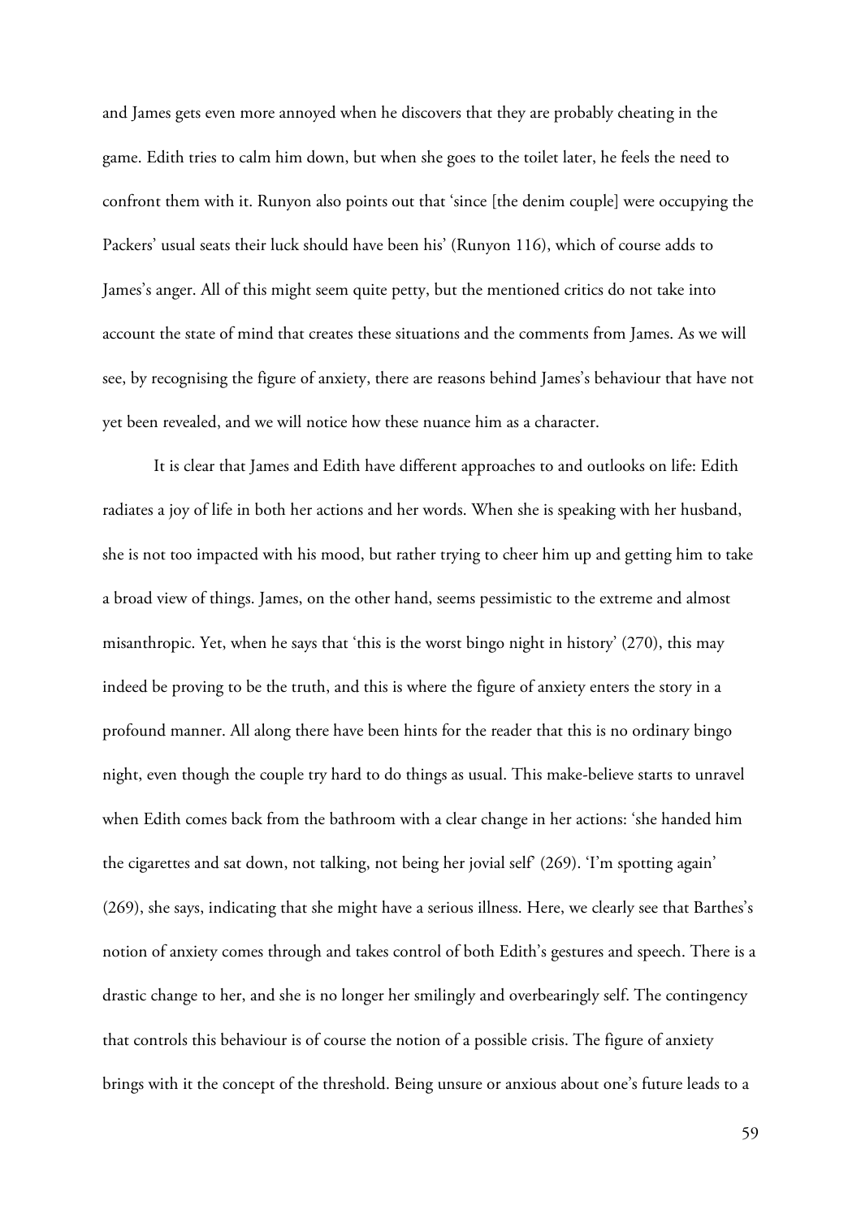and James gets even more annoyed when he discovers that they are probably cheating in the game. Edith tries to calm him down, but when she goes to the toilet later, he feels the need to confront them with it. Runyon also points out that 'since [the denim couple] were occupying the Packers' usual seats their luck should have been his' (Runyon 116), which of course adds to James's anger. All of this might seem quite petty, but the mentioned critics do not take into account the state of mind that creates these situations and the comments from James. As we will see, by recognising the figure of anxiety, there are reasons behind James's behaviour that have not yet been revealed, and we will notice how these nuance him as a character.

It is clear that James and Edith have different approaches to and outlooks on life: Edith radiates a joy of life in both her actions and her words. When she is speaking with her husband, she is not too impacted with his mood, but rather trying to cheer him up and getting him to take a broad view of things. James, on the other hand, seems pessimistic to the extreme and almost misanthropic. Yet, when he says that 'this is the worst bingo night in history' (270), this may indeed be proving to be the truth, and this is where the figure of anxiety enters the story in a profound manner. All along there have been hints for the reader that this is no ordinary bingo night, even though the couple try hard to do things as usual. This make-believe starts to unravel when Edith comes back from the bathroom with a clear change in her actions: 'she handed him the cigarettes and sat down, not talking, not being her jovial self' (269). 'I'm spotting again' (269), she says, indicating that she might have a serious illness. Here, we clearly see that Barthes's notion of anxiety comes through and takes control of both Edith's gestures and speech. There is a drastic change to her, and she is no longer her smilingly and overbearingly self. The contingency that controls this behaviour is of course the notion of a possible crisis. The figure of anxiety brings with it the concept of the threshold. Being unsure or anxious about one's future leads to a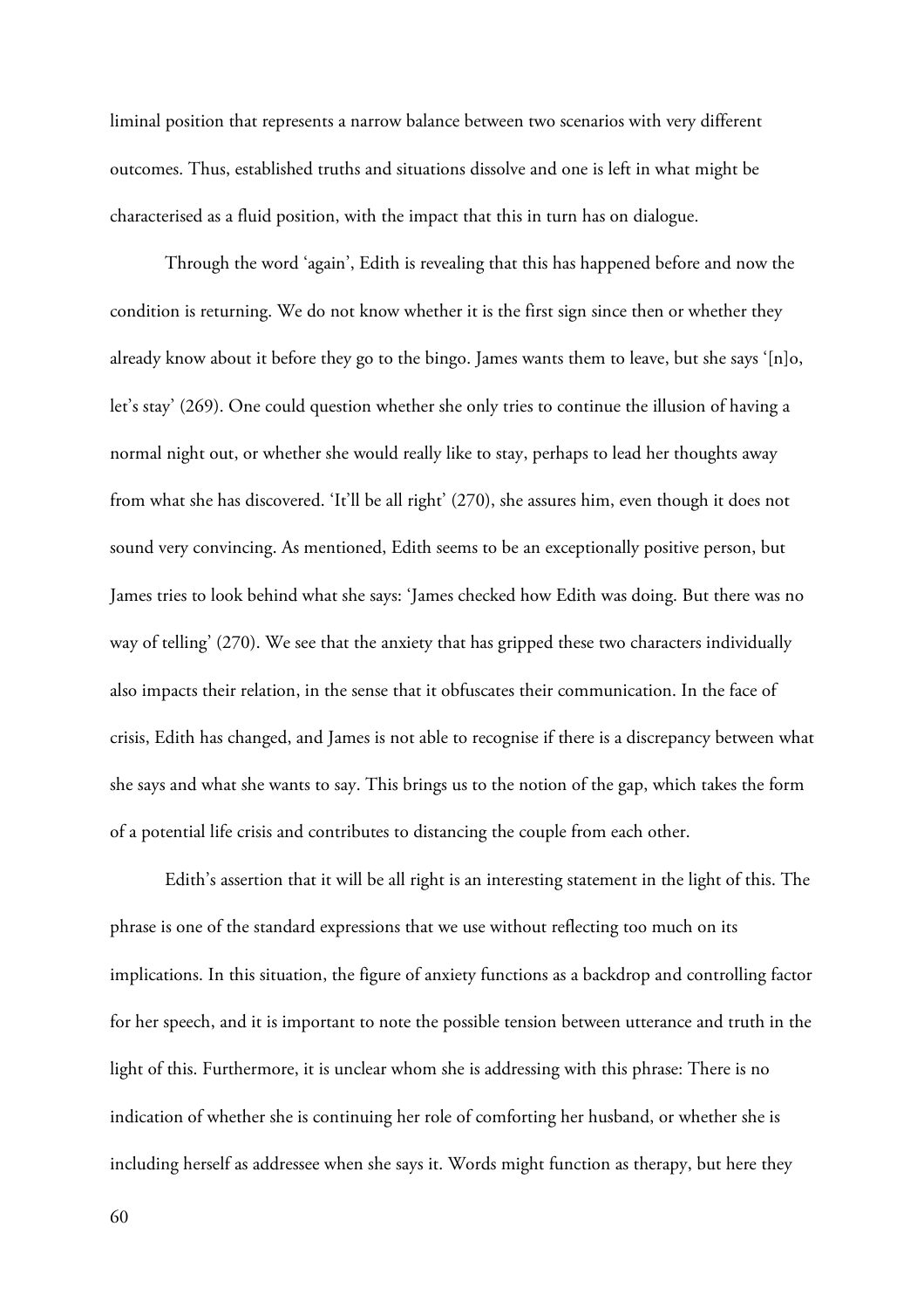liminal position that represents a narrow balance between two scenarios with very different outcomes. Thus, established truths and situations dissolve and one is left in what might be characterised as a fluid position, with the impact that this in turn has on dialogue.

Through the word 'again', Edith is revealing that this has happened before and now the condition is returning. We do not know whether it is the first sign since then or whether they already know about it before they go to the bingo. James wants them to leave, but she says '[n]o, let's stay' (269). One could question whether she only tries to continue the illusion of having a normal night out, or whether she would really like to stay, perhaps to lead her thoughts away from what she has discovered. 'It'll be all right' (270), she assures him, even though it does not sound very convincing. As mentioned, Edith seems to be an exceptionally positive person, but James tries to look behind what she says: 'James checked how Edith was doing. But there was no way of telling' (270). We see that the anxiety that has gripped these two characters individually also impacts their relation, in the sense that it obfuscates their communication. In the face of crisis, Edith has changed, and James is not able to recognise if there is a discrepancy between what she says and what she wants to say. This brings us to the notion of the gap, which takes the form of a potential life crisis and contributes to distancing the couple from each other.

Edith's assertion that it will be all right is an interesting statement in the light of this. The phrase is one of the standard expressions that we use without reflecting too much on its implications. In this situation, the figure of anxiety functions as a backdrop and controlling factor for her speech, and it is important to note the possible tension between utterance and truth in the light of this. Furthermore, it is unclear whom she is addressing with this phrase: There is no indication of whether she is continuing her role of comforting her husband, or whether she is including herself as addressee when she says it. Words might function as therapy, but here they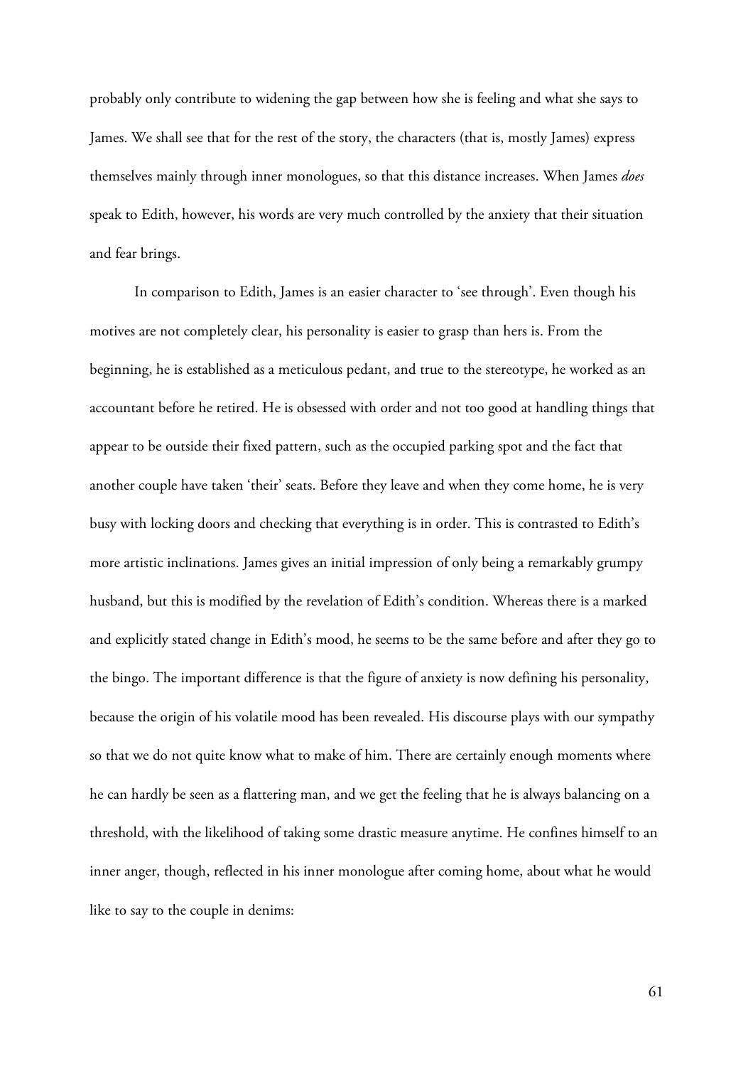probably only contribute to widening the gap between how she is feeling and what she says to James. We shall see that for the rest of the story, the characters (that is, mostly James) express themselves mainly through inner monologues, so that this distance increases. When James *does* speak to Edith, however, his words are very much controlled by the anxiety that their situation and fear brings.

In comparison to Edith, James is an easier character to 'see through'. Even though his motives are not completely clear, his personality is easier to grasp than hers is. From the beginning, he is established as a meticulous pedant, and true to the stereotype, he worked as an accountant before he retired. He is obsessed with order and not too good at handling things that appear to be outside their fixed pattern, such as the occupied parking spot and the fact that another couple have taken 'their' seats. Before they leave and when they come home, he is very busy with locking doors and checking that everything is in order. This is contrasted to Edith's more artistic inclinations. James gives an initial impression of only being a remarkably grumpy husband, but this is modified by the revelation of Edith's condition. Whereas there is a marked and explicitly stated change in Edith's mood, he seems to be the same before and after they go to the bingo. The important difference is that the figure of anxiety is now defining his personality, because the origin of his volatile mood has been revealed. His discourse plays with our sympathy so that we do not quite know what to make of him. There are certainly enough moments where he can hardly be seen as a flattering man, and we get the feeling that he is always balancing on a threshold, with the likelihood of taking some drastic measure anytime. He confines himself to an inner anger, though, reflected in his inner monologue after coming home, about what he would like to say to the couple in denims: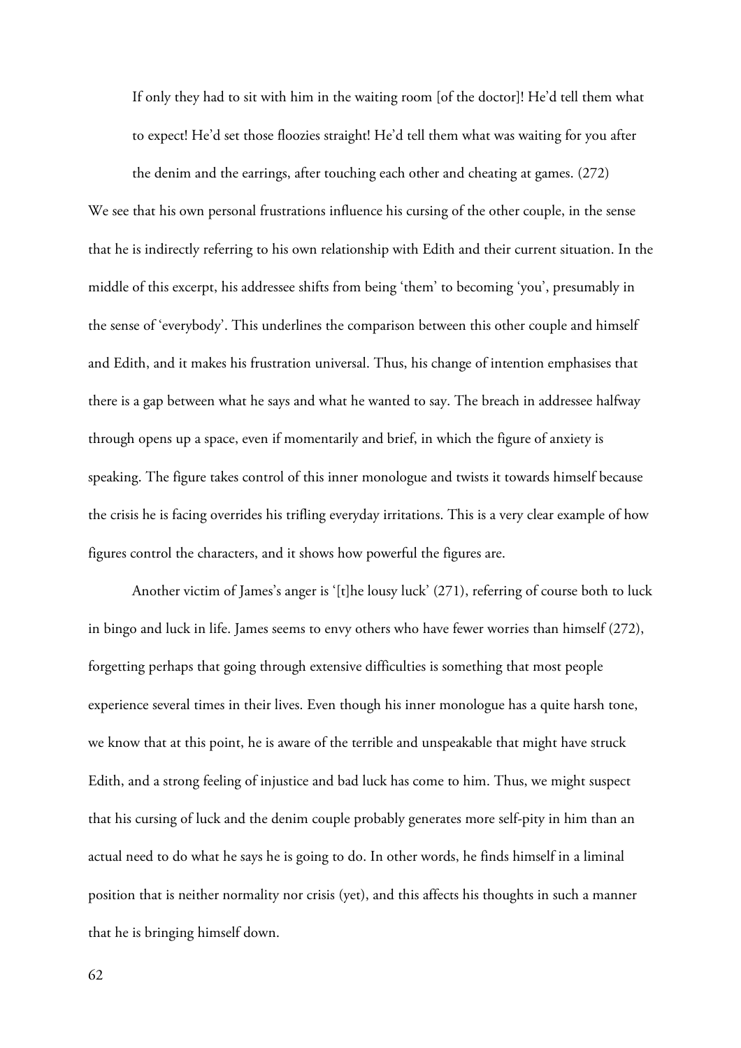> If only they had to sit with him in the waiting room [of the doctor]! He'd tell them what to expect! He'd set those floozies straight! He'd tell them what was waiting for you after the denim and the earrings, after touching each other and cheating at games. (272)

We see that his own personal frustrations influence his cursing of the other couple, in the sense that he is indirectly referring to his own relationship with Edith and their current situation. In the middle of this excerpt, his addressee shifts from being 'them' to becoming 'you', presumably in the sense of 'everybody'. This underlines the comparison between this other couple and himself and Edith, and it makes his frustration universal. Thus, his change of intention emphasises that there is a gap between what he says and what he wanted to say. The breach in addressee halfway through opens up a space, even if momentarily and brief, in which the figure of anxiety is speaking. The figure takes control of this inner monologue and twists it towards himself because the crisis he is facing overrides his trifling everyday irritations. This is a very clear example of how figures control the characters, and it shows how powerful the figures are.

Another victim of James's anger is '[t]he lousy luck' (271), referring of course both to luck in bingo and luck in life. James seems to envy others who have fewer worries than himself (272), forgetting perhaps that going through extensive difficulties is something that most people experience several times in their lives. Even though his inner monologue has a quite harsh tone, we know that at this point, he is aware of the terrible and unspeakable that might have struck Edith, and a strong feeling of injustice and bad luck has come to him. Thus, we might suspect that his cursing of luck and the denim couple probably generates more self-pity in him than an actual need to do what he says he is going to do. In other words, he finds himself in a liminal position that is neither normality nor crisis (yet), and this affects his thoughts in such a manner that he is bringing himself down.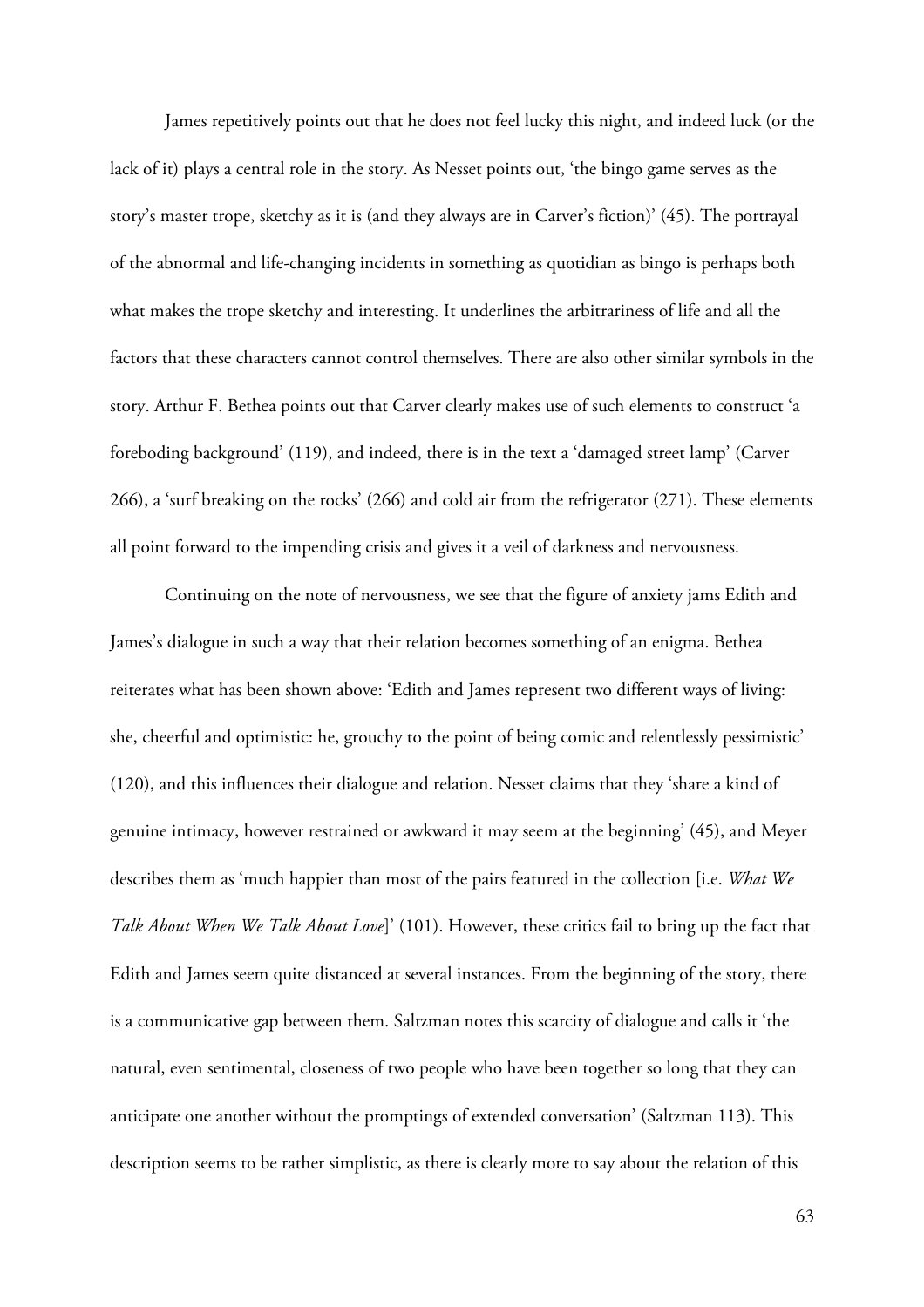James repetitively points out that he does not feel lucky this night, and indeed luck (or the lack of it) plays a central role in the story. As Nesset points out, 'the bingo game serves as the story's master trope, sketchy as it is (and they always are in Carver's fiction)' (45). The portrayal of the abnormal and life-changing incidents in something as quotidian as bingo is perhaps both what makes the trope sketchy and interesting. It underlines the arbitrariness of life and all the factors that these characters cannot control themselves. There are also other similar symbols in the story. Arthur F. Bethea points out that Carver clearly makes use of such elements to construct 'a foreboding background' (119), and indeed, there is in the text a 'damaged street lamp' (Carver 266), a 'surf breaking on the rocks' (266) and cold air from the refrigerator (271). These elements all point forward to the impending crisis and gives it a veil of darkness and nervousness.

Continuing on the note of nervousness, we see that the figure of anxiety jams Edith and James's dialogue in such a way that their relation becomes something of an enigma. Bethea reiterates what has been shown above: 'Edith and James represent two different ways of living: she, cheerful and optimistic: he, grouchy to the point of being comic and relentlessly pessimistic' (120), and this influences their dialogue and relation. Nesset claims that they 'share a kind of genuine intimacy, however restrained or awkward it may seem at the beginning' (45), and Meyer describes them as 'much happier than most of the pairs featured in the collection [i.e. *What We Talk About When We Talk About Love*]' (101). However, these critics fail to bring up the fact that Edith and James seem quite distanced at several instances. From the beginning of the story, there is a communicative gap between them. Saltzman notes this scarcity of dialogue and calls it 'the natural, even sentimental, closeness of two people who have been together so long that they can anticipate one another without the promptings of extended conversation' (Saltzman 113). This description seems to be rather simplistic, as there is clearly more to say about the relation of this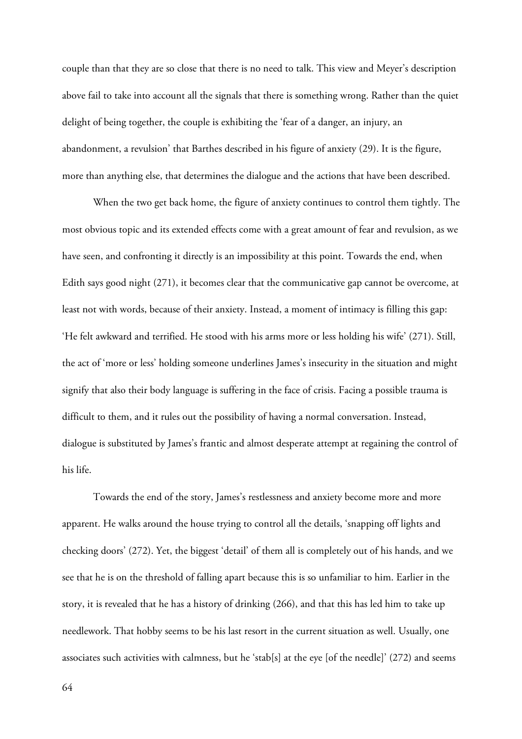couple than that they are so close that there is no need to talk. This view and Meyer's description above fail to take into account all the signals that there is something wrong. Rather than the quiet delight of being together, the couple is exhibiting the 'fear of a danger, an injury, an abandonment, a revulsion' that Barthes described in his figure of anxiety (29). It is the figure, more than anything else, that determines the dialogue and the actions that have been described.

When the two get back home, the figure of anxiety continues to control them tightly. The most obvious topic and its extended effects come with a great amount of fear and revulsion, as we have seen, and confronting it directly is an impossibility at this point. Towards the end, when Edith says good night (271), it becomes clear that the communicative gap cannot be overcome, at least not with words, because of their anxiety. Instead, a moment of intimacy is filling this gap: 'He felt awkward and terrified. He stood with his arms more or less holding his wife' (271). Still, the act of 'more or less' holding someone underlines James's insecurity in the situation and might signify that also their body language is suffering in the face of crisis. Facing a possible trauma is difficult to them, and it rules out the possibility of having a normal conversation. Instead, dialogue is substituted by James's frantic and almost desperate attempt at regaining the control of his life.

Towards the end of the story, James's restlessness and anxiety become more and more apparent. He walks around the house trying to control all the details, 'snapping off lights and checking doors' (272). Yet, the biggest 'detail' of them all is completely out of his hands, and we see that he is on the threshold of falling apart because this is so unfamiliar to him. Earlier in the story, it is revealed that he has a history of drinking (266), and that this has led him to take up needlework. That hobby seems to be his last resort in the current situation as well. Usually, one associates such activities with calmness, but he 'stab[s] at the eye [of the needle]' (272) and seems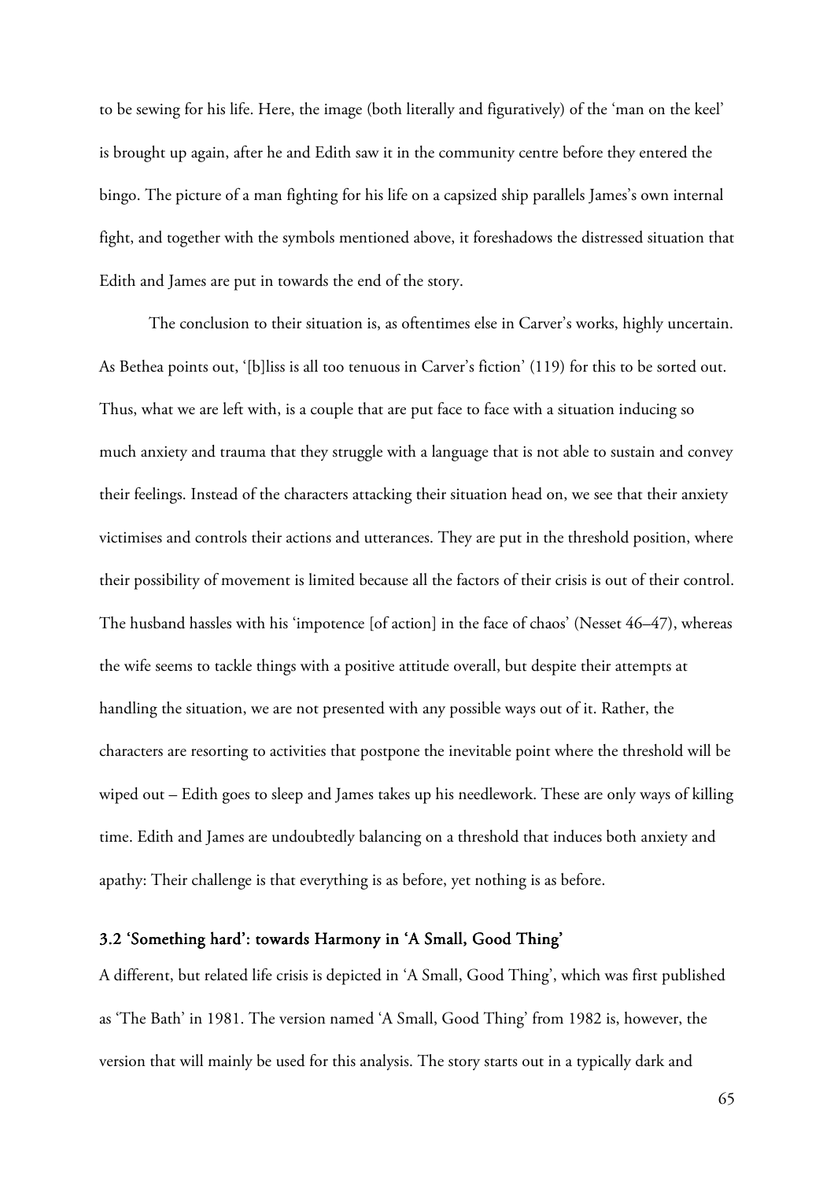to be sewing for his life. Here, the image (both literally and figuratively) of the 'man on the keel' is brought up again, after he and Edith saw it in the community centre before they entered the bingo. The picture of a man fighting for his life on a capsized ship parallels James's own internal fight, and together with the symbols mentioned above, it foreshadows the distressed situation that Edith and James are put in towards the end of the story.

The conclusion to their situation is, as oftentimes else in Carver's works, highly uncertain. As Bethea points out, '[b]liss is all too tenuous in Carver's fiction' (119) for this to be sorted out. Thus, what we are left with, is a couple that are put face to face with a situation inducing so much anxiety and trauma that they struggle with a language that is not able to sustain and convey their feelings. Instead of the characters attacking their situation head on, we see that their anxiety victimises and controls their actions and utterances. They are put in the threshold position, where their possibility of movement is limited because all the factors of their crisis is out of their control. The husband hassles with his 'impotence [of action] in the face of chaos' (Nesset 46–47), whereas the wife seems to tackle things with a positive attitude overall, but despite their attempts at handling the situation, we are not presented with any possible ways out of it. Rather, the characters are resorting to activities that postpone the inevitable point where the threshold will be wiped out – Edith goes to sleep and James takes up his needlework. These are only ways of killing time. Edith and James are undoubtedly balancing on a threshold that induces both anxiety and apathy: Their challenge is that everything is as before, yet nothing is as before.

### 3.2 'Something hard': towards Harmony in 'A Small, Good Thing'

A different, but related life crisis is depicted in 'A Small, Good Thing', which was first published as 'The Bath' in 1981. The version named 'A Small, Good Thing' from 1982 is, however, the version that will mainly be used for this analysis. The story starts out in a typically dark and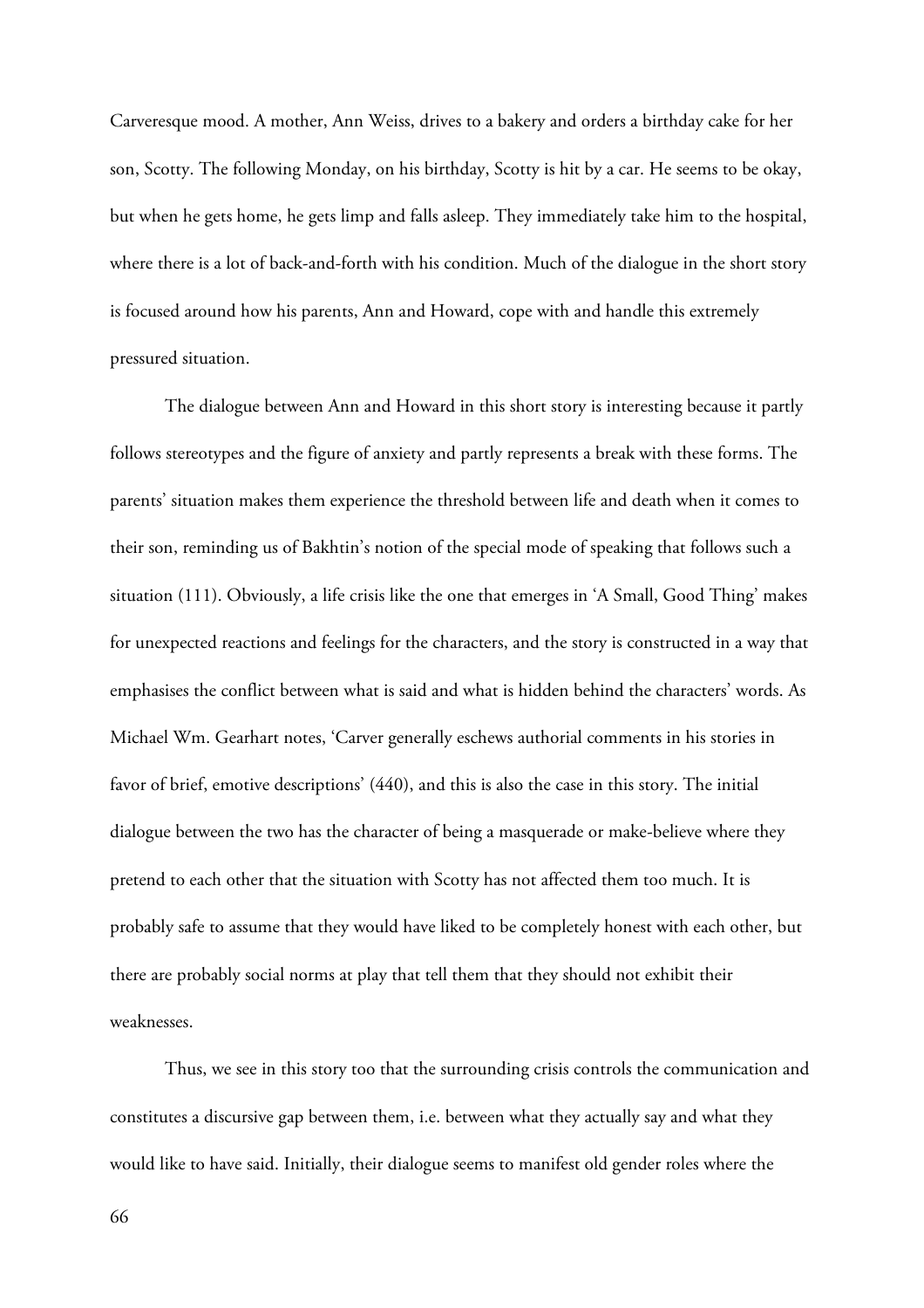Carveresque mood. A mother, Ann Weiss, drives to a bakery and orders a birthday cake for her son, Scotty. The following Monday, on his birthday, Scotty is hit by a car. He seems to be okay, but when he gets home, he gets limp and falls asleep. They immediately take him to the hospital, where there is a lot of back-and-forth with his condition. Much of the dialogue in the short story is focused around how his parents, Ann and Howard, cope with and handle this extremely pressured situation.

The dialogue between Ann and Howard in this short story is interesting because it partly follows stereotypes and the figure of anxiety and partly represents a break with these forms. The parents' situation makes them experience the threshold between life and death when it comes to their son, reminding us of Bakhtin's notion of the special mode of speaking that follows such a situation (111). Obviously, a life crisis like the one that emerges in 'A Small, Good Thing' makes for unexpected reactions and feelings for the characters, and the story is constructed in a way that emphasises the conflict between what is said and what is hidden behind the characters' words. As Michael Wm. Gearhart notes, 'Carver generally eschews authorial comments in his stories in favor of brief, emotive descriptions' (440), and this is also the case in this story. The initial dialogue between the two has the character of being a masquerade or make-believe where they pretend to each other that the situation with Scotty has not affected them too much. It is probably safe to assume that they would have liked to be completely honest with each other, but there are probably social norms at play that tell them that they should not exhibit their weaknesses.

Thus, we see in this story too that the surrounding crisis controls the communication and constitutes a discursive gap between them, i.e. between what they actually say and what they would like to have said. Initially, their dialogue seems to manifest old gender roles where the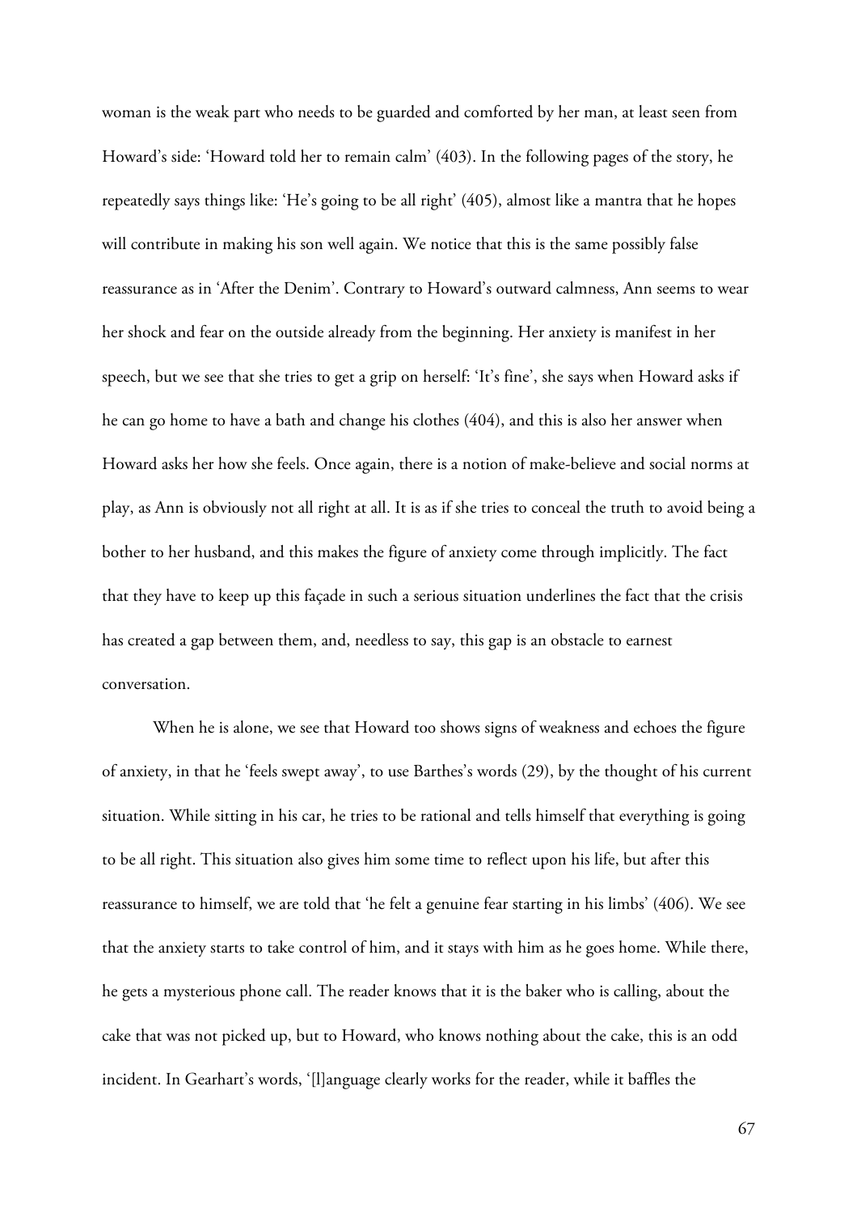woman is the weak part who needs to be guarded and comforted by her man, at least seen from Howard's side: 'Howard told her to remain calm' (403). In the following pages of the story, he repeatedly says things like: 'He's going to be all right' (405), almost like a mantra that he hopes will contribute in making his son well again. We notice that this is the same possibly false reassurance as in 'After the Denim'. Contrary to Howard's outward calmness, Ann seems to wear her shock and fear on the outside already from the beginning. Her anxiety is manifest in her speech, but we see that she tries to get a grip on herself: 'It's fine', she says when Howard asks if he can go home to have a bath and change his clothes (404), and this is also her answer when Howard asks her how she feels. Once again, there is a notion of make-believe and social norms at play, as Ann is obviously not all right at all. It is as if she tries to conceal the truth to avoid being a bother to her husband, and this makes the figure of anxiety come through implicitly. The fact that they have to keep up this façade in such a serious situation underlines the fact that the crisis has created a gap between them, and, needless to say, this gap is an obstacle to earnest conversation.

When he is alone, we see that Howard too shows signs of weakness and echoes the figure of anxiety, in that he 'feels swept away', to use Barthes's words (29), by the thought of his current situation. While sitting in his car, he tries to be rational and tells himself that everything is going to be all right. This situation also gives him some time to reflect upon his life, but after this reassurance to himself, we are told that 'he felt a genuine fear starting in his limbs' (406). We see that the anxiety starts to take control of him, and it stays with him as he goes home. While there, he gets a mysterious phone call. The reader knows that it is the baker who is calling, about the cake that was not picked up, but to Howard, who knows nothing about the cake, this is an odd incident. In Gearhart's words, '[l]anguage clearly works for the reader, while it baffles the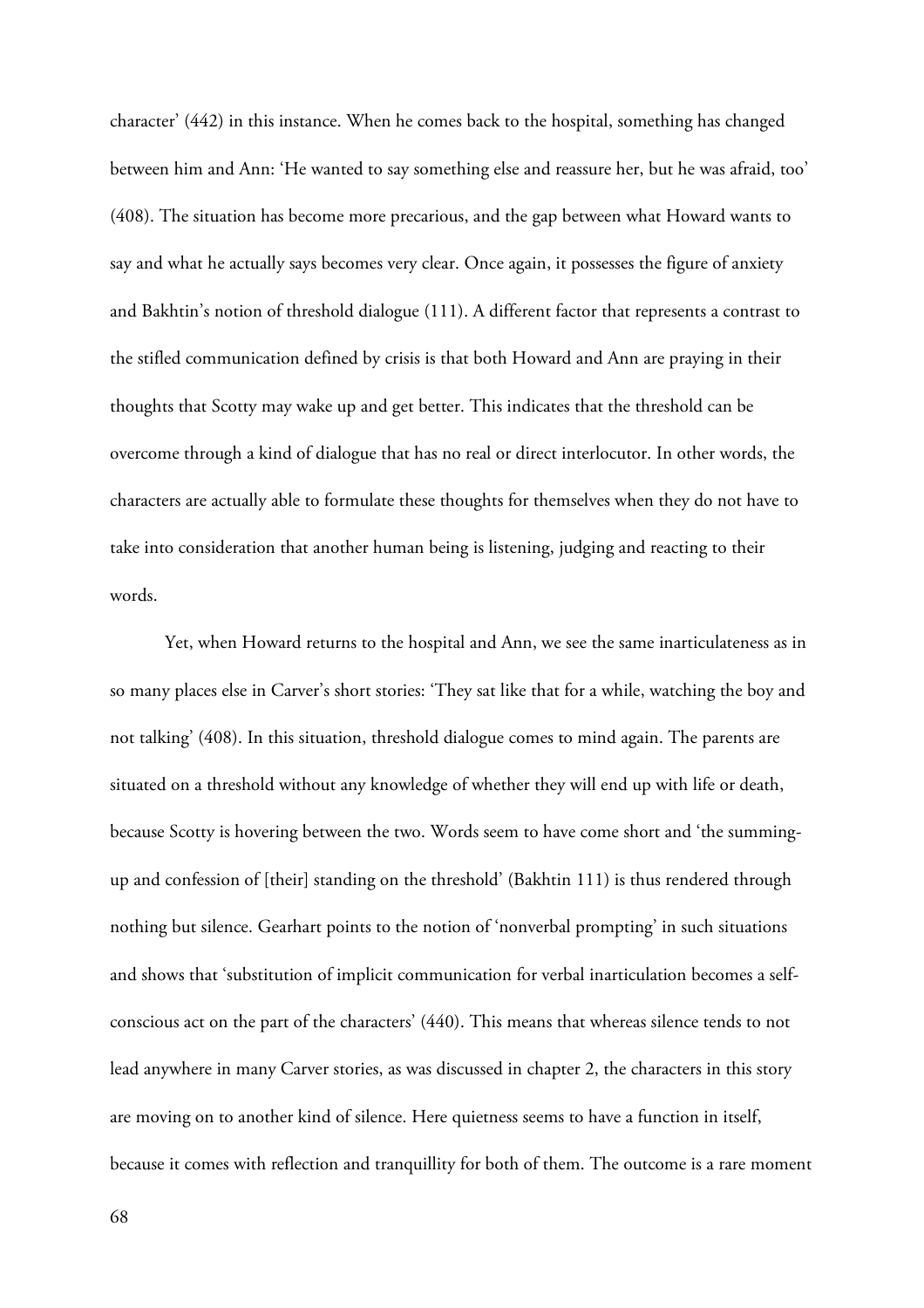character' (442) in this instance. When he comes back to the hospital, something has changed between him and Ann: 'He wanted to say something else and reassure her, but he was afraid, too' (408). The situation has become more precarious, and the gap between what Howard wants to say and what he actually says becomes very clear. Once again, it possesses the figure of anxiety and Bakhtin's notion of threshold dialogue (111). A different factor that represents a contrast to the stifled communication defined by crisis is that both Howard and Ann are praying in their thoughts that Scotty may wake up and get better. This indicates that the threshold can be overcome through a kind of dialogue that has no real or direct interlocutor. In other words, the characters are actually able to formulate these thoughts for themselves when they do not have to take into consideration that another human being is listening, judging and reacting to their words.

Yet, when Howard returns to the hospital and Ann, we see the same inarticulateness as in so many places else in Carver's short stories: 'They sat like that for a while, watching the boy and not talking' (408). In this situation, threshold dialogue comes to mind again. The parents are situated on a threshold without any knowledge of whether they will end up with life or death, because Scotty is hovering between the two. Words seem to have come short and 'the summing-up and confession of [their] standing on the threshold' (Bakhtin 111) is thus rendered through nothing but silence. Gearhart points to the notion of 'nonverbal prompting' in such situations and shows that 'substitution of implicit communication for verbal inarticulation becomes a self-conscious act on the part of the characters' (440). This means that whereas silence tends to not lead anywhere in many Carver stories, as was discussed in chapter 2, the characters in this story are moving on to another kind of silence. Here quietness seems to have a function in itself, because it comes with reflection and tranquillity for both of them. The outcome is a rare moment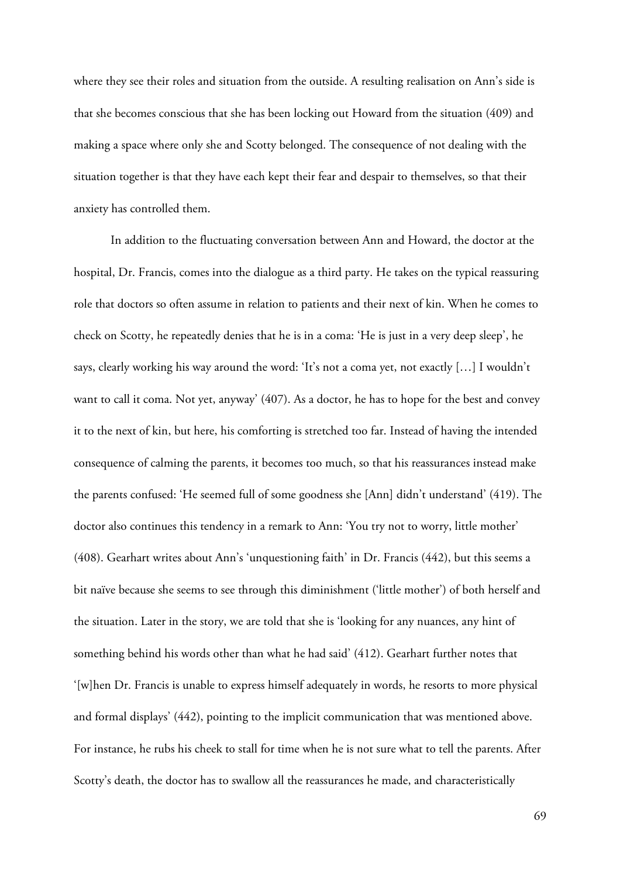where they see their roles and situation from the outside. A resulting realisation on Ann's side is that she becomes conscious that she has been locking out Howard from the situation (409) and making a space where only she and Scotty belonged. The consequence of not dealing with the situation together is that they have each kept their fear and despair to themselves, so that their anxiety has controlled them.

In addition to the fluctuating conversation between Ann and Howard, the doctor at the hospital, Dr. Francis, comes into the dialogue as a third party. He takes on the typical reassuring role that doctors so often assume in relation to patients and their next of kin. When he comes to check on Scotty, he repeatedly denies that he is in a coma: 'He is just in a very deep sleep', he says, clearly working his way around the word: 'It's not a coma yet, not exactly […] I wouldn't want to call it coma. Not yet, anyway' (407). As a doctor, he has to hope for the best and convey it to the next of kin, but here, his comforting is stretched too far. Instead of having the intended consequence of calming the parents, it becomes too much, so that his reassurances instead make the parents confused: 'He seemed full of some goodness she [Ann] didn't understand' (419). The doctor also continues this tendency in a remark to Ann: 'You try not to worry, little mother' (408). Gearhart writes about Ann's 'unquestioning faith' in Dr. Francis (442), but this seems a bit naïve because she seems to see through this diminishment ('little mother') of both herself and the situation. Later in the story, we are told that she is 'looking for any nuances, any hint of something behind his words other than what he had said' (412). Gearhart further notes that '[w]hen Dr. Francis is unable to express himself adequately in words, he resorts to more physical and formal displays' (442), pointing to the implicit communication that was mentioned above. For instance, he rubs his cheek to stall for time when he is not sure what to tell the parents. After Scotty's death, the doctor has to swallow all the reassurances he made, and characteristically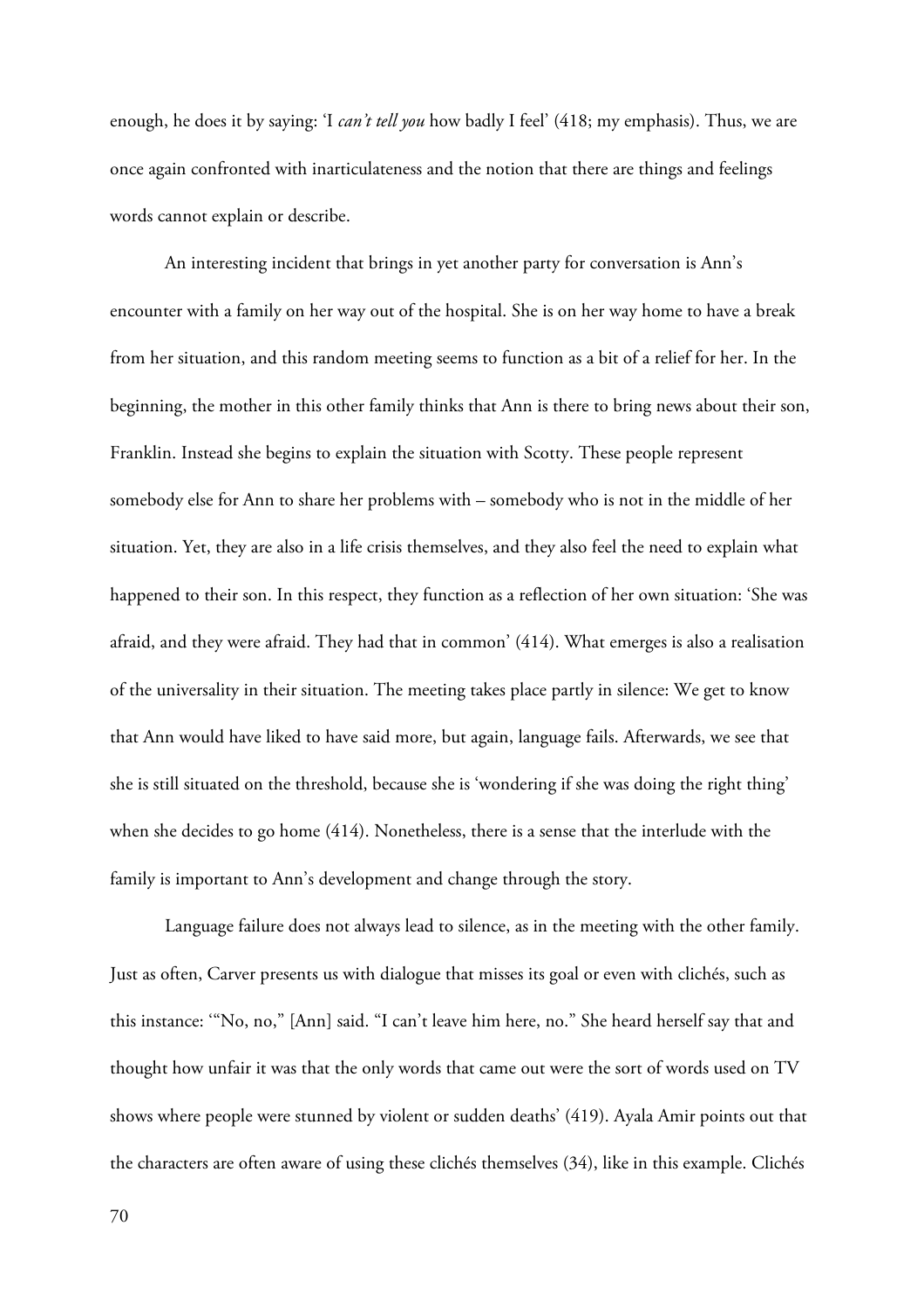enough, he does it by saying: 'I *can't tell you* how badly I feel' (418; my emphasis). Thus, we are once again confronted with inarticulateness and the notion that there are things and feelings words cannot explain or describe.

An interesting incident that brings in yet another party for conversation is Ann's encounter with a family on her way out of the hospital. She is on her way home to have a break from her situation, and this random meeting seems to function as a bit of a relief for her. In the beginning, the mother in this other family thinks that Ann is there to bring news about their son, Franklin. Instead she begins to explain the situation with Scotty. These people represent somebody else for Ann to share her problems with – somebody who is not in the middle of her situation. Yet, they are also in a life crisis themselves, and they also feel the need to explain what happened to their son. In this respect, they function as a reflection of her own situation: 'She was afraid, and they were afraid. They had that in common' (414). What emerges is also a realisation of the universality in their situation. The meeting takes place partly in silence: We get to know that Ann would have liked to have said more, but again, language fails. Afterwards, we see that she is still situated on the threshold, because she is 'wondering if she was doing the right thing' when she decides to go home (414). Nonetheless, there is a sense that the interlude with the family is important to Ann's development and change through the story.

Language failure does not always lead to silence, as in the meeting with the other family. Just as often, Carver presents us with dialogue that misses its goal or even with clichés, such as this instance: '"No, no," [Ann] said. "I can't leave him here, no." She heard herself say that and thought how unfair it was that the only words that came out were the sort of words used on TV shows where people were stunned by violent or sudden deaths' (419). Ayala Amir points out that the characters are often aware of using these clichés themselves (34), like in this example. Clichés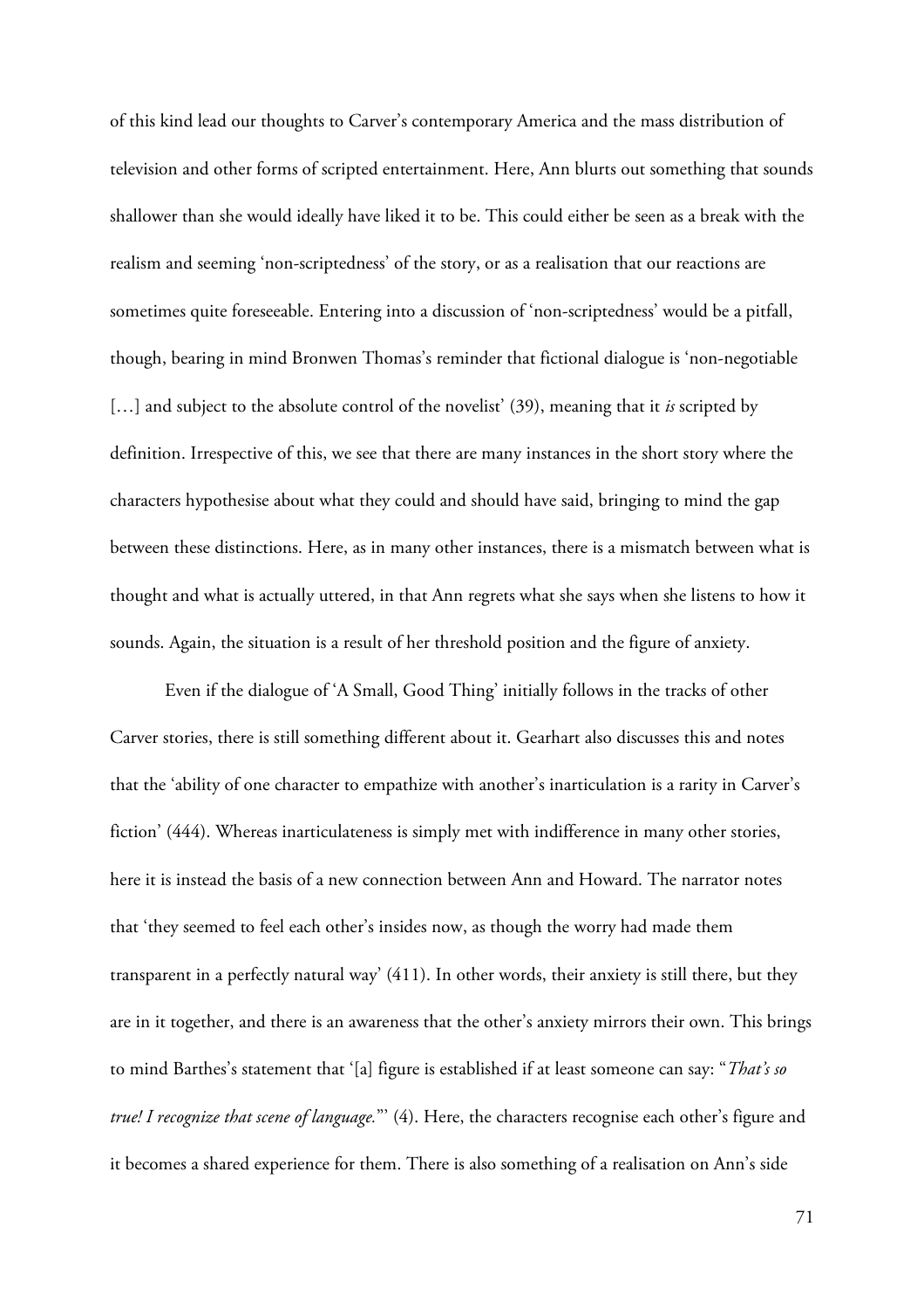of this kind lead our thoughts to Carver's contemporary America and the mass distribution of television and other forms of scripted entertainment. Here, Ann blurts out something that sounds shallower than she would ideally have liked it to be. This could either be seen as a break with the realism and seeming 'non-scriptedness' of the story, or as a realisation that our reactions are sometimes quite foreseeable. Entering into a discussion of 'non-scriptedness' would be a pitfall, though, bearing in mind Bronwen Thomas's reminder that fictional dialogue is 'non-negotiable […] and subject to the absolute control of the novelist' (39), meaning that it *is* scripted by definition. Irrespective of this, we see that there are many instances in the short story where the characters hypothesise about what they could and should have said, bringing to mind the gap between these distinctions. Here, as in many other instances, there is a mismatch between what is thought and what is actually uttered, in that Ann regrets what she says when she listens to how it sounds. Again, the situation is a result of her threshold position and the figure of anxiety.

Even if the dialogue of 'A Small, Good Thing' initially follows in the tracks of other Carver stories, there is still something different about it. Gearhart also discusses this and notes that the 'ability of one character to empathize with another's inarticulation is a rarity in Carver's fiction' (444). Whereas inarticulateness is simply met with indifference in many other stories, here it is instead the basis of a new connection between Ann and Howard. The narrator notes that 'they seemed to feel each other's insides now, as though the worry had made them transparent in a perfectly natural way' (411). In other words, their anxiety is still there, but they are in it together, and there is an awareness that the other's anxiety mirrors their own. This brings to mind Barthes's statement that '[a] figure is established if at least someone can say: "*That's so true! I recognize that scene of language.*"' (4). Here, the characters recognise each other's figure and it becomes a shared experience for them. There is also something of a realisation on Ann's side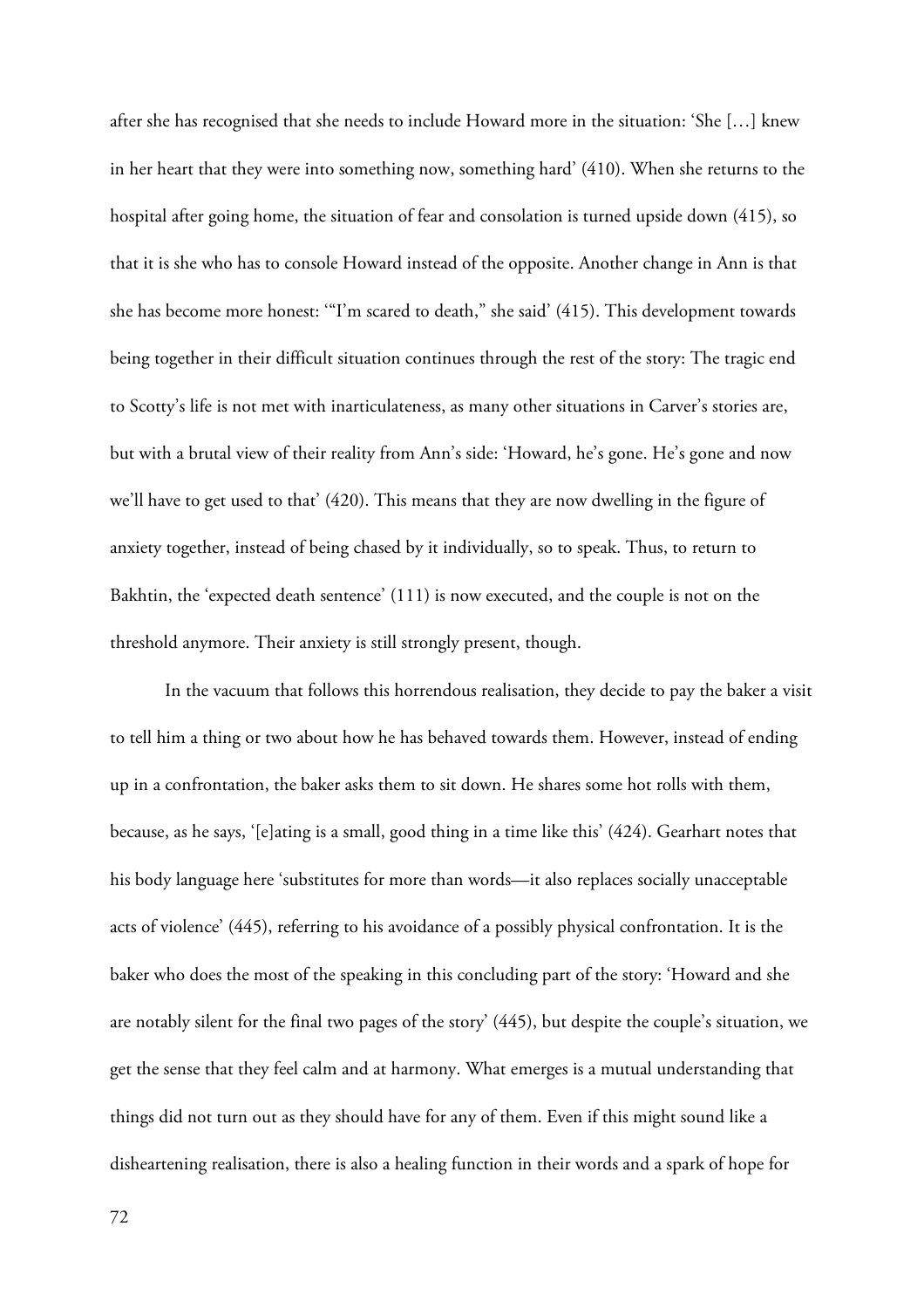after she has recognised that she needs to include Howard more in the situation: 'She […] knew in her heart that they were into something now, something hard' (410). When she returns to the hospital after going home, the situation of fear and consolation is turned upside down (415), so that it is she who has to console Howard instead of the opposite. Another change in Ann is that she has become more honest: '"I'm scared to death," she said' (415). This development towards being together in their difficult situation continues through the rest of the story: The tragic end to Scotty's life is not met with inarticulateness, as many other situations in Carver's stories are, but with a brutal view of their reality from Ann's side: 'Howard, he's gone. He's gone and now we'll have to get used to that' (420). This means that they are now dwelling in the figure of anxiety together, instead of being chased by it individually, so to speak. Thus, to return to Bakhtin, the 'expected death sentence' (111) is now executed, and the couple is not on the threshold anymore. Their anxiety is still strongly present, though.

In the vacuum that follows this horrendous realisation, they decide to pay the baker a visit to tell him a thing or two about how he has behaved towards them. However, instead of ending up in a confrontation, the baker asks them to sit down. He shares some hot rolls with them, because, as he says, '[e]ating is a small, good thing in a time like this' (424). Gearhart notes that his body language here 'substitutes for more than words—it also replaces socially unacceptable acts of violence' (445), referring to his avoidance of a possibly physical confrontation. It is the baker who does the most of the speaking in this concluding part of the story: 'Howard and she are notably silent for the final two pages of the story' (445), but despite the couple's situation, we get the sense that they feel calm and at harmony. What emerges is a mutual understanding that things did not turn out as they should have for any of them. Even if this might sound like a disheartening realisation, there is also a healing function in their words and a spark of hope for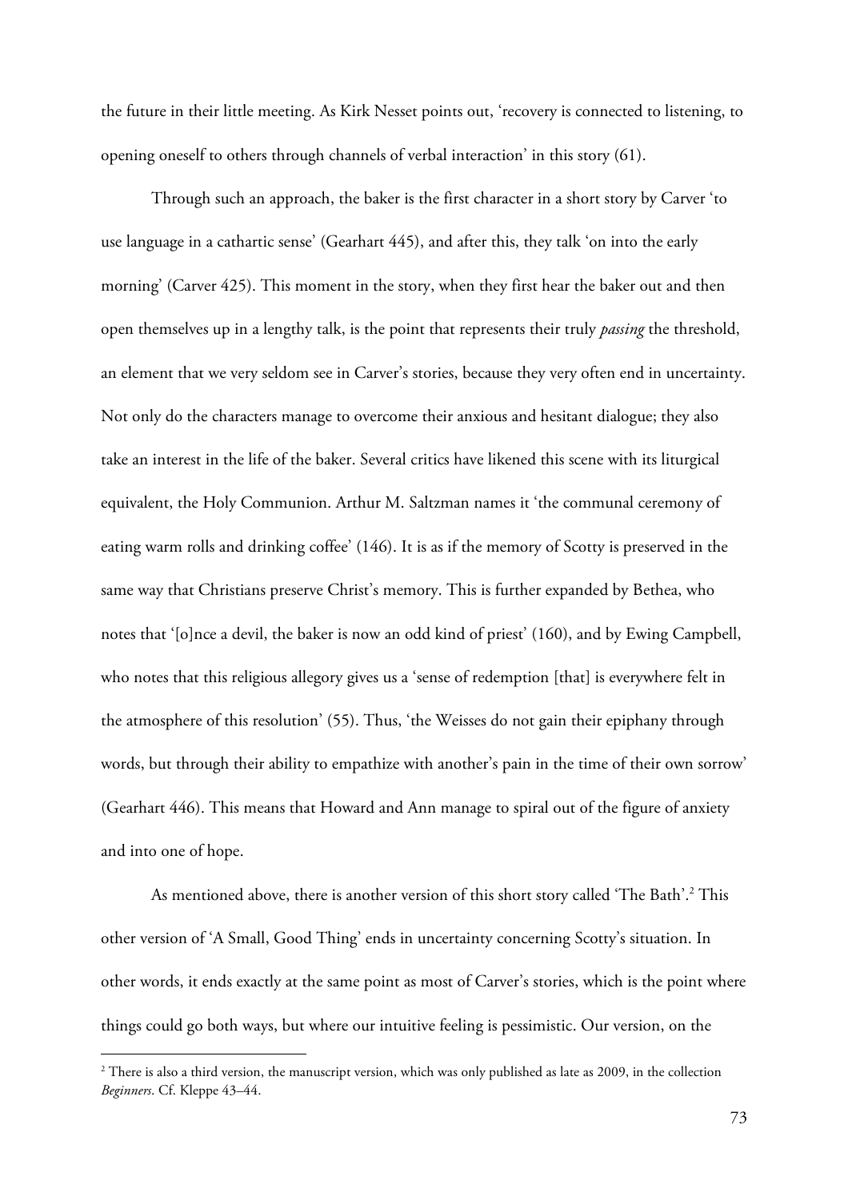the future in their little meeting. As Kirk Nesset points out, 'recovery is connected to listening, to opening oneself to others through channels of verbal interaction' in this story (61).

Through such an approach, the baker is the first character in a short story by Carver 'to use language in a cathartic sense' (Gearhart 445), and after this, they talk 'on into the early morning' (Carver 425). This moment in the story, when they first hear the baker out and then open themselves up in a lengthy talk, is the point that represents their truly *passing* the threshold, an element that we very seldom see in Carver's stories, because they very often end in uncertainty. Not only do the characters manage to overcome their anxious and hesitant dialogue; they also take an interest in the life of the baker. Several critics have likened this scene with its liturgical equivalent, the Holy Communion. Arthur M. Saltzman names it 'the communal ceremony of eating warm rolls and drinking coffee' (146). It is as if the memory of Scotty is preserved in the same way that Christians preserve Christ's memory. This is further expanded by Bethea, who notes that '[o]nce a devil, the baker is now an odd kind of priest' (160), and by Ewing Campbell, who notes that this religious allegory gives us a 'sense of redemption [that] is everywhere felt in the atmosphere of this resolution' (55). Thus, 'the Weisses do not gain their epiphany through words, but through their ability to empathize with another's pain in the time of their own sorrow' (Gearhart 446). This means that Howard and Ann manage to spiral out of the figure of anxiety and into one of hope.

As mentioned above, there is another version of this short story called 'The Bath'.[2] This other version of 'A Small, Good Thing' ends in uncertainty concerning Scotty's situation. In other words, it ends exactly at the same point as most of Carver's stories, which is the point where things could go both ways, but where our intuitive feeling is pessimistic. Our version, on the

---

[2] There is also a third version, the manuscript version, which was only published as late as 2009, in the collection *Beginners*. Cf. Kleppe 43–44.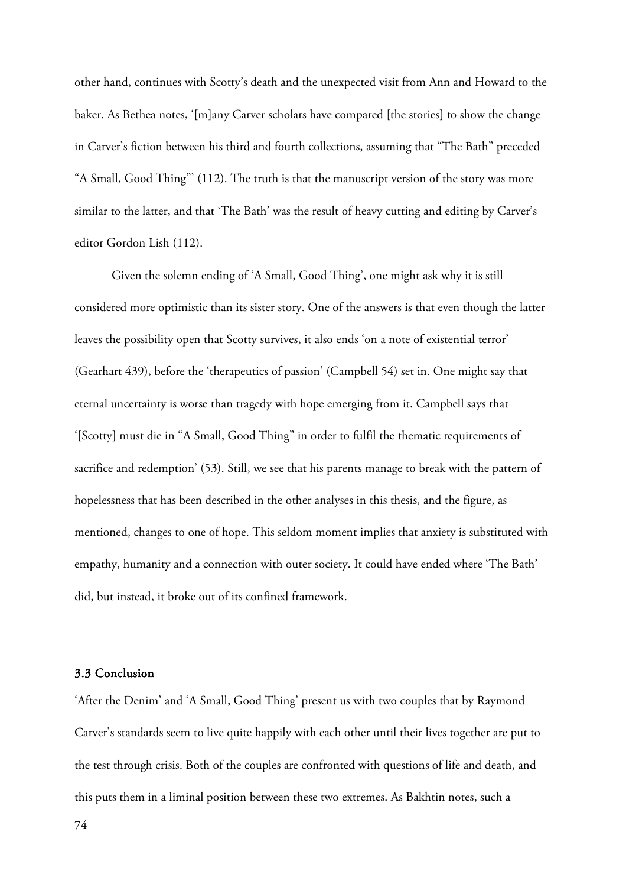other hand, continues with Scotty's death and the unexpected visit from Ann and Howard to the baker. As Bethea notes, '[m]any Carver scholars have compared [the stories] to show the change in Carver's fiction between his third and fourth collections, assuming that "The Bath" preceded "A Small, Good Thing"' (112). The truth is that the manuscript version of the story was more similar to the latter, and that 'The Bath' was the result of heavy cutting and editing by Carver's editor Gordon Lish (112).

Given the solemn ending of 'A Small, Good Thing', one might ask why it is still considered more optimistic than its sister story. One of the answers is that even though the latter leaves the possibility open that Scotty survives, it also ends 'on a note of existential terror' (Gearhart 439), before the 'therapeutics of passion' (Campbell 54) set in. One might say that eternal uncertainty is worse than tragedy with hope emerging from it. Campbell says that '[Scotty] must die in "A Small, Good Thing" in order to fulfil the thematic requirements of sacrifice and redemption' (53). Still, we see that his parents manage to break with the pattern of hopelessness that has been described in the other analyses in this thesis, and the figure, as mentioned, changes to one of hope. This seldom moment implies that anxiety is substituted with empathy, humanity and a connection with outer society. It could have ended where 'The Bath' did, but instead, it broke out of its confined framework.

### 3.3 Conclusion

'After the Denim' and 'A Small, Good Thing' present us with two couples that by Raymond Carver's standards seem to live quite happily with each other until their lives together are put to the test through crisis. Both of the couples are confronted with questions of life and death, and this puts them in a liminal position between these two extremes. As Bakhtin notes, such a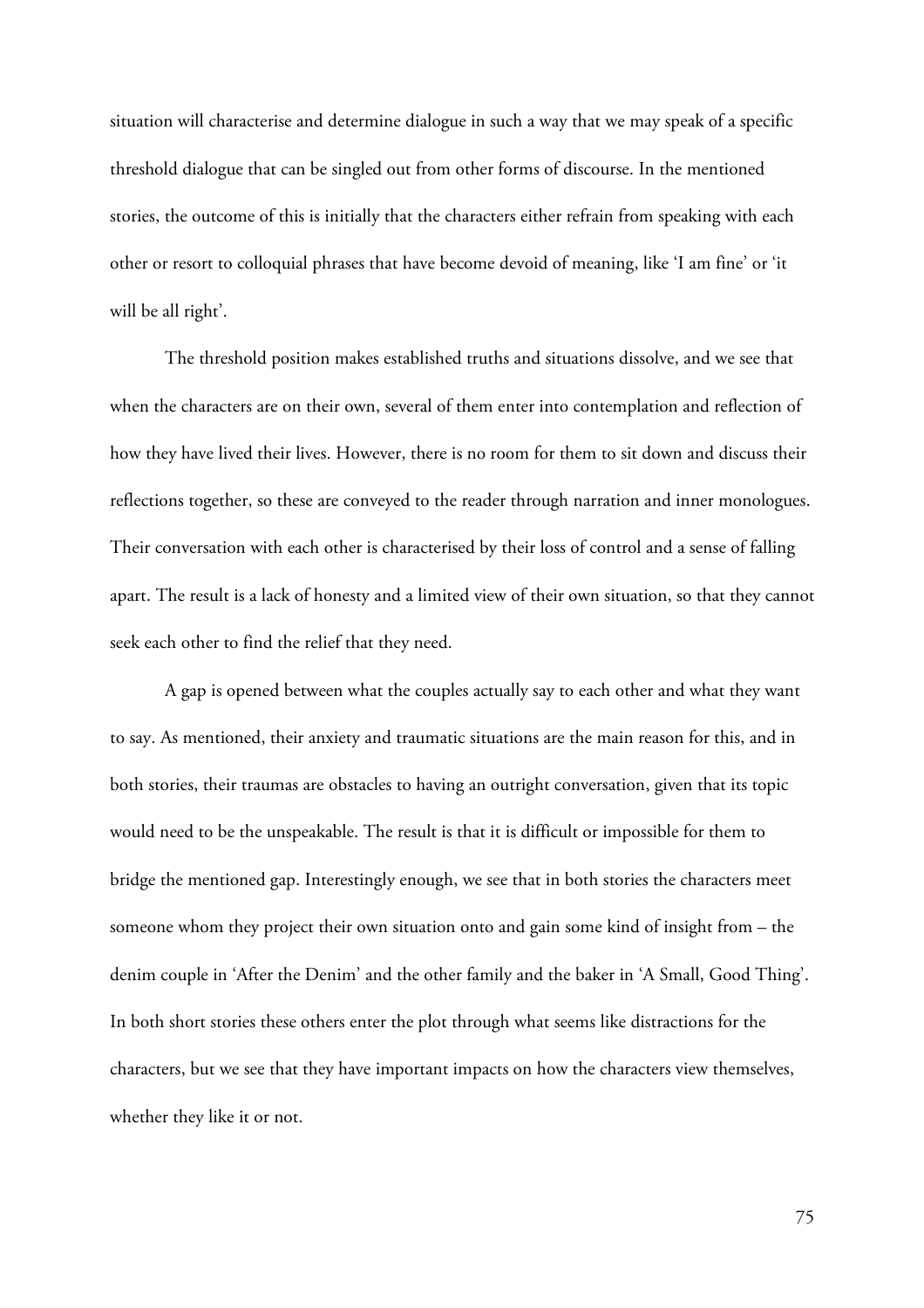situation will characterise and determine dialogue in such a way that we may speak of a specific threshold dialogue that can be singled out from other forms of discourse. In the mentioned stories, the outcome of this is initially that the characters either refrain from speaking with each other or resort to colloquial phrases that have become devoid of meaning, like 'I am fine' or 'it will be all right'.

The threshold position makes established truths and situations dissolve, and we see that when the characters are on their own, several of them enter into contemplation and reflection of how they have lived their lives. However, there is no room for them to sit down and discuss their reflections together, so these are conveyed to the reader through narration and inner monologues. Their conversation with each other is characterised by their loss of control and a sense of falling apart. The result is a lack of honesty and a limited view of their own situation, so that they cannot seek each other to find the relief that they need.

A gap is opened between what the couples actually say to each other and what they want to say. As mentioned, their anxiety and traumatic situations are the main reason for this, and in both stories, their traumas are obstacles to having an outright conversation, given that its topic would need to be the unspeakable. The result is that it is difficult or impossible for them to bridge the mentioned gap. Interestingly enough, we see that in both stories the characters meet someone whom they project their own situation onto and gain some kind of insight from – the denim couple in 'After the Denim' and the other family and the baker in 'A Small, Good Thing'. In both short stories these others enter the plot through what seems like distractions for the characters, but we see that they have important impacts on how the characters view themselves, whether they like it or not.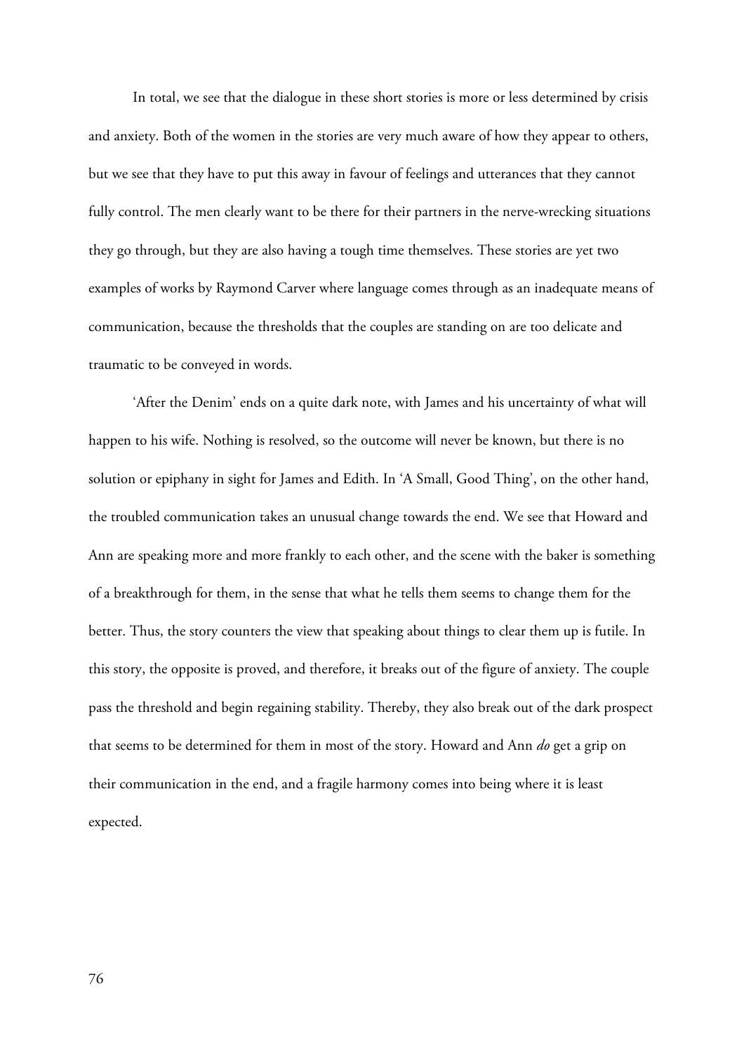In total, we see that the dialogue in these short stories is more or less determined by crisis and anxiety. Both of the women in the stories are very much aware of how they appear to others, but we see that they have to put this away in favour of feelings and utterances that they cannot fully control. The men clearly want to be there for their partners in the nerve-wrecking situations they go through, but they are also having a tough time themselves. These stories are yet two examples of works by Raymond Carver where language comes through as an inadequate means of communication, because the thresholds that the couples are standing on are too delicate and traumatic to be conveyed in words.

'After the Denim' ends on a quite dark note, with James and his uncertainty of what will happen to his wife. Nothing is resolved, so the outcome will never be known, but there is no solution or epiphany in sight for James and Edith. In 'A Small, Good Thing', on the other hand, the troubled communication takes an unusual change towards the end. We see that Howard and Ann are speaking more and more frankly to each other, and the scene with the baker is something of a breakthrough for them, in the sense that what he tells them seems to change them for the better. Thus, the story counters the view that speaking about things to clear them up is futile. In this story, the opposite is proved, and therefore, it breaks out of the figure of anxiety. The couple pass the threshold and begin regaining stability. Thereby, they also break out of the dark prospect that seems to be determined for them in most of the story. Howard and Ann *do* get a grip on their communication in the end, and a fragile harmony comes into being where it is least expected.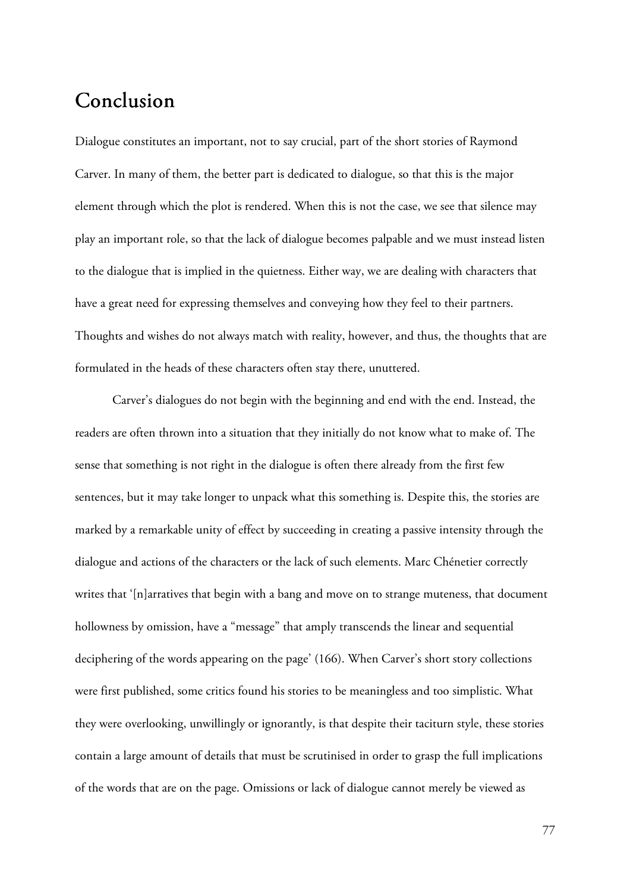# Conclusion

Dialogue constitutes an important, not to say crucial, part of the short stories of Raymond Carver. In many of them, the better part is dedicated to dialogue, so that this is the major element through which the plot is rendered. When this is not the case, we see that silence may play an important role, so that the lack of dialogue becomes palpable and we must instead listen to the dialogue that is implied in the quietness. Either way, we are dealing with characters that have a great need for expressing themselves and conveying how they feel to their partners. Thoughts and wishes do not always match with reality, however, and thus, the thoughts that are formulated in the heads of these characters often stay there, unuttered.

Carver's dialogues do not begin with the beginning and end with the end. Instead, the readers are often thrown into a situation that they initially do not know what to make of. The sense that something is not right in the dialogue is often there already from the first few sentences, but it may take longer to unpack what this something is. Despite this, the stories are marked by a remarkable unity of effect by succeeding in creating a passive intensity through the dialogue and actions of the characters or the lack of such elements. Marc Chénetier correctly writes that '[n]arratives that begin with a bang and move on to strange muteness, that document hollowness by omission, have a "message" that amply transcends the linear and sequential deciphering of the words appearing on the page' (166). When Carver's short story collections were first published, some critics found his stories to be meaningless and too simplistic. What they were overlooking, unwillingly or ignorantly, is that despite their taciturn style, these stories contain a large amount of details that must be scrutinised in order to grasp the full implications of the words that are on the page. Omissions or lack of dialogue cannot merely be viewed as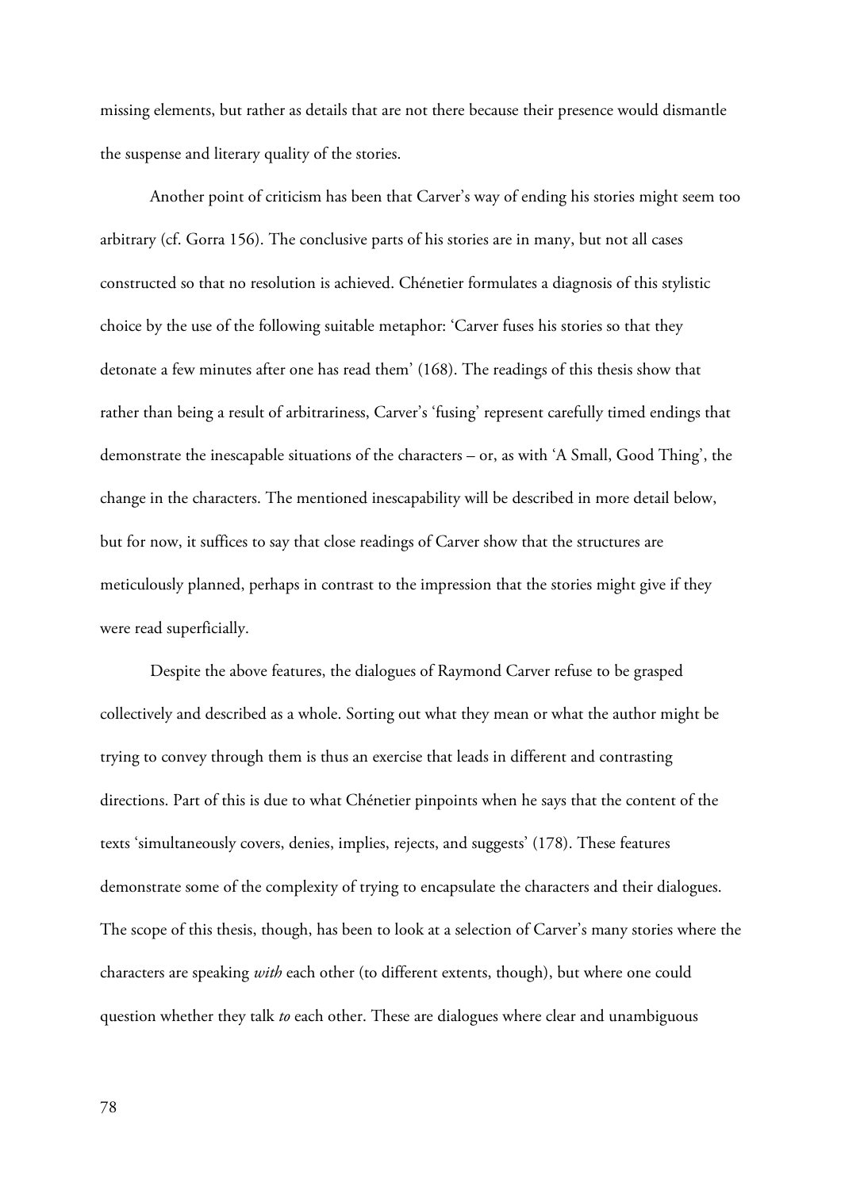missing elements, but rather as details that are not there because their presence would dismantle the suspense and literary quality of the stories.

Another point of criticism has been that Carver's way of ending his stories might seem too arbitrary (cf. Gorra 156). The conclusive parts of his stories are in many, but not all cases constructed so that no resolution is achieved. Chénetier formulates a diagnosis of this stylistic choice by the use of the following suitable metaphor: 'Carver fuses his stories so that they detonate a few minutes after one has read them' (168). The readings of this thesis show that rather than being a result of arbitrariness, Carver's 'fusing' represent carefully timed endings that demonstrate the inescapable situations of the characters – or, as with 'A Small, Good Thing', the change in the characters. The mentioned inescapability will be described in more detail below, but for now, it suffices to say that close readings of Carver show that the structures are meticulously planned, perhaps in contrast to the impression that the stories might give if they were read superficially.

Despite the above features, the dialogues of Raymond Carver refuse to be grasped collectively and described as a whole. Sorting out what they mean or what the author might be trying to convey through them is thus an exercise that leads in different and contrasting directions. Part of this is due to what Chénetier pinpoints when he says that the content of the texts 'simultaneously covers, denies, implies, rejects, and suggests' (178). These features demonstrate some of the complexity of trying to encapsulate the characters and their dialogues. The scope of this thesis, though, has been to look at a selection of Carver's many stories where the characters are speaking *with* each other (to different extents, though), but where one could question whether they talk *to* each other. These are dialogues where clear and unambiguous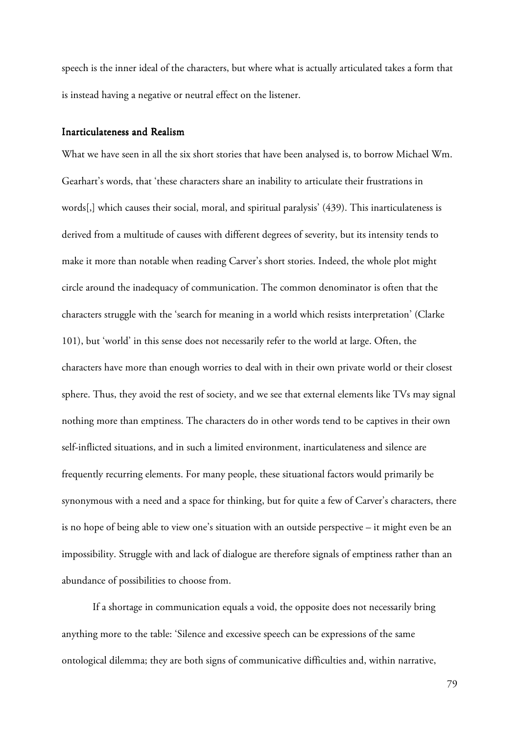speech is the inner ideal of the characters, but where what is actually articulated takes a form that is instead having a negative or neutral effect on the listener.

### Inarticulateness and Realism

What we have seen in all the six short stories that have been analysed is, to borrow Michael Wm. Gearhart's words, that 'these characters share an inability to articulate their frustrations in words[,] which causes their social, moral, and spiritual paralysis' (439). This inarticulateness is derived from a multitude of causes with different degrees of severity, but its intensity tends to make it more than notable when reading Carver's short stories. Indeed, the whole plot might circle around the inadequacy of communication. The common denominator is often that the characters struggle with the 'search for meaning in a world which resists interpretation' (Clarke 101), but 'world' in this sense does not necessarily refer to the world at large. Often, the characters have more than enough worries to deal with in their own private world or their closest sphere. Thus, they avoid the rest of society, and we see that external elements like TVs may signal nothing more than emptiness. The characters do in other words tend to be captives in their own self-inflicted situations, and in such a limited environment, inarticulateness and silence are frequently recurring elements. For many people, these situational factors would primarily be synonymous with a need and a space for thinking, but for quite a few of Carver's characters, there is no hope of being able to view one's situation with an outside perspective – it might even be an impossibility. Struggle with and lack of dialogue are therefore signals of emptiness rather than an abundance of possibilities to choose from.

If a shortage in communication equals a void, the opposite does not necessarily bring anything more to the table: 'Silence and excessive speech can be expressions of the same ontological dilemma; they are both signs of communicative difficulties and, within narrative,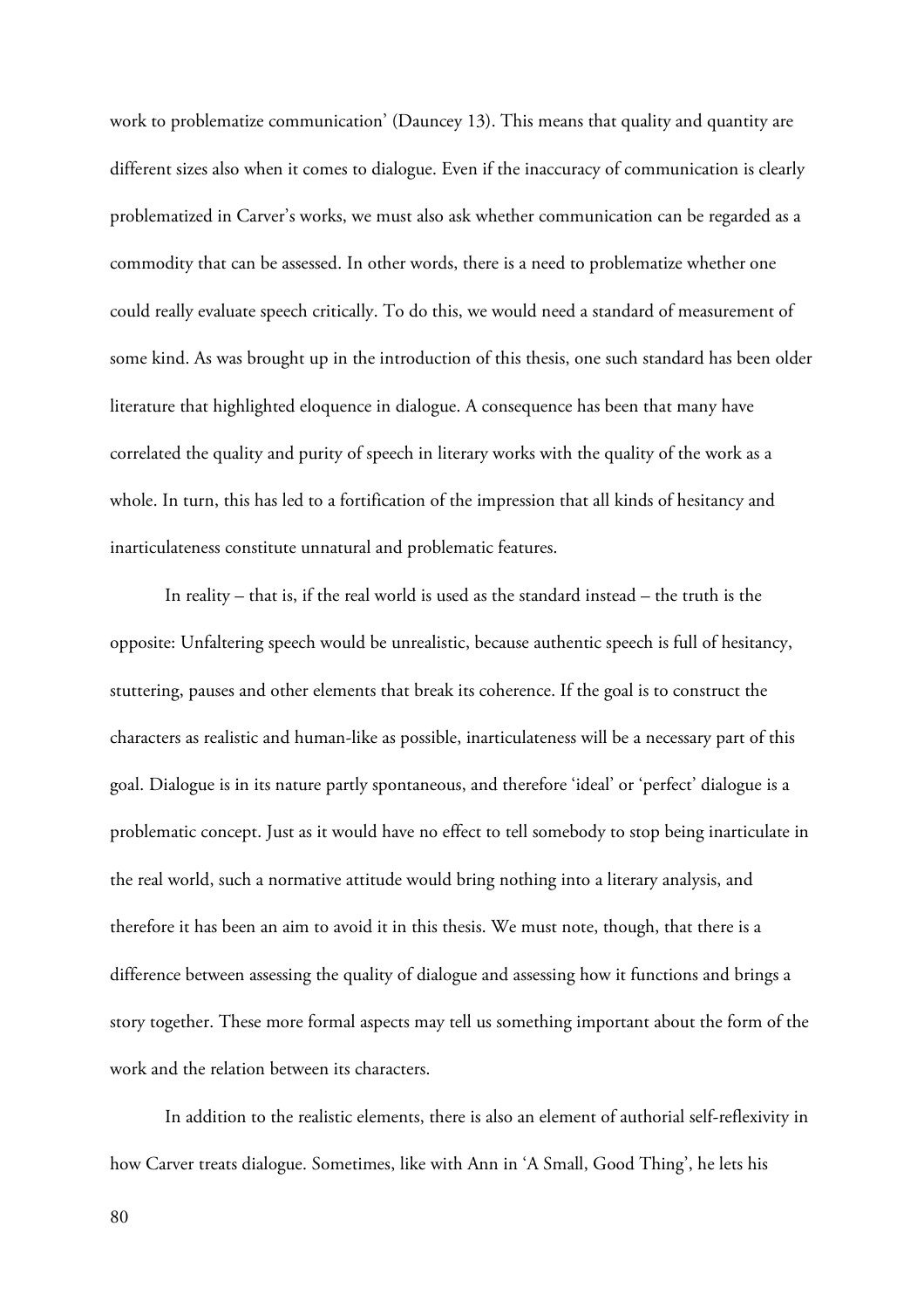work to problematize communication' (Dauncey 13). This means that quality and quantity are different sizes also when it comes to dialogue. Even if the inaccuracy of communication is clearly problematized in Carver's works, we must also ask whether communication can be regarded as a commodity that can be assessed. In other words, there is a need to problematize whether one could really evaluate speech critically. To do this, we would need a standard of measurement of some kind. As was brought up in the introduction of this thesis, one such standard has been older literature that highlighted eloquence in dialogue. A consequence has been that many have correlated the quality and purity of speech in literary works with the quality of the work as a whole. In turn, this has led to a fortification of the impression that all kinds of hesitancy and inarticulateness constitute unnatural and problematic features.

In reality – that is, if the real world is used as the standard instead – the truth is the opposite: Unfaltering speech would be unrealistic, because authentic speech is full of hesitancy, stuttering, pauses and other elements that break its coherence. If the goal is to construct the characters as realistic and human-like as possible, inarticulateness will be a necessary part of this goal. Dialogue is in its nature partly spontaneous, and therefore 'ideal' or 'perfect' dialogue is a problematic concept. Just as it would have no effect to tell somebody to stop being inarticulate in the real world, such a normative attitude would bring nothing into a literary analysis, and therefore it has been an aim to avoid it in this thesis. We must note, though, that there is a difference between assessing the quality of dialogue and assessing how it functions and brings a story together. These more formal aspects may tell us something important about the form of the work and the relation between its characters.

In addition to the realistic elements, there is also an element of authorial self-reflexivity in how Carver treats dialogue. Sometimes, like with Ann in 'A Small, Good Thing', he lets his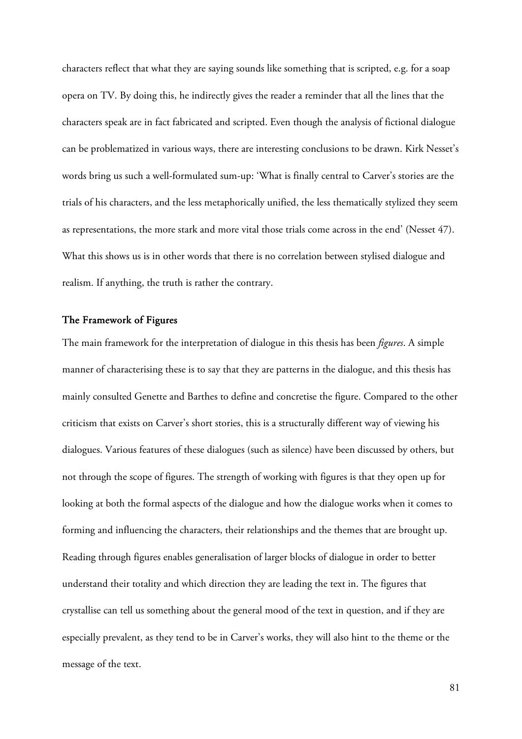characters reflect that what they are saying sounds like something that is scripted, e.g. for a soap opera on TV. By doing this, he indirectly gives the reader a reminder that all the lines that the characters speak are in fact fabricated and scripted. Even though the analysis of fictional dialogue can be problematized in various ways, there are interesting conclusions to be drawn. Kirk Nesset's words bring us such a well-formulated sum-up: 'What is finally central to Carver's stories are the trials of his characters, and the less metaphorically unified, the less thematically stylized they seem as representations, the more stark and more vital those trials come across in the end' (Nesset 47). What this shows us is in other words that there is no correlation between stylised dialogue and realism. If anything, the truth is rather the contrary.

### The Framework of Figures

The main framework for the interpretation of dialogue in this thesis has been *figures*. A simple manner of characterising these is to say that they are patterns in the dialogue, and this thesis has mainly consulted Genette and Barthes to define and concretise the figure. Compared to the other criticism that exists on Carver's short stories, this is a structurally different way of viewing his dialogues. Various features of these dialogues (such as silence) have been discussed by others, but not through the scope of figures. The strength of working with figures is that they open up for looking at both the formal aspects of the dialogue and how the dialogue works when it comes to forming and influencing the characters, their relationships and the themes that are brought up. Reading through figures enables generalisation of larger blocks of dialogue in order to better understand their totality and which direction they are leading the text in. The figures that crystallise can tell us something about the general mood of the text in question, and if they are especially prevalent, as they tend to be in Carver's works, they will also hint to the theme or the message of the text.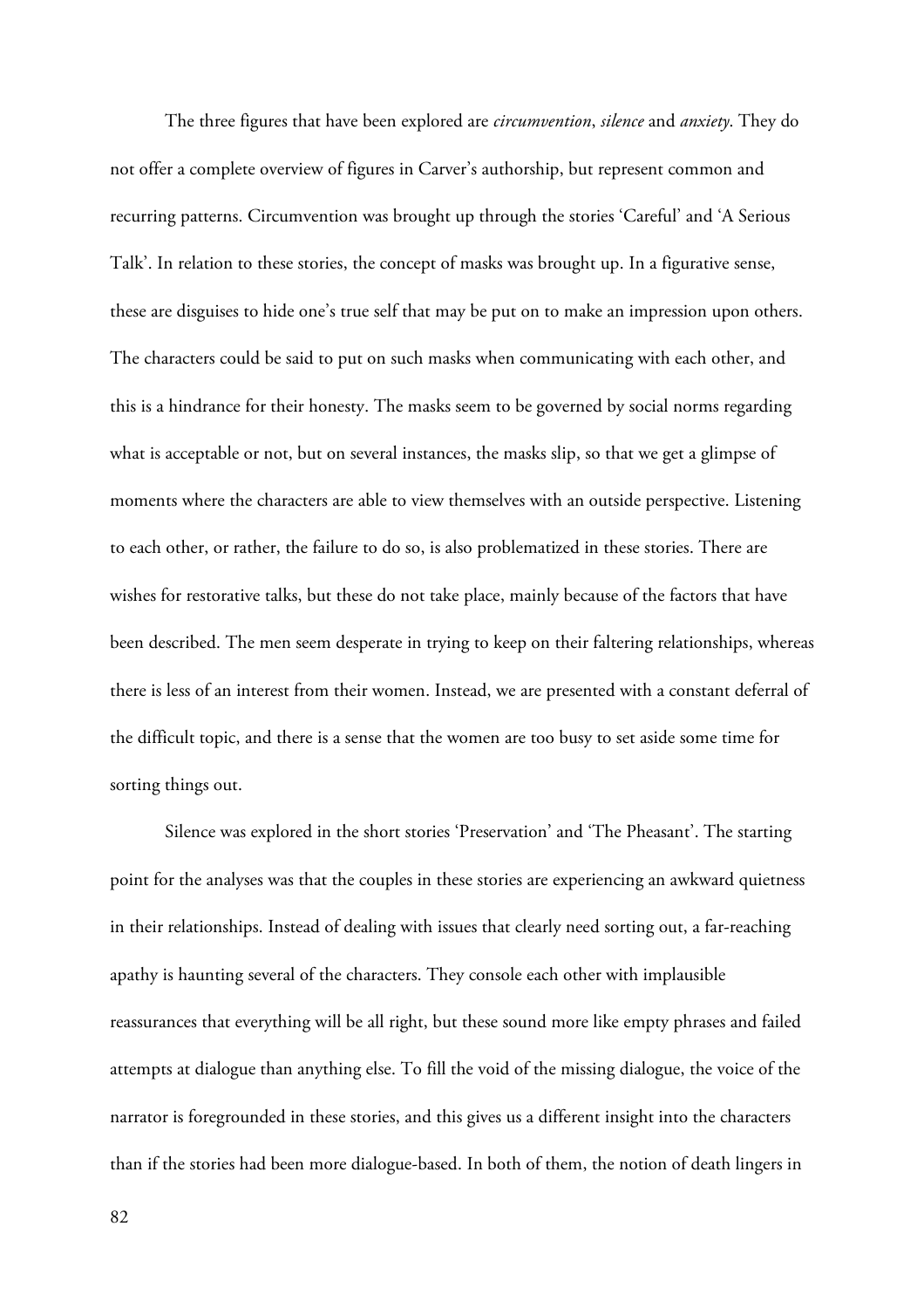The three figures that have been explored are *circumvention*, *silence* and *anxiety*. They do not offer a complete overview of figures in Carver's authorship, but represent common and recurring patterns. Circumvention was brought up through the stories 'Careful' and 'A Serious Talk'. In relation to these stories, the concept of masks was brought up. In a figurative sense, these are disguises to hide one's true self that may be put on to make an impression upon others. The characters could be said to put on such masks when communicating with each other, and this is a hindrance for their honesty. The masks seem to be governed by social norms regarding what is acceptable or not, but on several instances, the masks slip, so that we get a glimpse of moments where the characters are able to view themselves with an outside perspective. Listening to each other, or rather, the failure to do so, is also problematized in these stories. There are wishes for restorative talks, but these do not take place, mainly because of the factors that have been described. The men seem desperate in trying to keep on their faltering relationships, whereas there is less of an interest from their women. Instead, we are presented with a constant deferral of the difficult topic, and there is a sense that the women are too busy to set aside some time for sorting things out.

Silence was explored in the short stories 'Preservation' and 'The Pheasant'. The starting point for the analyses was that the couples in these stories are experiencing an awkward quietness in their relationships. Instead of dealing with issues that clearly need sorting out, a far-reaching apathy is haunting several of the characters. They console each other with implausible reassurances that everything will be all right, but these sound more like empty phrases and failed attempts at dialogue than anything else. To fill the void of the missing dialogue, the voice of the narrator is foregrounded in these stories, and this gives us a different insight into the characters than if the stories had been more dialogue-based. In both of them, the notion of death lingers in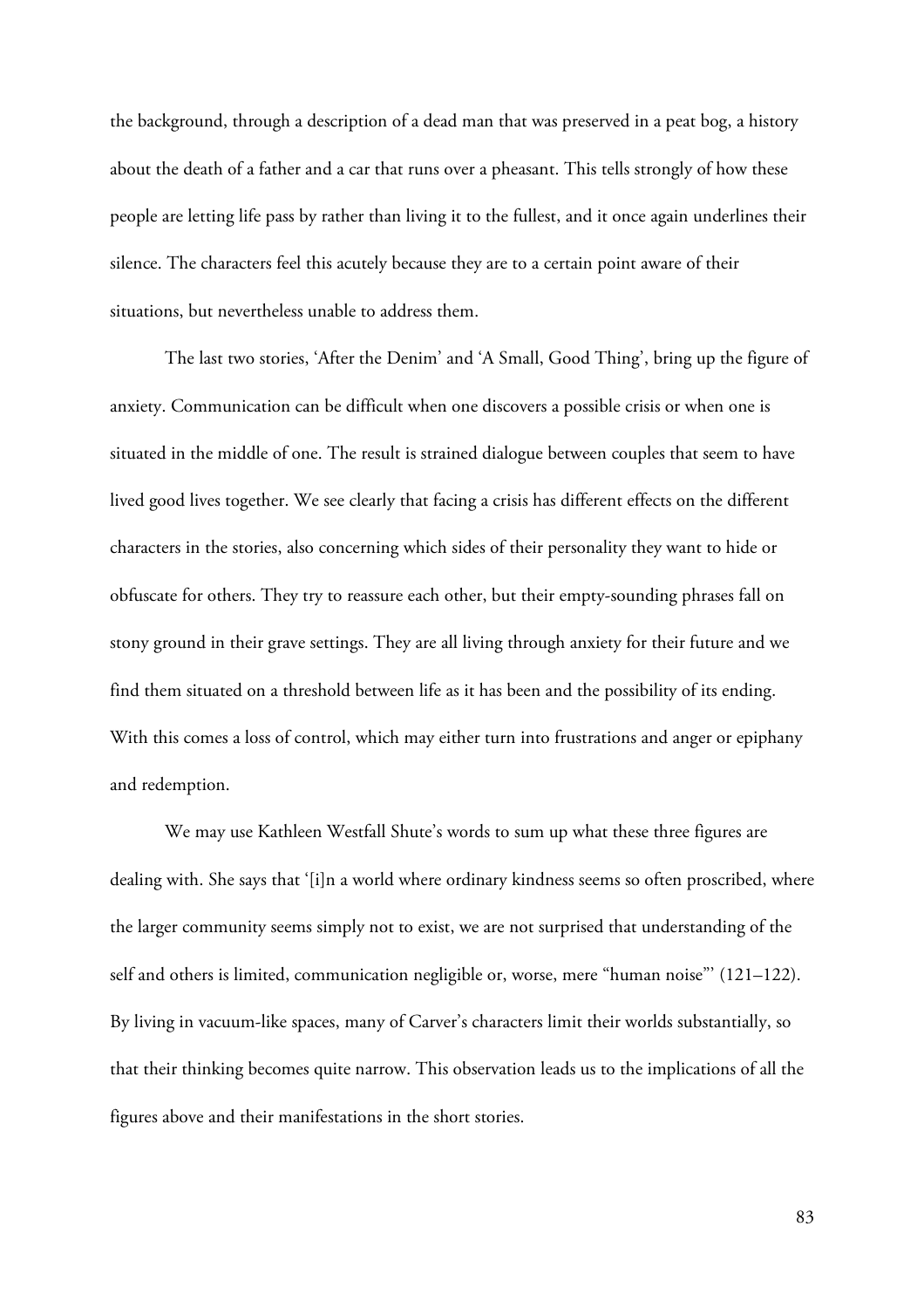the background, through a description of a dead man that was preserved in a peat bog, a history about the death of a father and a car that runs over a pheasant. This tells strongly of how these people are letting life pass by rather than living it to the fullest, and it once again underlines their silence. The characters feel this acutely because they are to a certain point aware of their situations, but nevertheless unable to address them.

The last two stories, 'After the Denim' and 'A Small, Good Thing', bring up the figure of anxiety. Communication can be difficult when one discovers a possible crisis or when one is situated in the middle of one. The result is strained dialogue between couples that seem to have lived good lives together. We see clearly that facing a crisis has different effects on the different characters in the stories, also concerning which sides of their personality they want to hide or obfuscate for others. They try to reassure each other, but their empty-sounding phrases fall on stony ground in their grave settings. They are all living through anxiety for their future and we find them situated on a threshold between life as it has been and the possibility of its ending. With this comes a loss of control, which may either turn into frustrations and anger or epiphany and redemption.

We may use Kathleen Westfall Shute's words to sum up what these three figures are dealing with. She says that '[i]n a world where ordinary kindness seems so often proscribed, where the larger community seems simply not to exist, we are not surprised that understanding of the self and others is limited, communication negligible or, worse, mere "human noise"' (121–122). By living in vacuum-like spaces, many of Carver's characters limit their worlds substantially, so that their thinking becomes quite narrow. This observation leads us to the implications of all the figures above and their manifestations in the short stories.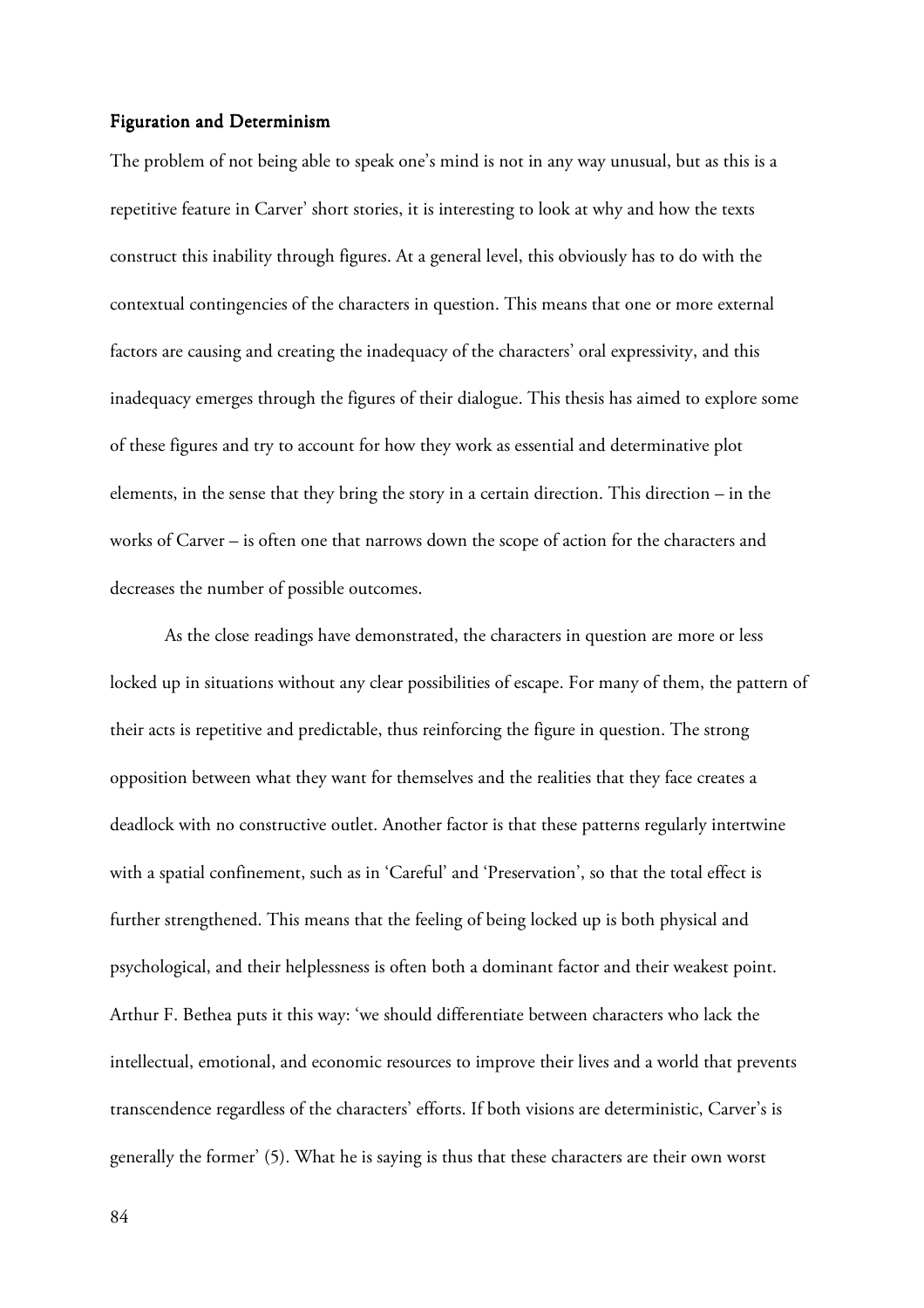## Figuration and Determinism

The problem of not being able to speak one's mind is not in any way unusual, but as this is a repetitive feature in Carver' short stories, it is interesting to look at why and how the texts construct this inability through figures. At a general level, this obviously has to do with the contextual contingencies of the characters in question. This means that one or more external factors are causing and creating the inadequacy of the characters' oral expressivity, and this inadequacy emerges through the figures of their dialogue. This thesis has aimed to explore some of these figures and try to account for how they work as essential and determinative plot elements, in the sense that they bring the story in a certain direction. This direction – in the works of Carver – is often one that narrows down the scope of action for the characters and decreases the number of possible outcomes.

As the close readings have demonstrated, the characters in question are more or less locked up in situations without any clear possibilities of escape. For many of them, the pattern of their acts is repetitive and predictable, thus reinforcing the figure in question. The strong opposition between what they want for themselves and the realities that they face creates a deadlock with no constructive outlet. Another factor is that these patterns regularly intertwine with a spatial confinement, such as in 'Careful' and 'Preservation', so that the total effect is further strengthened. This means that the feeling of being locked up is both physical and psychological, and their helplessness is often both a dominant factor and their weakest point. Arthur F. Bethea puts it this way: 'we should differentiate between characters who lack the intellectual, emotional, and economic resources to improve their lives and a world that prevents transcendence regardless of the characters' efforts. If both visions are deterministic, Carver's is generally the former' (5). What he is saying is thus that these characters are their own worst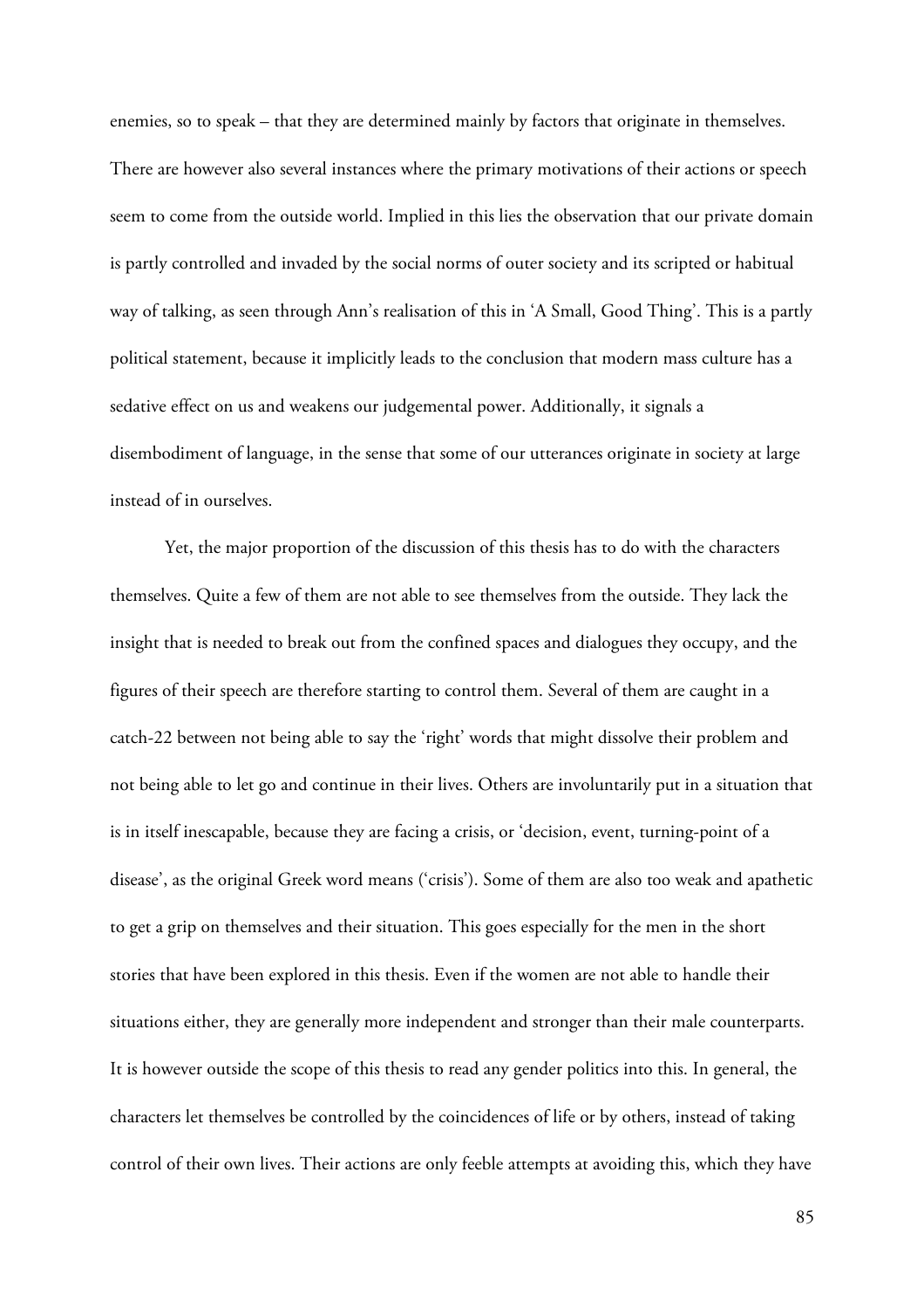enemies, so to speak – that they are determined mainly by factors that originate in themselves. There are however also several instances where the primary motivations of their actions or speech seem to come from the outside world. Implied in this lies the observation that our private domain is partly controlled and invaded by the social norms of outer society and its scripted or habitual way of talking, as seen through Ann's realisation of this in 'A Small, Good Thing'. This is a partly political statement, because it implicitly leads to the conclusion that modern mass culture has a sedative effect on us and weakens our judgemental power. Additionally, it signals a disembodiment of language, in the sense that some of our utterances originate in society at large instead of in ourselves.

Yet, the major proportion of the discussion of this thesis has to do with the characters themselves. Quite a few of them are not able to see themselves from the outside. They lack the insight that is needed to break out from the confined spaces and dialogues they occupy, and the figures of their speech are therefore starting to control them. Several of them are caught in a catch-22 between not being able to say the 'right' words that might dissolve their problem and not being able to let go and continue in their lives. Others are involuntarily put in a situation that is in itself inescapable, because they are facing a crisis, or 'decision, event, turning-point of a disease', as the original Greek word means ('crisis'). Some of them are also too weak and apathetic to get a grip on themselves and their situation. This goes especially for the men in the short stories that have been explored in this thesis. Even if the women are not able to handle their situations either, they are generally more independent and stronger than their male counterparts. It is however outside the scope of this thesis to read any gender politics into this. In general, the characters let themselves be controlled by the coincidences of life or by others, instead of taking control of their own lives. Their actions are only feeble attempts at avoiding this, which they have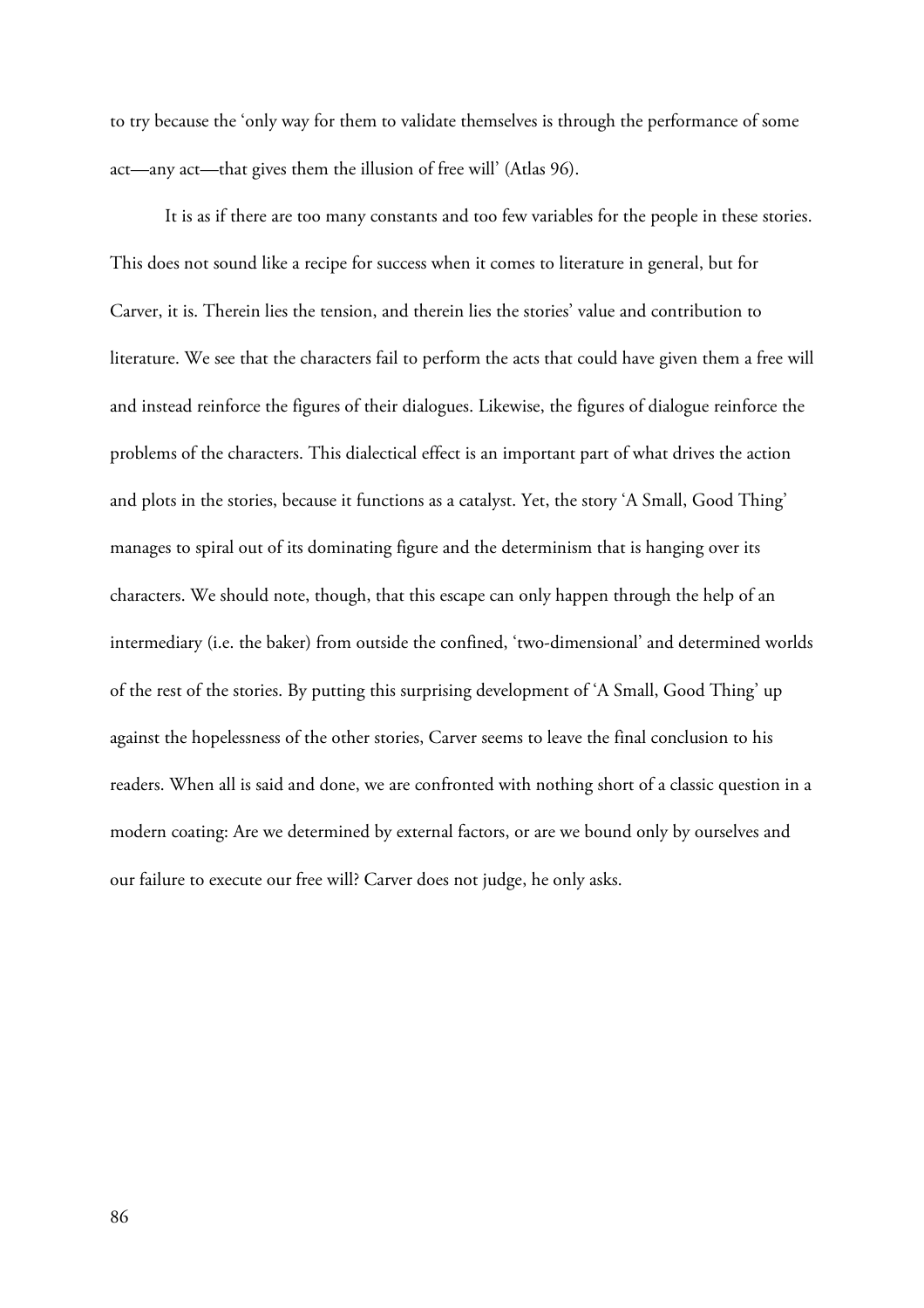to try because the 'only way for them to validate themselves is through the performance of some act—any act—that gives them the illusion of free will' (Atlas 96).

It is as if there are too many constants and too few variables for the people in these stories. This does not sound like a recipe for success when it comes to literature in general, but for Carver, it is. Therein lies the tension, and therein lies the stories' value and contribution to literature. We see that the characters fail to perform the acts that could have given them a free will and instead reinforce the figures of their dialogues. Likewise, the figures of dialogue reinforce the problems of the characters. This dialectical effect is an important part of what drives the action and plots in the stories, because it functions as a catalyst. Yet, the story 'A Small, Good Thing' manages to spiral out of its dominating figure and the determinism that is hanging over its characters. We should note, though, that this escape can only happen through the help of an intermediary (i.e. the baker) from outside the confined, 'two-dimensional' and determined worlds of the rest of the stories. By putting this surprising development of 'A Small, Good Thing' up against the hopelessness of the other stories, Carver seems to leave the final conclusion to his readers. When all is said and done, we are confronted with nothing short of a classic question in a modern coating: Are we determined by external factors, or are we bound only by ourselves and our failure to execute our free will? Carver does not judge, he only asks.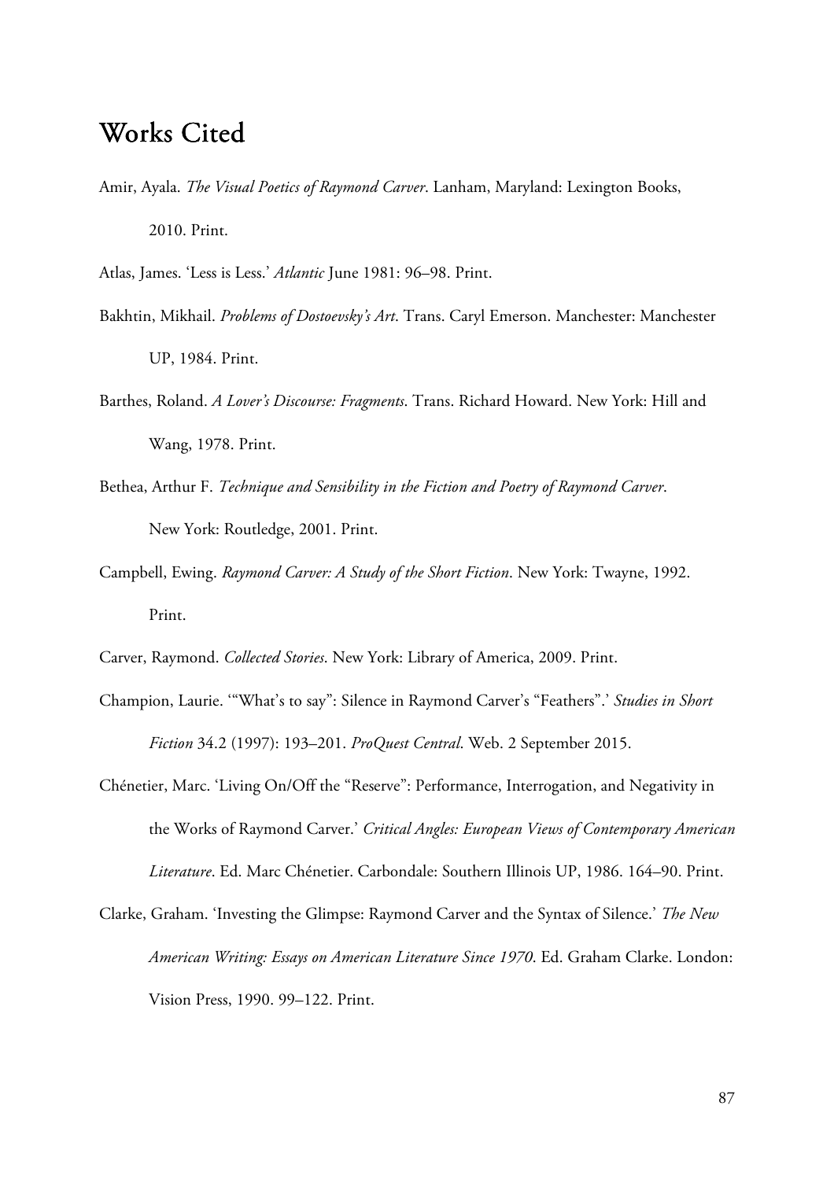# Works Cited

Amir, Ayala. *The Visual Poetics of Raymond Carver*. Lanham, Maryland: Lexington Books, 2010. Print.

Atlas, James. 'Less is Less.' *Atlantic* June 1981: 96–98. Print.

Bakhtin, Mikhail. *Problems of Dostoevsky's Art*. Trans. Caryl Emerson. Manchester: Manchester UP, 1984. Print.

Barthes, Roland. *A Lover's Discourse: Fragments*. Trans. Richard Howard. New York: Hill and Wang, 1978. Print.

Bethea, Arthur F. *Technique and Sensibility in the Fiction and Poetry of Raymond Carver*. New York: Routledge, 2001. Print.

Campbell, Ewing. *Raymond Carver: A Study of the Short Fiction*. New York: Twayne, 1992. Print.

Carver, Raymond. *Collected Stories*. New York: Library of America, 2009. Print.

Champion, Laurie. '"What's to say": Silence in Raymond Carver's "Feathers".' *Studies in Short Fiction* 34.2 (1997): 193–201. *ProQuest Central*. Web. 2 September 2015.

Chénetier, Marc. 'Living On/Off the "Reserve": Performance, Interrogation, and Negativity in the Works of Raymond Carver.' *Critical Angles: European Views of Contemporary American Literature*. Ed. Marc Chénetier. Carbondale: Southern Illinois UP, 1986. 164–90. Print.

Clarke, Graham. 'Investing the Glimpse: Raymond Carver and the Syntax of Silence.' *The New American Writing: Essays on American Literature Since 1970*. Ed. Graham Clarke. London: Vision Press, 1990. 99–122. Print.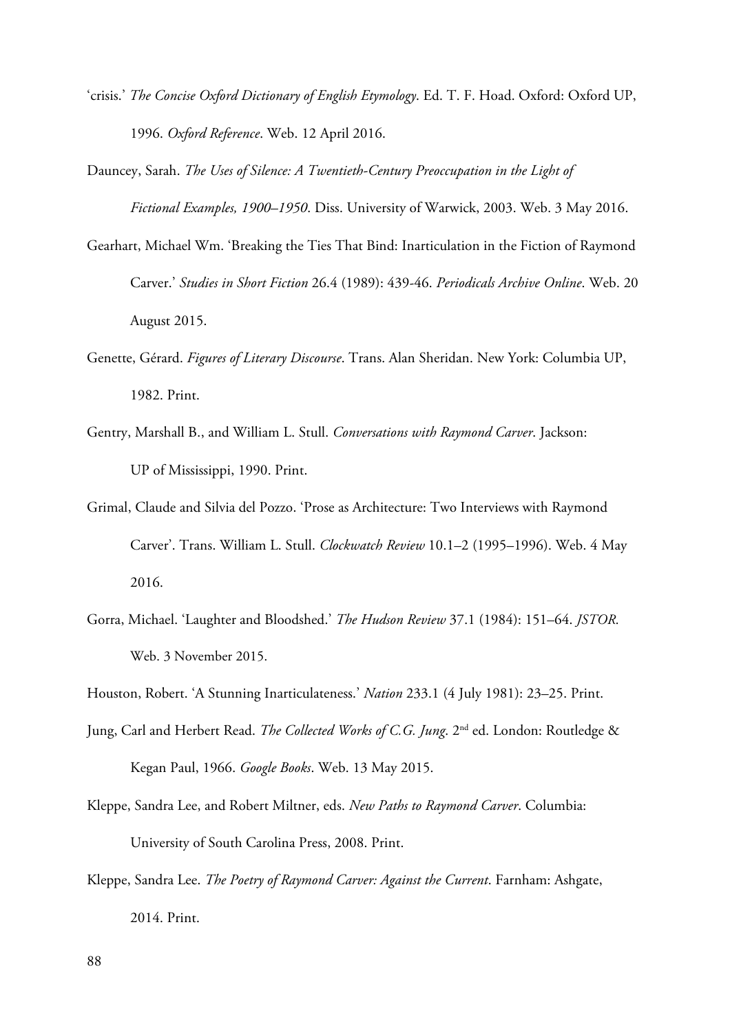'crisis.' *The Concise Oxford Dictionary of English Etymology*. Ed. T. F. Hoad. Oxford: Oxford UP, 1996. *Oxford Reference*. Web. 12 April 2016.

Dauncey, Sarah. *The Uses of Silence: A Twentieth-Century Preoccupation in the Light of Fictional Examples, 1900–1950*. Diss. University of Warwick, 2003. Web. 3 May 2016.

Gearhart, Michael Wm. 'Breaking the Ties That Bind: Inarticulation in the Fiction of Raymond Carver.' *Studies in Short Fiction* 26.4 (1989): 439-46. *Periodicals Archive Online*. Web. 20 August 2015.

Genette, Gérard. *Figures of Literary Discourse*. Trans. Alan Sheridan. New York: Columbia UP, 1982. Print.

Gentry, Marshall B., and William L. Stull. *Conversations with Raymond Carver*. Jackson: UP of Mississippi, 1990. Print.

Grimal, Claude and Silvia del Pozzo. 'Prose as Architecture: Two Interviews with Raymond Carver'. Trans. William L. Stull. *Clockwatch Review* 10.1–2 (1995–1996). Web. 4 May 2016.

Gorra, Michael. 'Laughter and Bloodshed.' *The Hudson Review* 37.1 (1984): 151–64. *JSTOR*. Web. 3 November 2015.

Houston, Robert. 'A Stunning Inarticulateness.' *Nation* 233.1 (4 July 1981): 23–25. Print.

Jung, Carl and Herbert Read. *The Collected Works of C.G. Jung*. 2nd ed. London: Routledge & Kegan Paul, 1966. *Google Books*. Web. 13 May 2015.

Kleppe, Sandra Lee, and Robert Miltner, eds. *New Paths to Raymond Carver*. Columbia: University of South Carolina Press, 2008. Print.

Kleppe, Sandra Lee. *The Poetry of Raymond Carver: Against the Current*. Farnham: Ashgate, 2014. Print.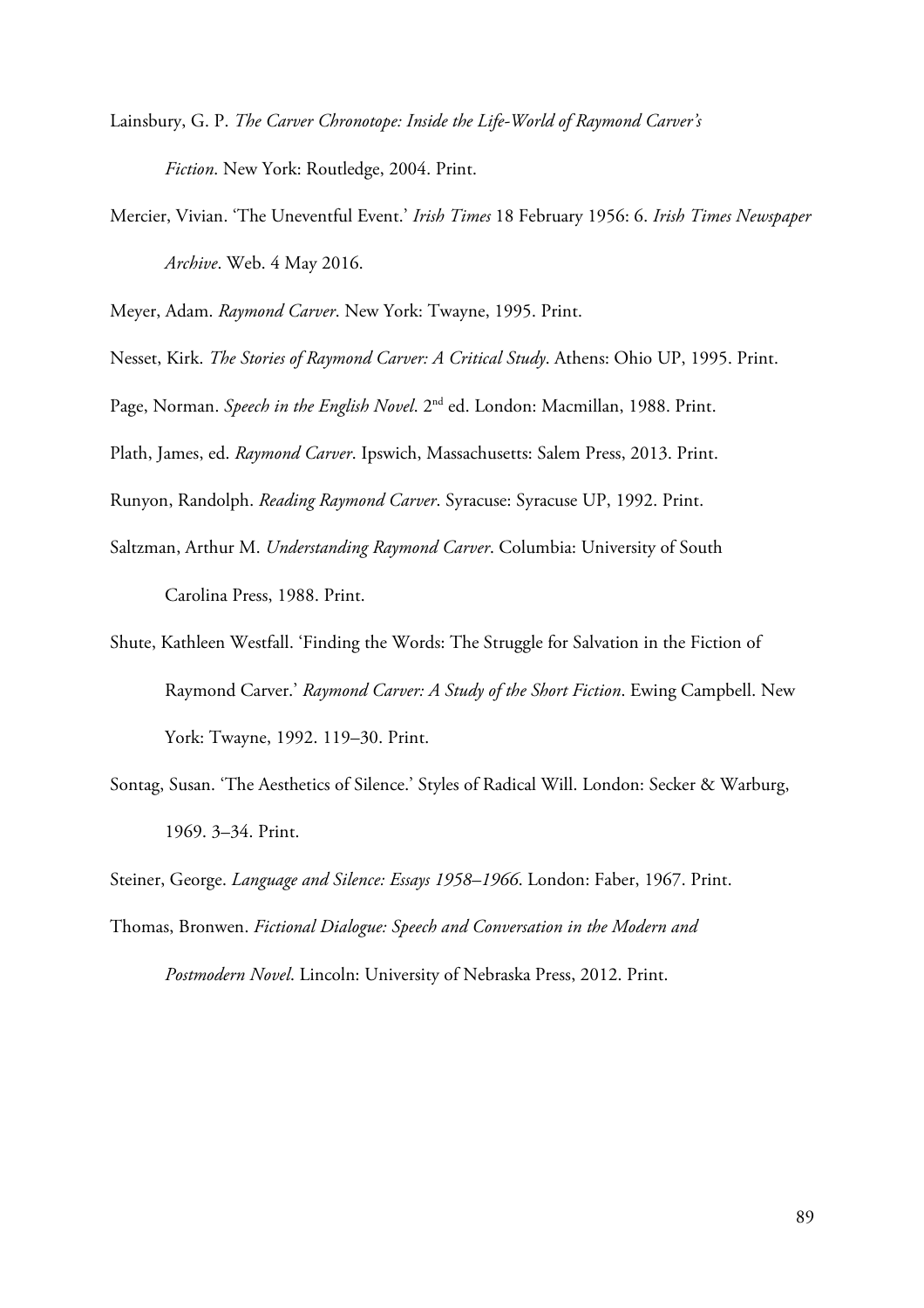Lainsbury, G. P. *The Carver Chronotope: Inside the Life-World of Raymond Carver's Fiction*. New York: Routledge, 2004. Print.

Mercier, Vivian. 'The Uneventful Event.' *Irish Times* 18 February 1956: 6. *Irish Times Newspaper Archive*. Web. 4 May 2016.

Meyer, Adam. *Raymond Carver*. New York: Twayne, 1995. Print.

Nesset, Kirk. *The Stories of Raymond Carver: A Critical Study*. Athens: Ohio UP, 1995. Print.

Page, Norman. *Speech in the English Novel*. 2nd ed. London: Macmillan, 1988. Print.

Plath, James, ed. *Raymond Carver*. Ipswich, Massachusetts: Salem Press, 2013. Print.

Runyon, Randolph. *Reading Raymond Carver*. Syracuse: Syracuse UP, 1992. Print.

Saltzman, Arthur M. *Understanding Raymond Carver*. Columbia: University of South Carolina Press, 1988. Print.

Shute, Kathleen Westfall. 'Finding the Words: The Struggle for Salvation in the Fiction of Raymond Carver.' *Raymond Carver: A Study of the Short Fiction*. Ewing Campbell. New York: Twayne, 1992. 119–30. Print.

Sontag, Susan. 'The Aesthetics of Silence.' Styles of Radical Will. London: Secker & Warburg, 1969. 3–34. Print.

Steiner, George. *Language and Silence: Essays 1958–1966*. London: Faber, 1967. Print.

Thomas, Bronwen. *Fictional Dialogue: Speech and Conversation in the Modern and Postmodern Novel*. Lincoln: University of Nebraska Press, 2012. Print.